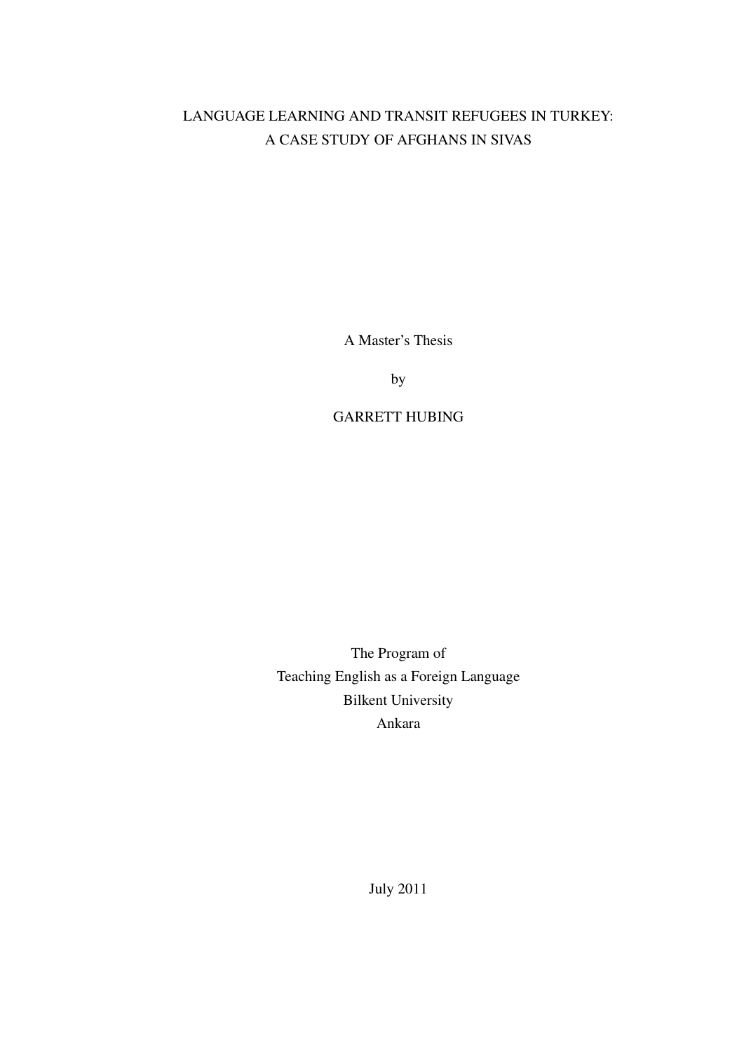# LANGUAGE LEARNING AND TRANSIT REFUGEES IN TURKEY: A CASE STUDY OF AFGHANS IN SIVAS

A Master's Thesis

by

GARRETT HUBING

The Program of
Teaching English as a Foreign Language
Bilkent University
Ankara

July 2011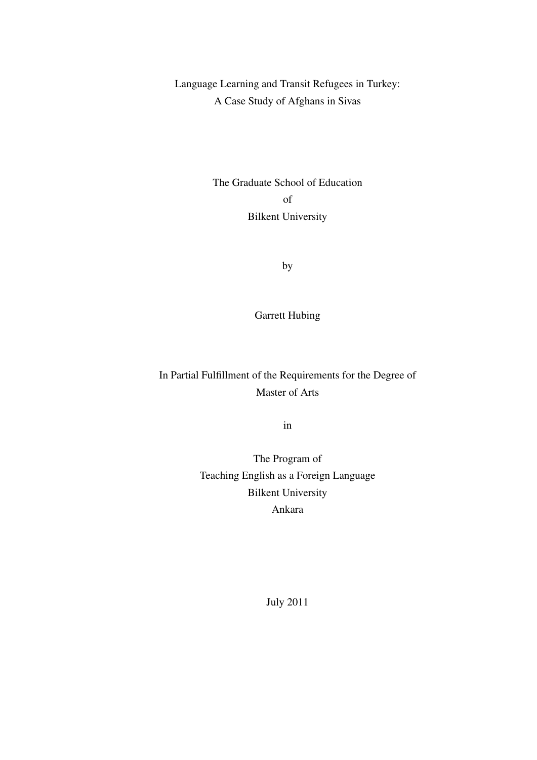Language Learning and Transit Refugees in Turkey:
A Case Study of Afghans in Sivas

The Graduate School of Education
of
Bilkent University

by

Garrett Hubing

In Partial Fulfillment of the Requirements for the Degree of
Master of Arts

in

The Program of
Teaching English as a Foreign Language
Bilkent University
Ankara

July 2011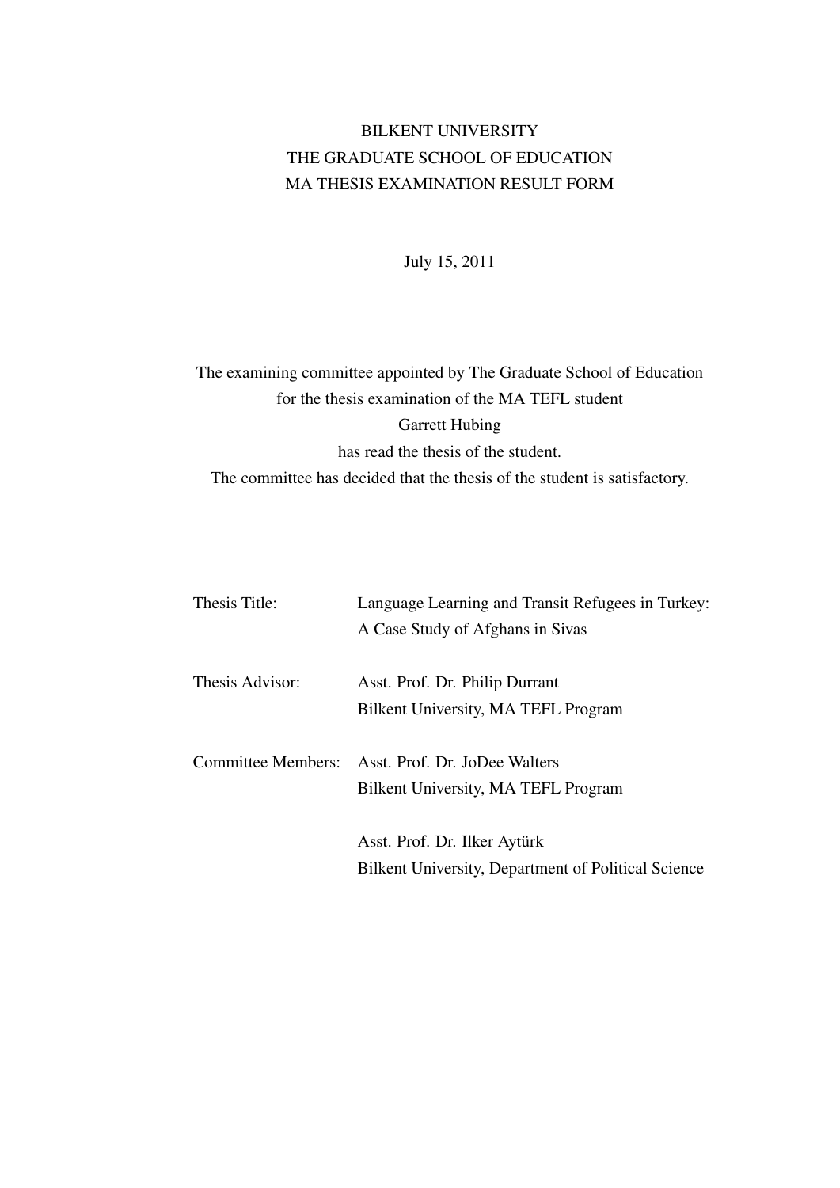BILKENT UNIVERSITY
THE GRADUATE SCHOOL OF EDUCATION
MA THESIS EXAMINATION RESULT FORM

July 15, 2011

The examining committee appointed by The Graduate School of Education
for the thesis examination of the MA TEFL student
Garrett Hubing
has read the thesis of the student.
The committee has decided that the thesis of the student is satisfactory.

Thesis Title: Language Learning and Transit Refugees in Turkey:
A Case Study of Afghans in Sivas

Thesis Advisor: Asst. Prof. Dr. Philip Durrant
Bilkent University, MA TEFL Program

Committee Members: Asst. Prof. Dr. JoDee Walters
Bilkent University, MA TEFL Program

Asst. Prof. Dr. Ilker Aytürk
Bilkent University, Department of Political Science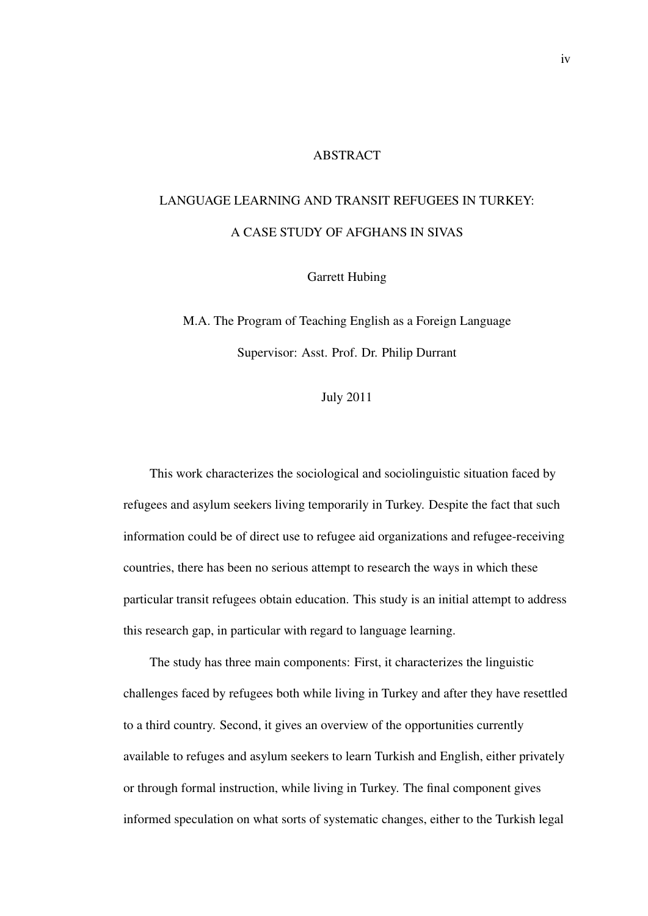# ABSTRACT

## LANGUAGE LEARNING AND TRANSIT REFUGEES IN TURKEY: A CASE STUDY OF AFGHANS IN SIVAS

Garrett Hubing

M.A. The Program of Teaching English as a Foreign Language

Supervisor: Asst. Prof. Dr. Philip Durrant

July 2011

This work characterizes the sociological and sociolinguistic situation faced by refugees and asylum seekers living temporarily in Turkey. Despite the fact that such information could be of direct use to refugee aid organizations and refugee-receiving countries, there has been no serious attempt to research the ways in which these particular transit refugees obtain education. This study is an initial attempt to address this research gap, in particular with regard to language learning.

The study has three main components: First, it characterizes the linguistic challenges faced by refugees both while living in Turkey and after they have resettled to a third country. Second, it gives an overview of the opportunities currently available to refuges and asylum seekers to learn Turkish and English, either privately or through formal instruction, while living in Turkey. The final component gives informed speculation on what sorts of systematic changes, either to the Turkish legal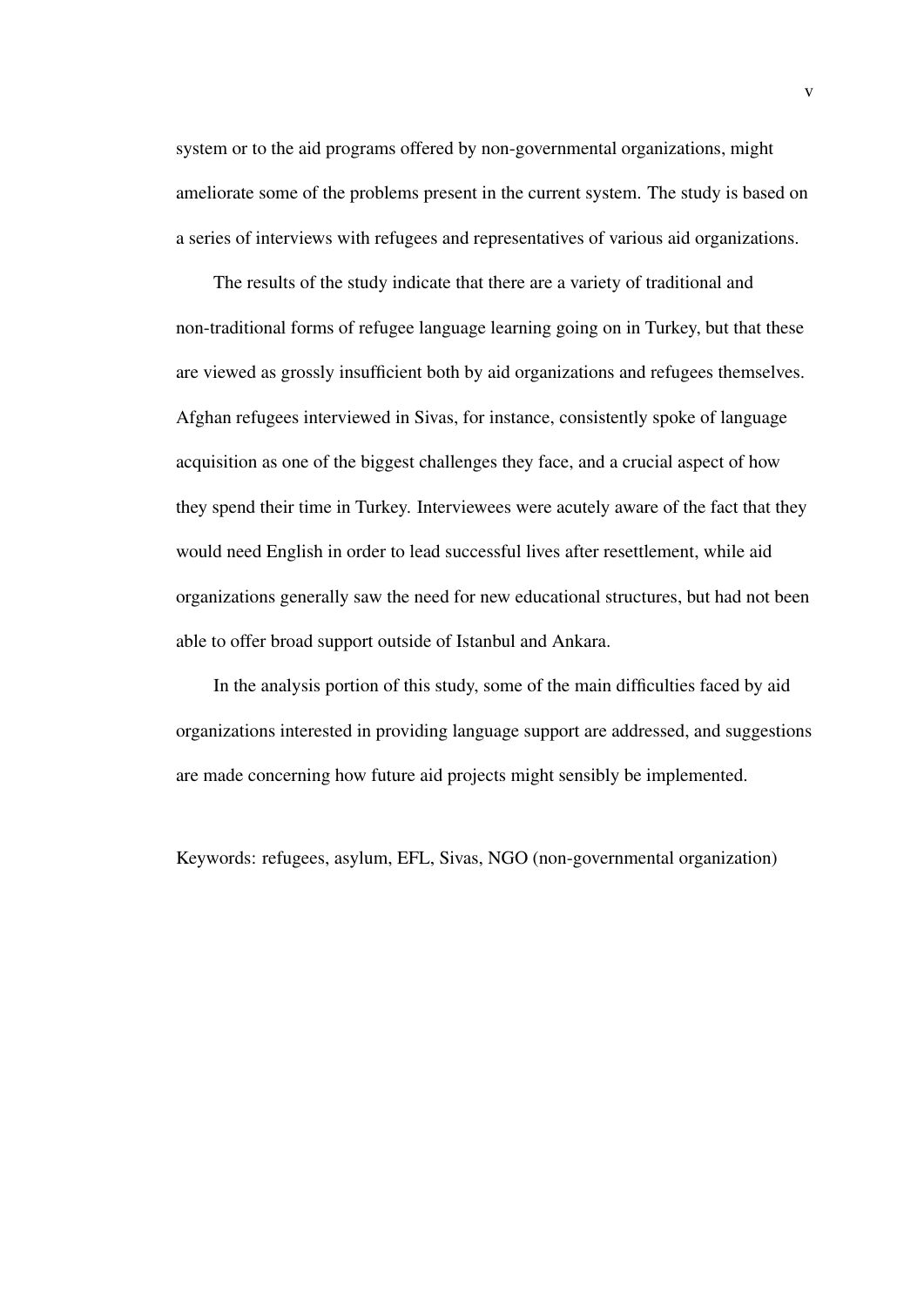system or to the aid programs offered by non-governmental organizations, might ameliorate some of the problems present in the current system. The study is based on a series of interviews with refugees and representatives of various aid organizations.

The results of the study indicate that there are a variety of traditional and non-traditional forms of refugee language learning going on in Turkey, but that these are viewed as grossly insufficient both by aid organizations and refugees themselves. Afghan refugees interviewed in Sivas, for instance, consistently spoke of language acquisition as one of the biggest challenges they face, and a crucial aspect of how they spend their time in Turkey. Interviewees were acutely aware of the fact that they would need English in order to lead successful lives after resettlement, while aid organizations generally saw the need for new educational structures, but had not been able to offer broad support outside of Istanbul and Ankara.

In the analysis portion of this study, some of the main difficulties faced by aid organizations interested in providing language support are addressed, and suggestions are made concerning how future aid projects might sensibly be implemented.

Keywords: refugees, asylum, EFL, Sivas, NGO (non-governmental organization)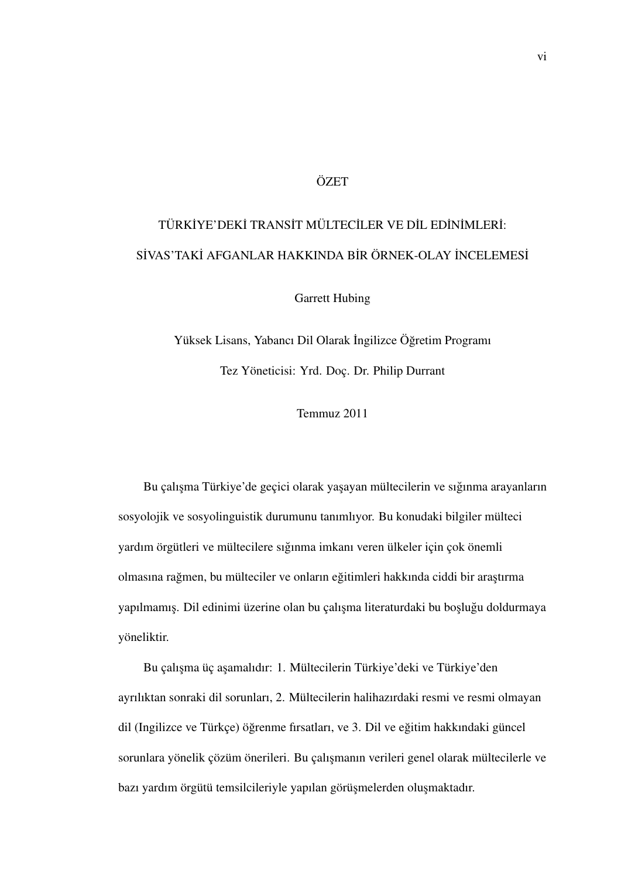# ÖZET

## TÜRKİYE'DEKİ TRANSİT MÜLTECİLER VE DİL EDİNİMLERİ: SİVAS'TAKİ AFGANLAR HAKKINDA BİR ÖRNEK-OLAY İNCELEMESİ

Garrett Hubing

Yüksek Lisans, Yabancı Dil Olarak İngilizce Öğretim Programı

Tez Yöneticisi: Yrd. Doç. Dr. Philip Durrant

Temmuz 2011

Bu çalışma Türkiye'de geçici olarak yaşayan mültecilerin ve sığınma arayanların sosyolojik ve sosyolinguistik durumunu tanımlıyor. Bu konudaki bilgiler mülteci yardım örgütleri ve mültecilere sığınma imkanı veren ülkeler için çok önemli olmasına rağmen, bu mülteciler ve onların eğitimleri hakkında ciddi bir araştırma yapılmamış. Dil edinimi üzerine olan bu çalışma literaturdaki bu boşluğu doldurmaya yöneliktir.

Bu çalışma üç aşamalıdır: 1. Mültecilerin Türkiye'deki ve Türkiye'den ayrılıktan sonraki dil sorunları, 2. Mültecilerin halihazırdaki resmi ve resmi olmayan dil (Ingilizce ve Türkçe) öğrenme fırsatları, ve 3. Dil ve eğitim hakkındaki güncel sorunlara yönelik çözüm önerileri. Bu çalışmanın verileri genel olarak mültecilerle ve bazı yardım örgütü temsilcileriyle yapılan görüşmelerden oluşmaktadır.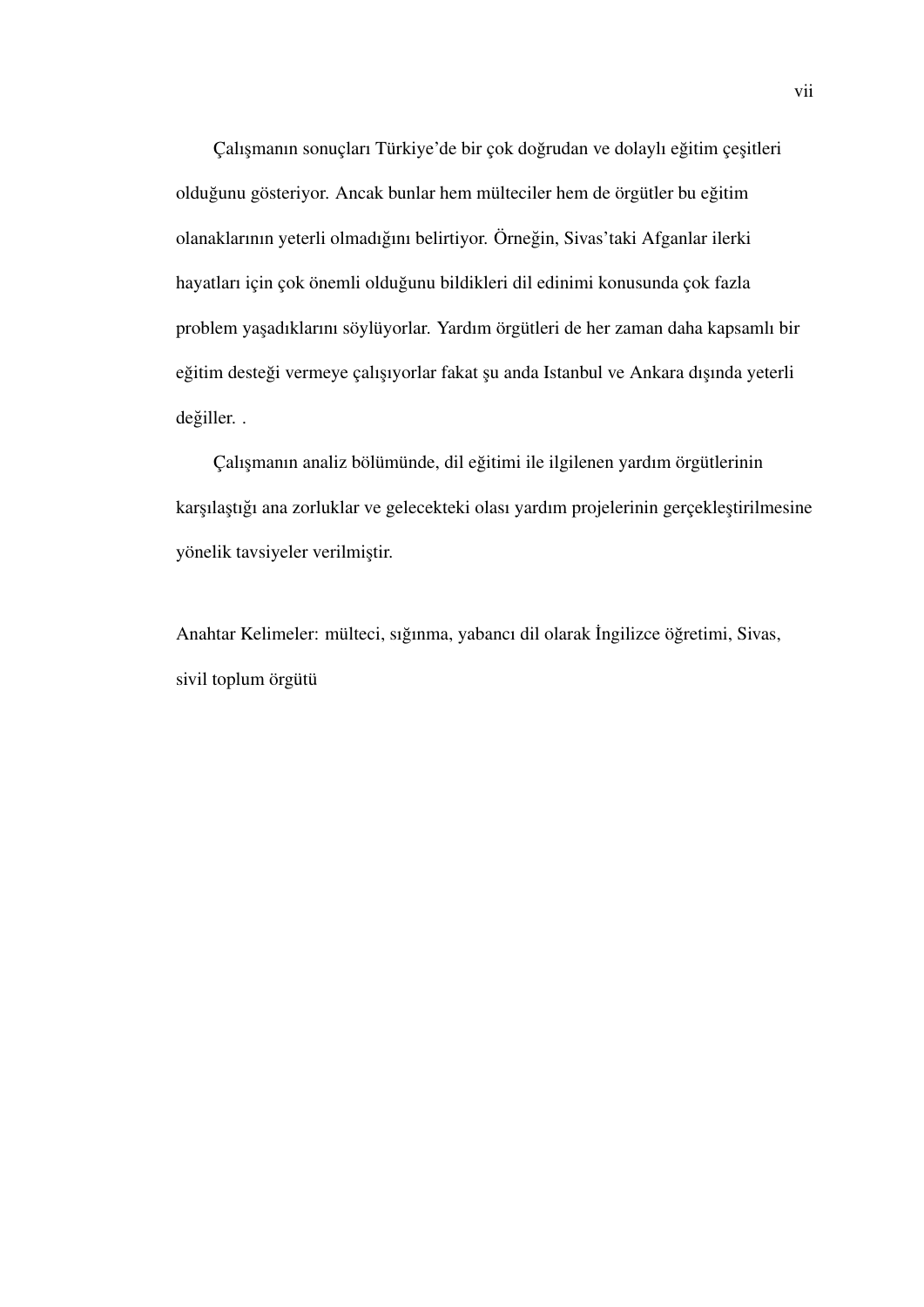Çalışmanın sonuçları Türkiye'de bir çok doğrudan ve dolaylı eğitim çeşitleri olduğunu gösteriyor. Ancak bunlar hem mülteciler hem de örgütler bu eğitim olanaklarının yeterli olmadığını belirtiyor. Örneğin, Sivas'taki Afganlar ilerki hayatları için çok önemli olduğunu bildikleri dil edinimi konusunda çok fazla problem yaşadıklarını söylüyorlar. Yardım örgütleri de her zaman daha kapsamlı bir eğitim desteği vermeye çalışıyorlar fakat şu anda Istanbul ve Ankara dışında yeterli değiller. .

Çalışmanın analiz bölümünde, dil eğitimi ile ilgilenen yardım örgütlerinin karşılaştığı ana zorluklar ve gelecekteki olası yardım projelerinin gerçekleştirilmesine yönelik tavsiyeler verilmiştir.

Anahtar Kelimeler: mülteci, sığınma, yabancı dil olarak İngilizce öğretimi, Sivas, sivil toplum örgütü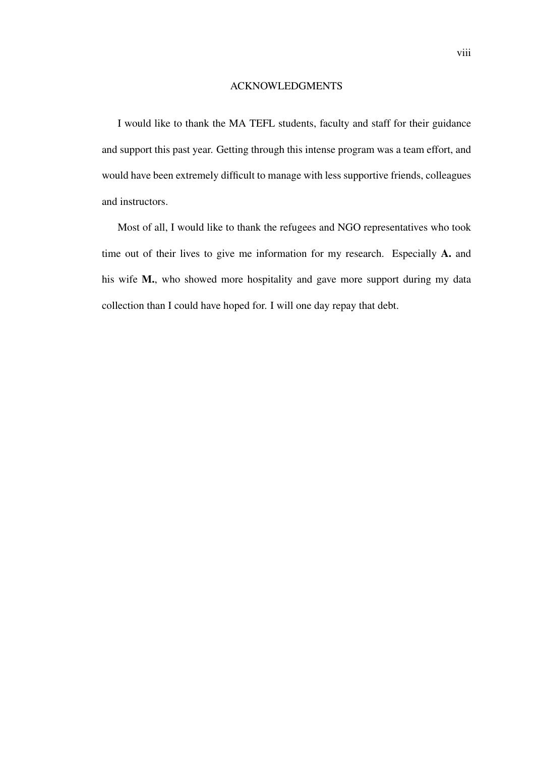# ACKNOWLEDGMENTS

I would like to thank the MA TEFL students, faculty and staff for their guidance and support this past year. Getting through this intense program was a team effort, and would have been extremely difficult to manage with less supportive friends, colleagues and instructors.

Most of all, I would like to thank the refugees and NGO representatives who took time out of their lives to give me information for my research. Especially **A.** and his wife **M.**, who showed more hospitality and gave more support during my data collection than I could have hoped for. I will one day repay that debt.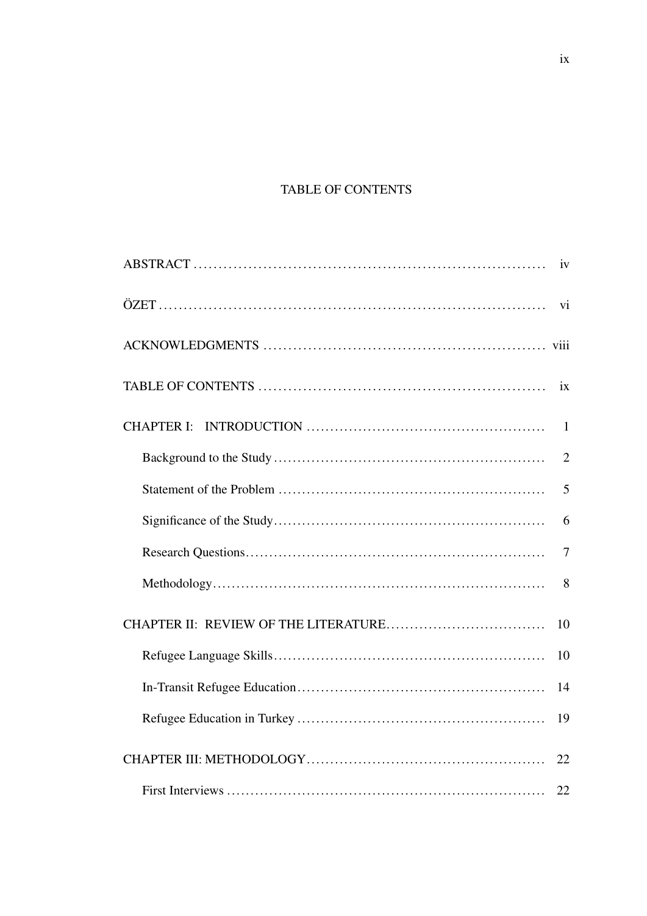# TABLE OF CONTENTS

ABSTRACT ........................................................................ iv

ÖZET ............................................................................... vi

ACKNOWLEDGMENTS ......................................................... viii

TABLE OF CONTENTS .......................................................... ix

CHAPTER I: INTRODUCTION .................................................. 1

- Background to the Study ......................................................... 2
- Statement of the Problem ........................................................ 5
- Significance of the Study ......................................................... 6
- Research Questions ................................................................ 7
- Methodology ......................................................................... 8

CHAPTER II: REVIEW OF THE LITERATURE .................................. 10

- Refugee Language Skills ......................................................... 10
- In-Transit Refugee Education .................................................... 14
- Refugee Education in Turkey .................................................... 19

CHAPTER III: METHODOLOGY .................................................. 22

- First Interviews ...................................................................... 22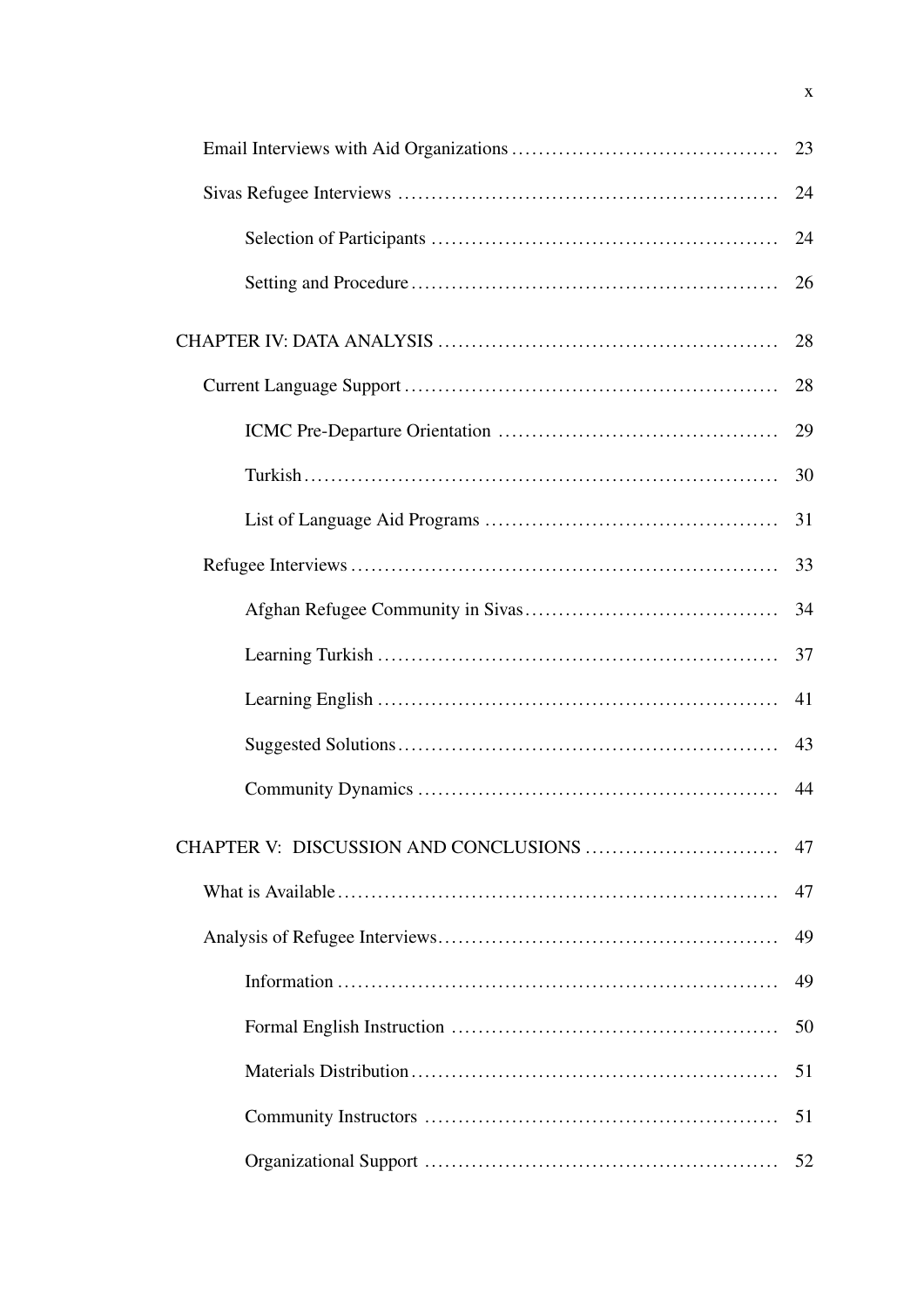Email Interviews with Aid Organizations ........................................ 23

Sivas Refugee Interviews ........................................................ 24

Selection of Participants ................................................... 24

Setting and Procedure ...................................................... 26

CHAPTER IV: DATA ANALYSIS .................................................. 28

Current Language Support ....................................................... 28

ICMC Pre-Departure Orientation ......................................... 29

Turkish ...................................................................... 30

List of Language Aid Programs ........................................... 31

Refugee Interviews ............................................................... 33

Afghan Refugee Community in Sivas ..................................... 34

Learning Turkish ........................................................... 37

Learning English ........................................................... 41

Suggested Solutions ........................................................ 43

Community Dynamics ..................................................... 44

CHAPTER V: DISCUSSION AND CONCLUSIONS ............................ 47

What is Available ................................................................ 47

Analysis of Refugee Interviews .................................................. 49

Information ................................................................. 49

Formal English Instruction ................................................ 50

Materials Distribution ...................................................... 51

Community Instructors .................................................... 51

Organizational Support .................................................... 52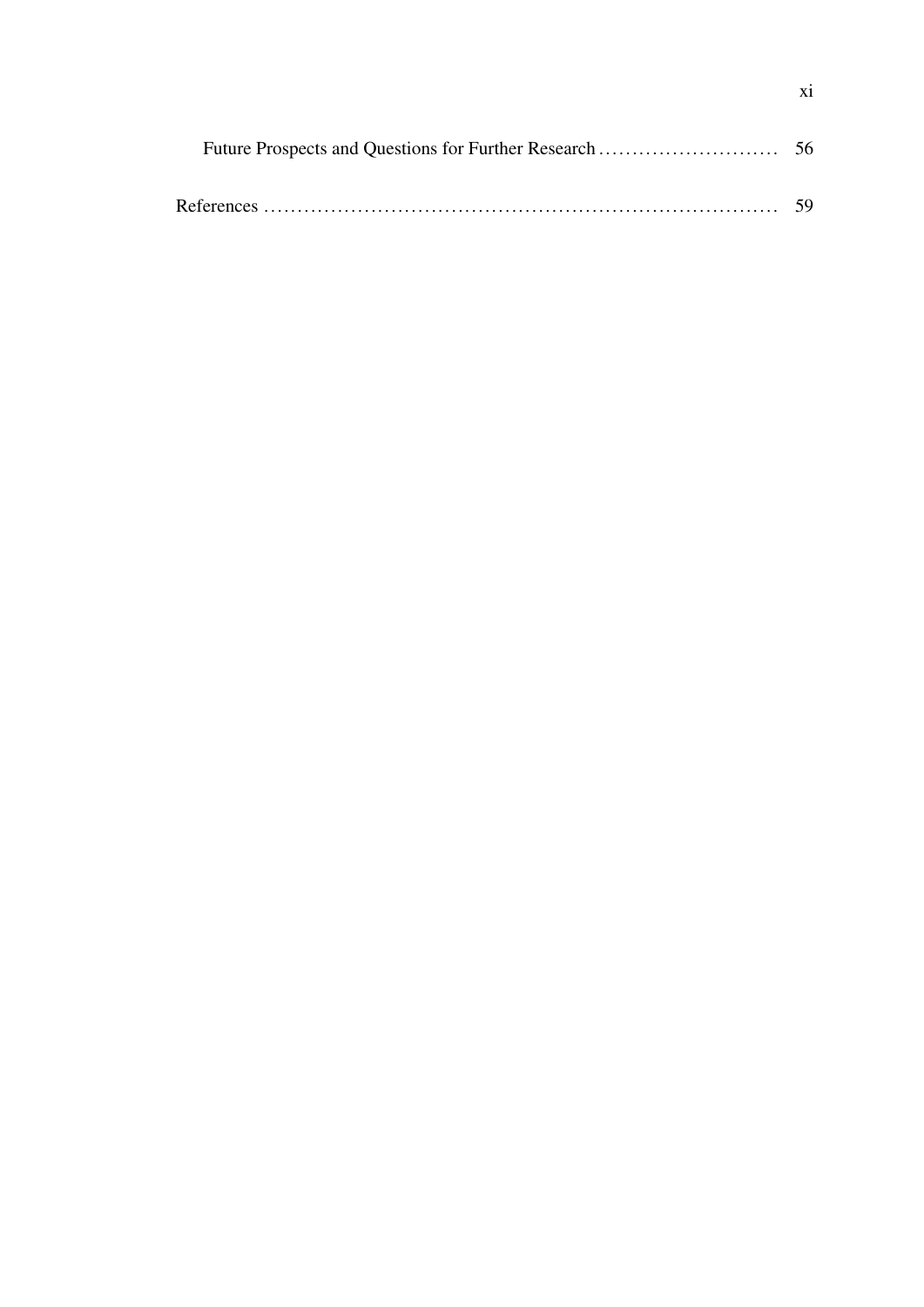Future Prospects and Questions for Further Research .......................... 56

References ......................................................................... 59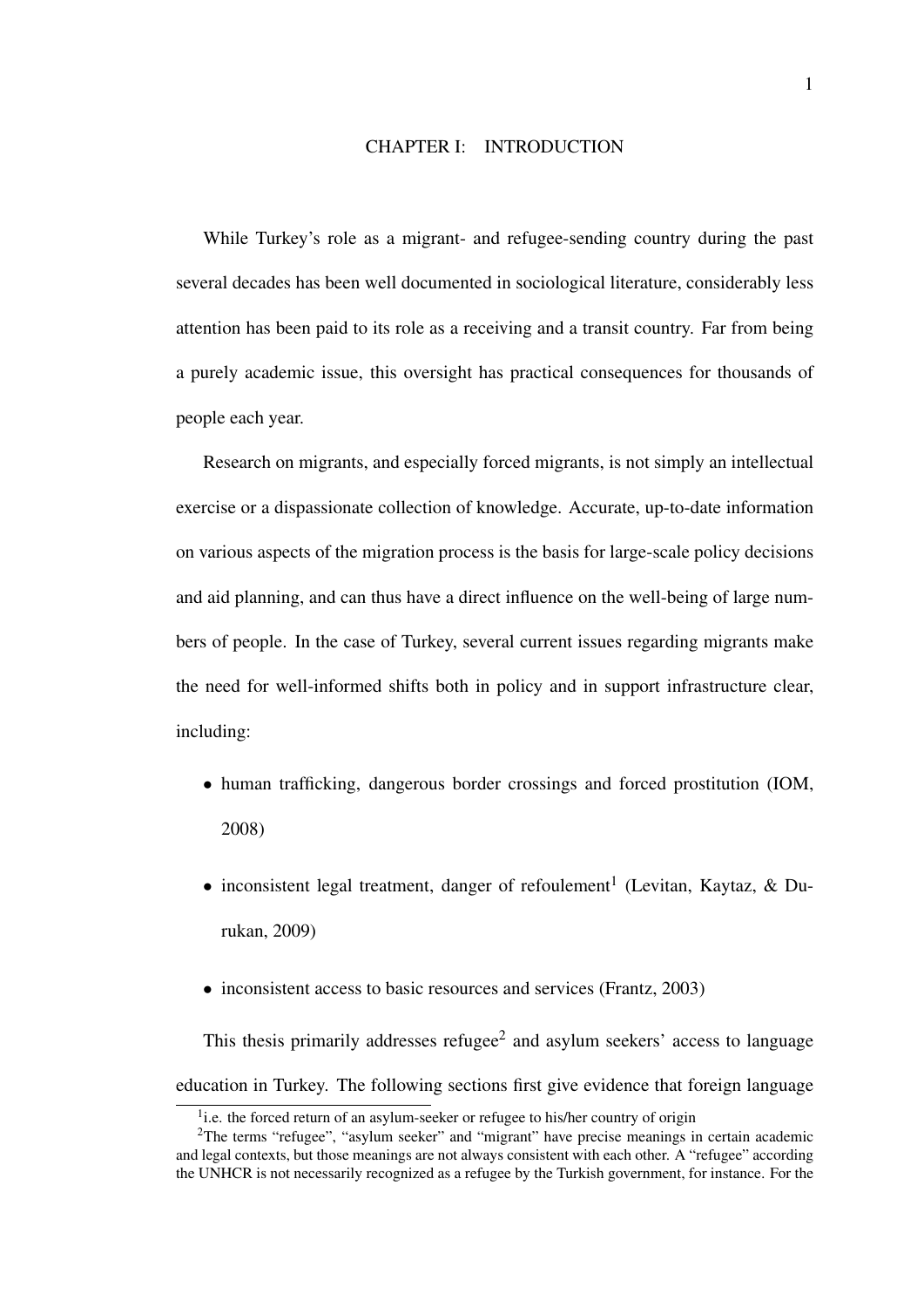# CHAPTER I: INTRODUCTION

While Turkey's role as a migrant- and refugee-sending country during the past several decades has been well documented in sociological literature, considerably less attention has been paid to its role as a receiving and a transit country. Far from being a purely academic issue, this oversight has practical consequences for thousands of people each year.

Research on migrants, and especially forced migrants, is not simply an intellectual exercise or a dispassionate collection of knowledge. Accurate, up-to-date information on various aspects of the migration process is the basis for large-scale policy decisions and aid planning, and can thus have a direct influence on the well-being of large numbers of people. In the case of Turkey, several current issues regarding migrants make the need for well-informed shifts both in policy and in support infrastructure clear, including:

- human trafficking, dangerous border crossings and forced prostitution (IOM, 2008)
- inconsistent legal treatment, danger of refoulement[1] (Levitan, Kaytaz, & Durukan, 2009)
- inconsistent access to basic resources and services (Frantz, 2003)

This thesis primarily addresses refugee[2] and asylum seekers' access to language education in Turkey. The following sections first give evidence that foreign language

[1] i.e. the forced return of an asylum-seeker or refugee to his/her country of origin

[2] The terms "refugee", "asylum seeker" and "migrant" have precise meanings in certain academic and legal contexts, but those meanings are not always consistent with each other. A "refugee" according the UNHCR is not necessarily recognized as a refugee by the Turkish government, for instance. For the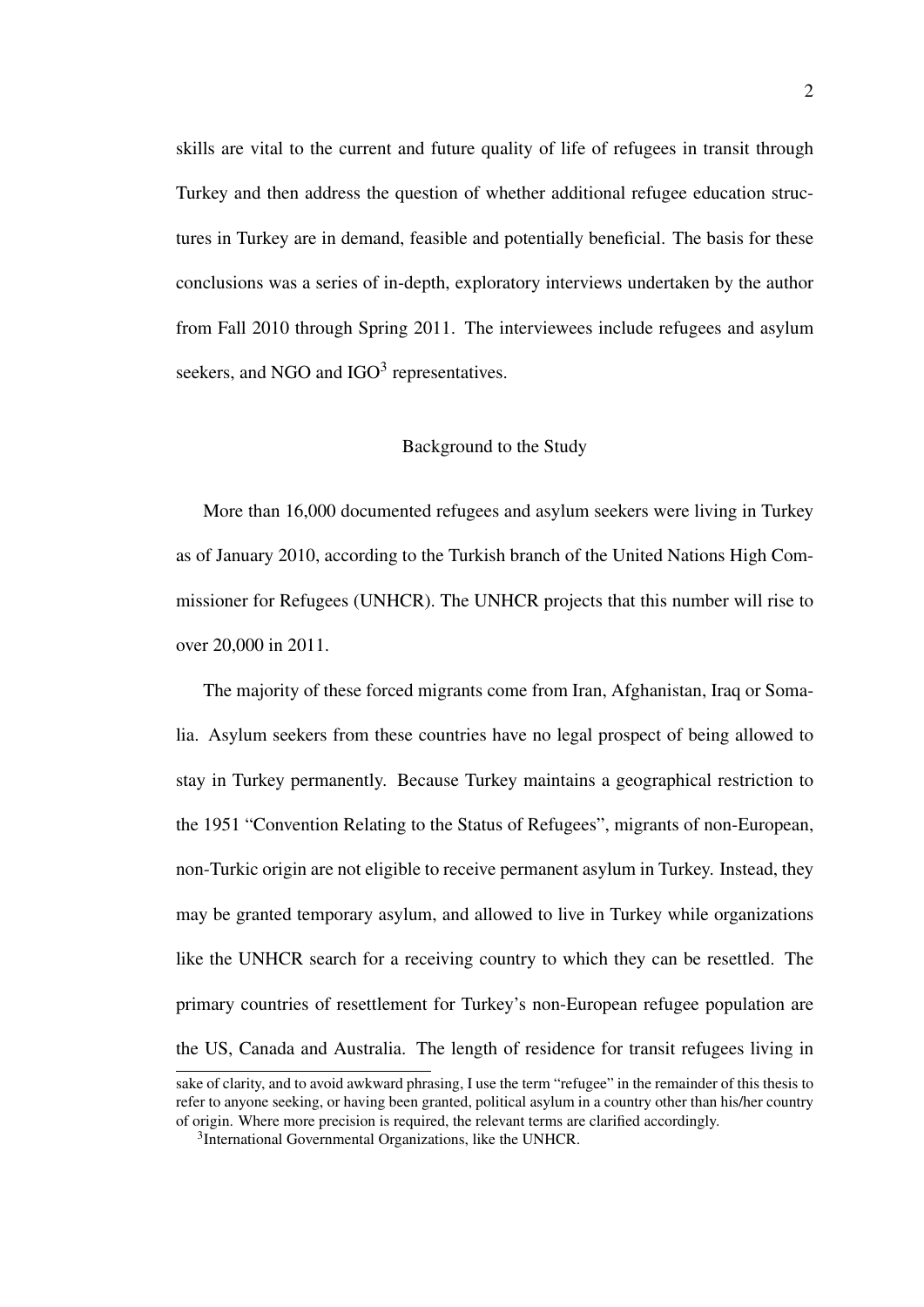skills are vital to the current and future quality of life of refugees in transit through Turkey and then address the question of whether additional refugee education structures in Turkey are in demand, feasible and potentially beneficial. The basis for these conclusions was a series of in-depth, exploratory interviews undertaken by the author from Fall 2010 through Spring 2011. The interviewees include refugees and asylum seekers, and NGO and IGO[3] representatives.

## Background to the Study

More than 16,000 documented refugees and asylum seekers were living in Turkey as of January 2010, according to the Turkish branch of the United Nations High Commissioner for Refugees (UNHCR). The UNHCR projects that this number will rise to over 20,000 in 2011.

The majority of these forced migrants come from Iran, Afghanistan, Iraq or Somalia. Asylum seekers from these countries have no legal prospect of being allowed to stay in Turkey permanently. Because Turkey maintains a geographical restriction to the 1951 "Convention Relating to the Status of Refugees", migrants of non-European, non-Turkic origin are not eligible to receive permanent asylum in Turkey. Instead, they may be granted temporary asylum, and allowed to live in Turkey while organizations like the UNHCR search for a receiving country to which they can be resettled. The primary countries of resettlement for Turkey's non-European refugee population are the US, Canada and Australia. The length of residence for transit refugees living in

---

sake of clarity, and to avoid awkward phrasing, I use the term "refugee" in the remainder of this thesis to refer to anyone seeking, or having been granted, political asylum in a country other than his/her country of origin. Where more precision is required, the relevant terms are clarified accordingly.

[3]International Governmental Organizations, like the UNHCR.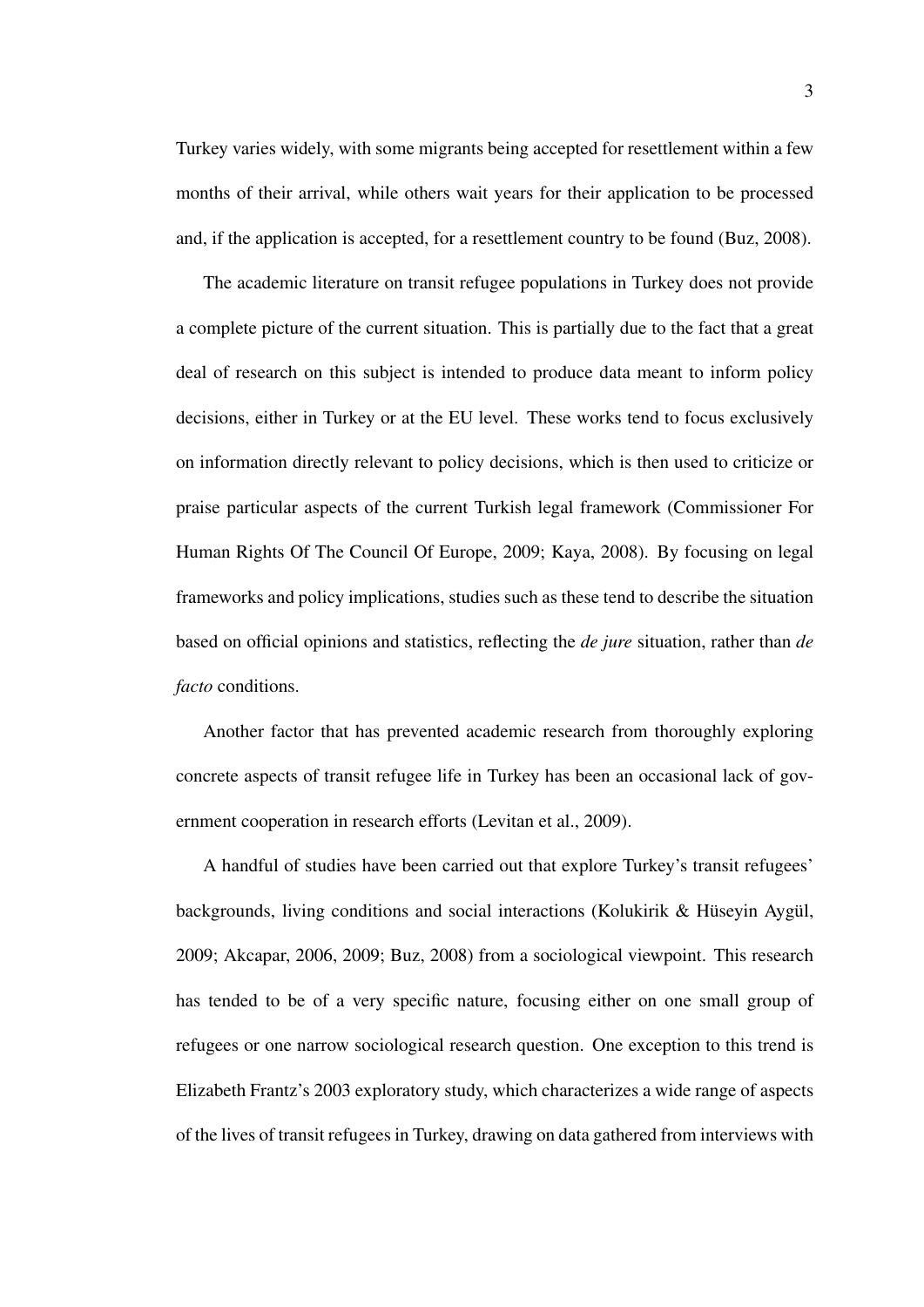Turkey varies widely, with some migrants being accepted for resettlement within a few months of their arrival, while others wait years for their application to be processed and, if the application is accepted, for a resettlement country to be found (Buz, 2008).

The academic literature on transit refugee populations in Turkey does not provide a complete picture of the current situation. This is partially due to the fact that a great deal of research on this subject is intended to produce data meant to inform policy decisions, either in Turkey or at the EU level. These works tend to focus exclusively on information directly relevant to policy decisions, which is then used to criticize or praise particular aspects of the current Turkish legal framework (Commissioner For Human Rights Of The Council Of Europe, 2009; Kaya, 2008). By focusing on legal frameworks and policy implications, studies such as these tend to describe the situation based on official opinions and statistics, reflecting the *de jure* situation, rather than *de facto* conditions.

Another factor that has prevented academic research from thoroughly exploring concrete aspects of transit refugee life in Turkey has been an occasional lack of government cooperation in research efforts (Levitan et al., 2009).

A handful of studies have been carried out that explore Turkey's transit refugees' backgrounds, living conditions and social interactions (Kolukirik & Hüseyin Aygül, 2009; Akcapar, 2006, 2009; Buz, 2008) from a sociological viewpoint. This research has tended to be of a very specific nature, focusing either on one small group of refugees or one narrow sociological research question. One exception to this trend is Elizabeth Frantz's 2003 exploratory study, which characterizes a wide range of aspects of the lives of transit refugees in Turkey, drawing on data gathered from interviews with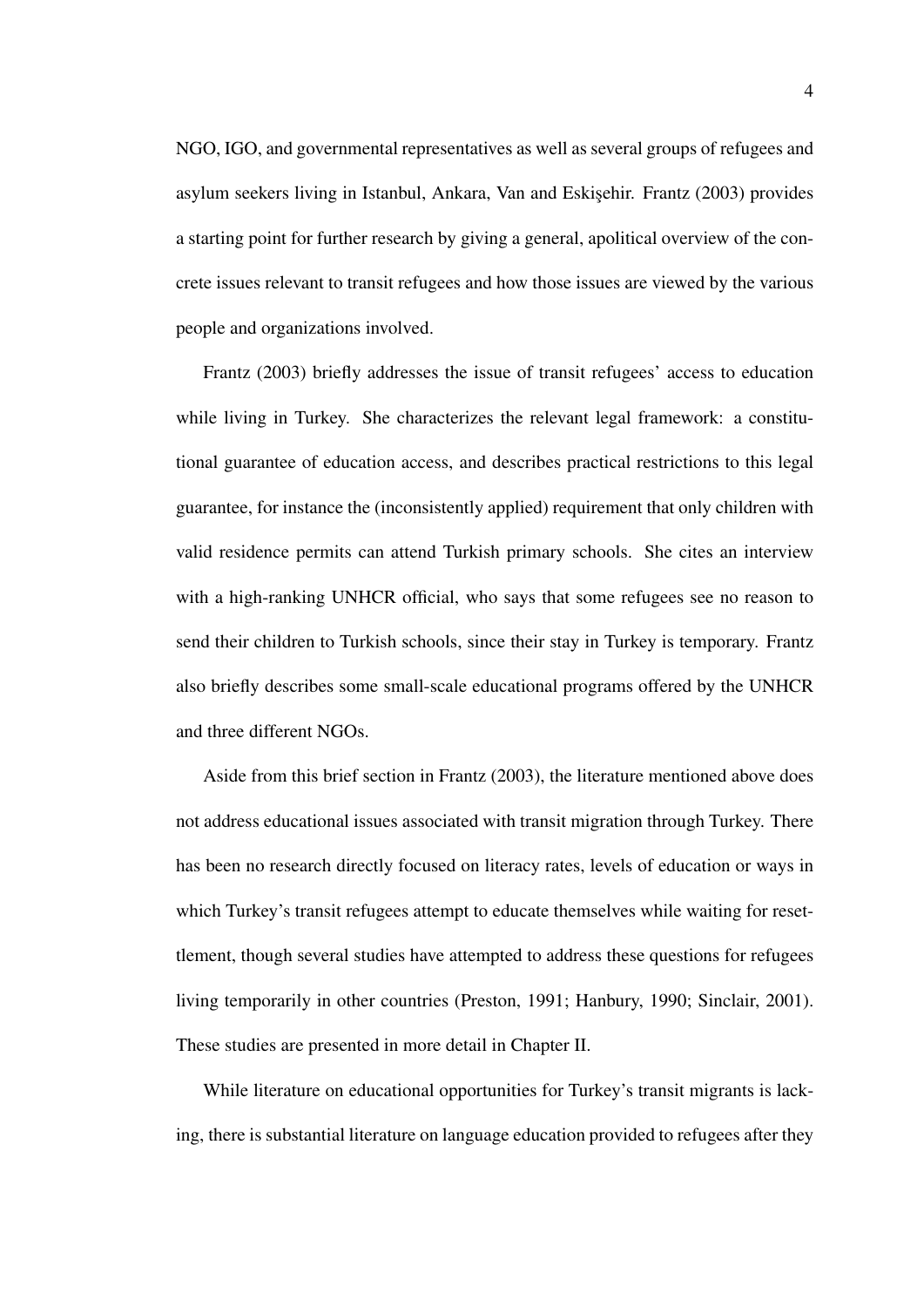NGO, IGO, and governmental representatives as well as several groups of refugees and asylum seekers living in Istanbul, Ankara, Van and Eskişehir. Frantz (2003) provides a starting point for further research by giving a general, apolitical overview of the concrete issues relevant to transit refugees and how those issues are viewed by the various people and organizations involved.

Frantz (2003) briefly addresses the issue of transit refugees' access to education while living in Turkey. She characterizes the relevant legal framework: a constitutional guarantee of education access, and describes practical restrictions to this legal guarantee, for instance the (inconsistently applied) requirement that only children with valid residence permits can attend Turkish primary schools. She cites an interview with a high-ranking UNHCR official, who says that some refugees see no reason to send their children to Turkish schools, since their stay in Turkey is temporary. Frantz also briefly describes some small-scale educational programs offered by the UNHCR and three different NGOs.

Aside from this brief section in Frantz (2003), the literature mentioned above does not address educational issues associated with transit migration through Turkey. There has been no research directly focused on literacy rates, levels of education or ways in which Turkey's transit refugees attempt to educate themselves while waiting for resettlement, though several studies have attempted to address these questions for refugees living temporarily in other countries (Preston, 1991; Hanbury, 1990; Sinclair, 2001). These studies are presented in more detail in Chapter II.

While literature on educational opportunities for Turkey's transit migrants is lacking, there is substantial literature on language education provided to refugees after they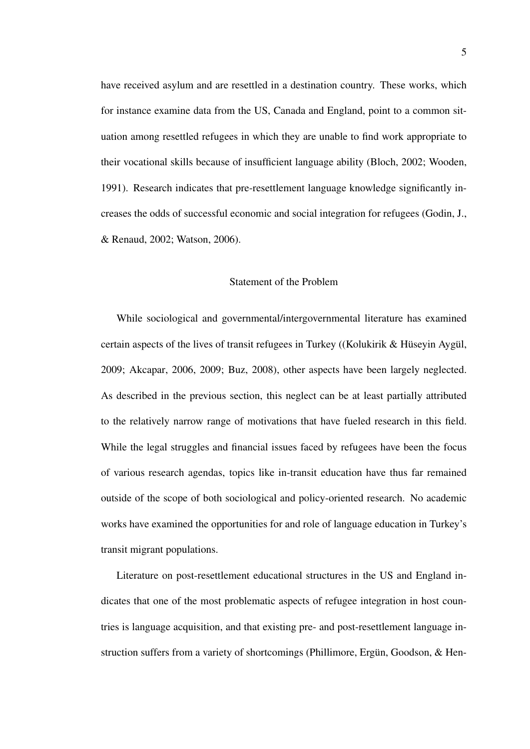have received asylum and are resettled in a destination country. These works, which for instance examine data from the US, Canada and England, point to a common situation among resettled refugees in which they are unable to find work appropriate to their vocational skills because of insufficient language ability (Bloch, 2002; Wooden, 1991). Research indicates that pre-resettlement language knowledge significantly increases the odds of successful economic and social integration for refugees (Godin, J., & Renaud, 2002; Watson, 2006).

## Statement of the Problem

While sociological and governmental/intergovernmental literature has examined certain aspects of the lives of transit refugees in Turkey ((Kolukirik & Hüseyin Aygül, 2009; Akcapar, 2006, 2009; Buz, 2008), other aspects have been largely neglected. As described in the previous section, this neglect can be at least partially attributed to the relatively narrow range of motivations that have fueled research in this field. While the legal struggles and financial issues faced by refugees have been the focus of various research agendas, topics like in-transit education have thus far remained outside of the scope of both sociological and policy-oriented research. No academic works have examined the opportunities for and role of language education in Turkey's transit migrant populations.

Literature on post-resettlement educational structures in the US and England indicates that one of the most problematic aspects of refugee integration in host countries is language acquisition, and that existing pre- and post-resettlement language instruction suffers from a variety of shortcomings (Phillimore, Ergün, Goodson, & Hen-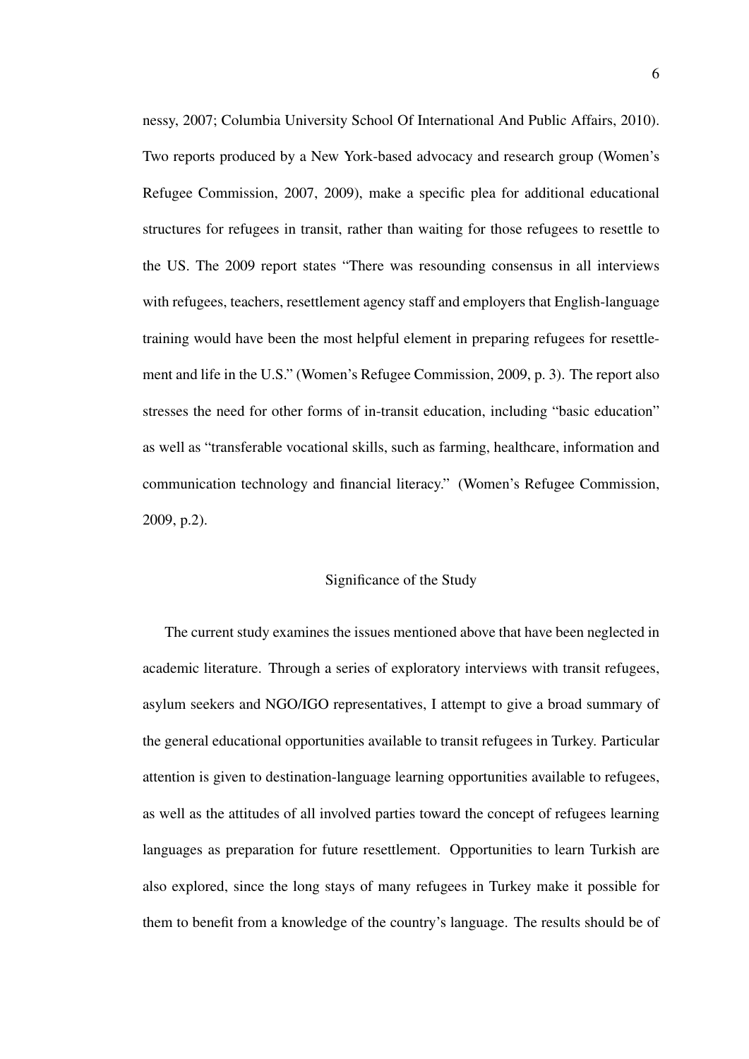nessy, 2007; Columbia University School Of International And Public Affairs, 2010). Two reports produced by a New York-based advocacy and research group (Women's Refugee Commission, 2007, 2009), make a specific plea for additional educational structures for refugees in transit, rather than waiting for those refugees to resettle to the US. The 2009 report states "There was resounding consensus in all interviews with refugees, teachers, resettlement agency staff and employers that English-language training would have been the most helpful element in preparing refugees for resettlement and life in the U.S." (Women's Refugee Commission, 2009, p. 3). The report also stresses the need for other forms of in-transit education, including "basic education" as well as "transferable vocational skills, such as farming, healthcare, information and communication technology and financial literacy." (Women's Refugee Commission, 2009, p.2).

## Significance of the Study

The current study examines the issues mentioned above that have been neglected in academic literature. Through a series of exploratory interviews with transit refugees, asylum seekers and NGO/IGO representatives, I attempt to give a broad summary of the general educational opportunities available to transit refugees in Turkey. Particular attention is given to destination-language learning opportunities available to refugees, as well as the attitudes of all involved parties toward the concept of refugees learning languages as preparation for future resettlement. Opportunities to learn Turkish are also explored, since the long stays of many refugees in Turkey make it possible for them to benefit from a knowledge of the country's language. The results should be of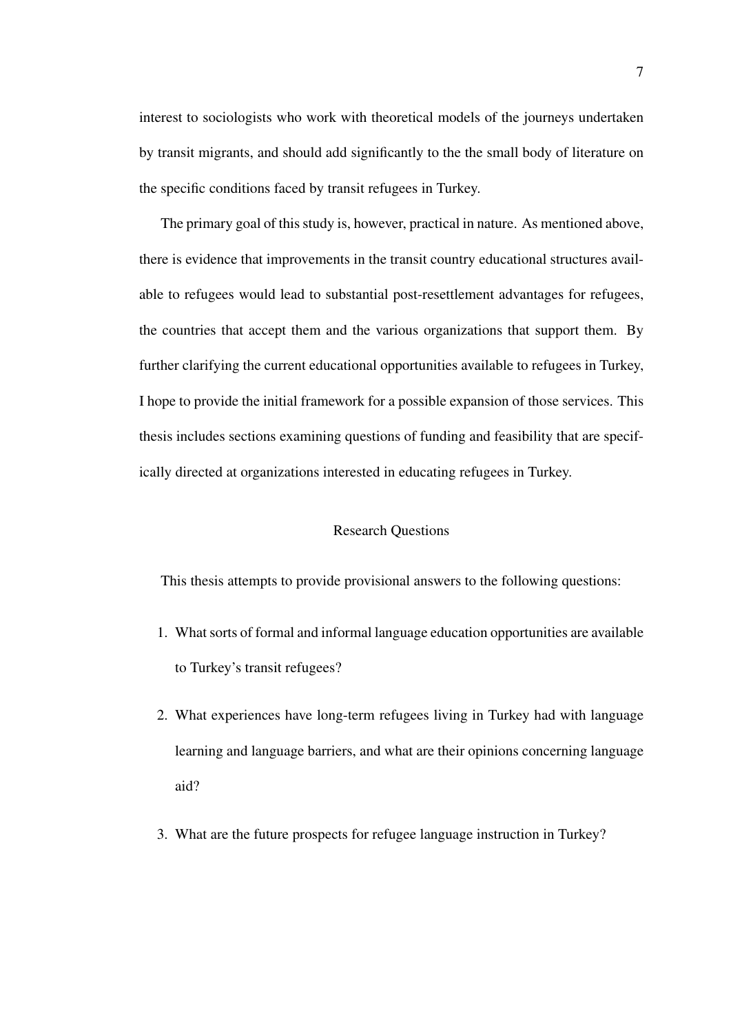interest to sociologists who work with theoretical models of the journeys undertaken by transit migrants, and should add significantly to the the small body of literature on the specific conditions faced by transit refugees in Turkey.

The primary goal of this study is, however, practical in nature. As mentioned above, there is evidence that improvements in the transit country educational structures available to refugees would lead to substantial post-resettlement advantages for refugees, the countries that accept them and the various organizations that support them. By further clarifying the current educational opportunities available to refugees in Turkey, I hope to provide the initial framework for a possible expansion of those services. This thesis includes sections examining questions of funding and feasibility that are specifically directed at organizations interested in educating refugees in Turkey.

## Research Questions

This thesis attempts to provide provisional answers to the following questions:

1. What sorts of formal and informal language education opportunities are available to Turkey's transit refugees?
2. What experiences have long-term refugees living in Turkey had with language learning and language barriers, and what are their opinions concerning language aid?
3. What are the future prospects for refugee language instruction in Turkey?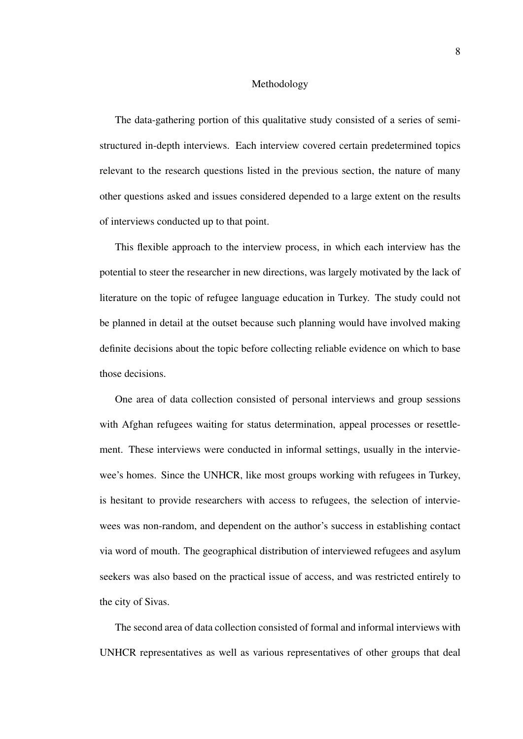# Methodology

The data-gathering portion of this qualitative study consisted of a series of semi-structured in-depth interviews. Each interview covered certain predetermined topics relevant to the research questions listed in the previous section, the nature of many other questions asked and issues considered depended to a large extent on the results of interviews conducted up to that point.

This flexible approach to the interview process, in which each interview has the potential to steer the researcher in new directions, was largely motivated by the lack of literature on the topic of refugee language education in Turkey. The study could not be planned in detail at the outset because such planning would have involved making definite decisions about the topic before collecting reliable evidence on which to base those decisions.

One area of data collection consisted of personal interviews and group sessions with Afghan refugees waiting for status determination, appeal processes or resettlement. These interviews were conducted in informal settings, usually in the interviewee's homes. Since the UNHCR, like most groups working with refugees in Turkey, is hesitant to provide researchers with access to refugees, the selection of interviewees was non-random, and dependent on the author's success in establishing contact via word of mouth. The geographical distribution of interviewed refugees and asylum seekers was also based on the practical issue of access, and was restricted entirely to the city of Sivas.

The second area of data collection consisted of formal and informal interviews with UNHCR representatives as well as various representatives of other groups that deal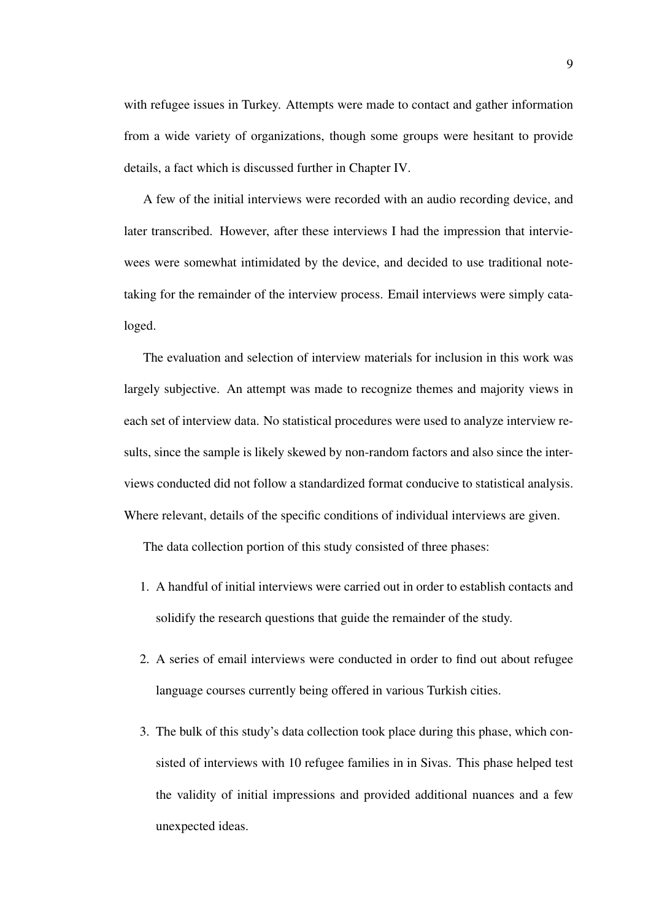with refugee issues in Turkey. Attempts were made to contact and gather information from a wide variety of organizations, though some groups were hesitant to provide details, a fact which is discussed further in Chapter IV.

A few of the initial interviews were recorded with an audio recording device, and later transcribed. However, after these interviews I had the impression that interviewees were somewhat intimidated by the device, and decided to use traditional note-taking for the remainder of the interview process. Email interviews were simply cataloged.

The evaluation and selection of interview materials for inclusion in this work was largely subjective. An attempt was made to recognize themes and majority views in each set of interview data. No statistical procedures were used to analyze interview results, since the sample is likely skewed by non-random factors and also since the interviews conducted did not follow a standardized format conducive to statistical analysis. Where relevant, details of the specific conditions of individual interviews are given.

The data collection portion of this study consisted of three phases:

1. A handful of initial interviews were carried out in order to establish contacts and solidify the research questions that guide the remainder of the study.

2. A series of email interviews were conducted in order to find out about refugee language courses currently being offered in various Turkish cities.

3. The bulk of this study's data collection took place during this phase, which consisted of interviews with 10 refugee families in in Sivas. This phase helped test the validity of initial impressions and provided additional nuances and a few unexpected ideas.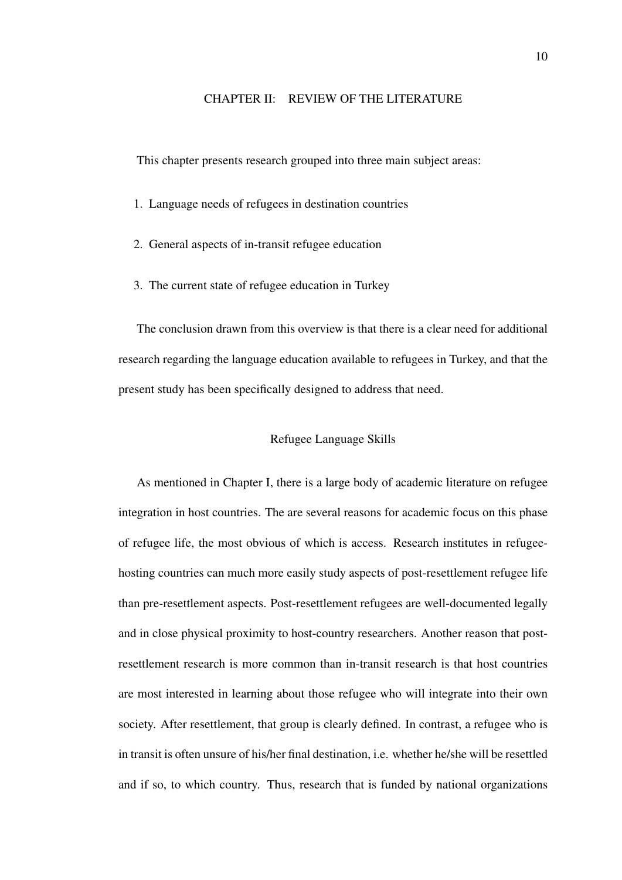# CHAPTER II: REVIEW OF THE LITERATURE

This chapter presents research grouped into three main subject areas:

1. Language needs of refugees in destination countries
2. General aspects of in-transit refugee education
3. The current state of refugee education in Turkey

The conclusion drawn from this overview is that there is a clear need for additional research regarding the language education available to refugees in Turkey, and that the present study has been specifically designed to address that need.

## Refugee Language Skills

As mentioned in Chapter I, there is a large body of academic literature on refugee integration in host countries. The are several reasons for academic focus on this phase of refugee life, the most obvious of which is access. Research institutes in refugee-hosting countries can much more easily study aspects of post-resettlement refugee life than pre-resettlement aspects. Post-resettlement refugees are well-documented legally and in close physical proximity to host-country researchers. Another reason that post-resettlement research is more common than in-transit research is that host countries are most interested in learning about those refugee who will integrate into their own society. After resettlement, that group is clearly defined. In contrast, a refugee who is in transit is often unsure of his/her final destination, i.e. whether he/she will be resettled and if so, to which country. Thus, research that is funded by national organizations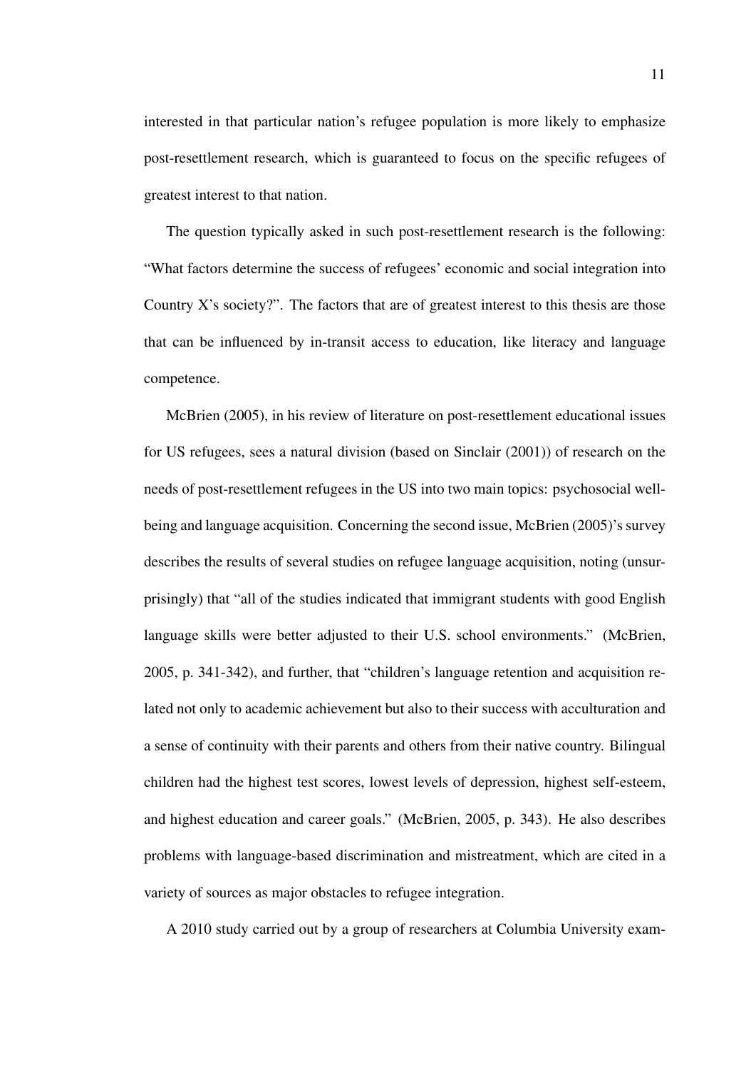interested in that particular nation's refugee population is more likely to emphasize post-resettlement research, which is guaranteed to focus on the specific refugees of greatest interest to that nation.

The question typically asked in such post-resettlement research is the following: "What factors determine the success of refugees' economic and social integration into Country X's society?". The factors that are of greatest interest to this thesis are those that can be influenced by in-transit access to education, like literacy and language competence.

McBrien (2005), in his review of literature on post-resettlement educational issues for US refugees, sees a natural division (based on Sinclair (2001)) of research on the needs of post-resettlement refugees in the US into two main topics: psychosocial well-being and language acquisition. Concerning the second issue, McBrien (2005)'s survey describes the results of several studies on refugee language acquisition, noting (unsurprisingly) that "all of the studies indicated that immigrant students with good English language skills were better adjusted to their U.S. school environments." (McBrien, 2005, p. 341-342), and further, that "children's language retention and acquisition related not only to academic achievement but also to their success with acculturation and a sense of continuity with their parents and others from their native country. Bilingual children had the highest test scores, lowest levels of depression, highest self-esteem, and highest education and career goals." (McBrien, 2005, p. 343). He also describes problems with language-based discrimination and mistreatment, which are cited in a variety of sources as major obstacles to refugee integration.

A 2010 study carried out by a group of researchers at Columbia University exam-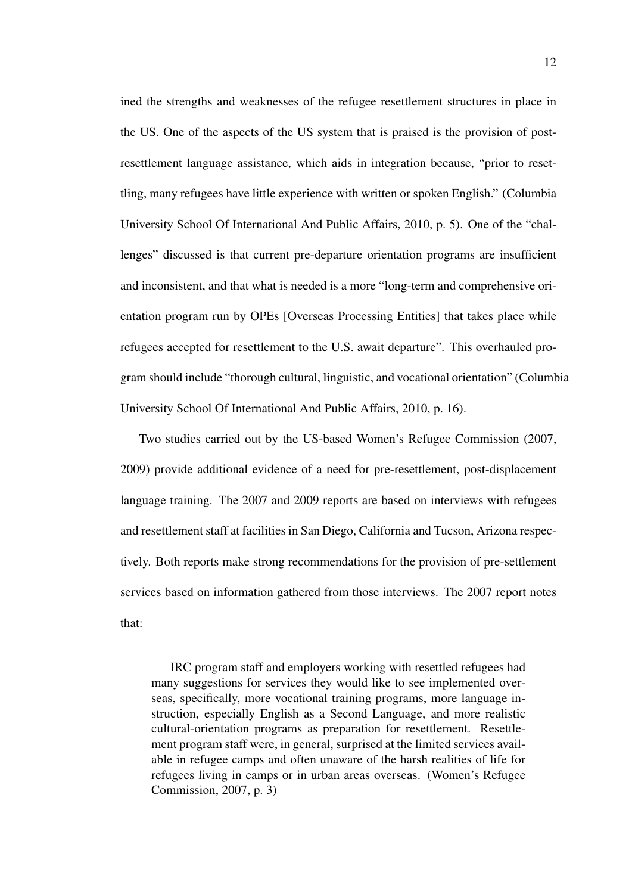ined the strengths and weaknesses of the refugee resettlement structures in place in the US. One of the aspects of the US system that is praised is the provision of post-resettlement language assistance, which aids in integration because, "prior to resettling, many refugees have little experience with written or spoken English." (Columbia University School Of International And Public Affairs, 2010, p. 5). One of the "challenges" discussed is that current pre-departure orientation programs are insufficient and inconsistent, and that what is needed is a more "long-term and comprehensive orientation program run by OPEs [Overseas Processing Entities] that takes place while refugees accepted for resettlement to the U.S. await departure". This overhauled program should include "thorough cultural, linguistic, and vocational orientation" (Columbia University School Of International And Public Affairs, 2010, p. 16).

Two studies carried out by the US-based Women's Refugee Commission (2007, 2009) provide additional evidence of a need for pre-resettlement, post-displacement language training. The 2007 and 2009 reports are based on interviews with refugees and resettlement staff at facilities in San Diego, California and Tucson, Arizona respectively. Both reports make strong recommendations for the provision of pre-settlement services based on information gathered from those interviews. The 2007 report notes that:

> IRC program staff and employers working with resettled refugees had many suggestions for services they would like to see implemented overseas, specifically, more vocational training programs, more language instruction, especially English as a Second Language, and more realistic cultural-orientation programs as preparation for resettlement. Resettlement program staff were, in general, surprised at the limited services available in refugee camps and often unaware of the harsh realities of life for refugees living in camps or in urban areas overseas. (Women's Refugee Commission, 2007, p. 3)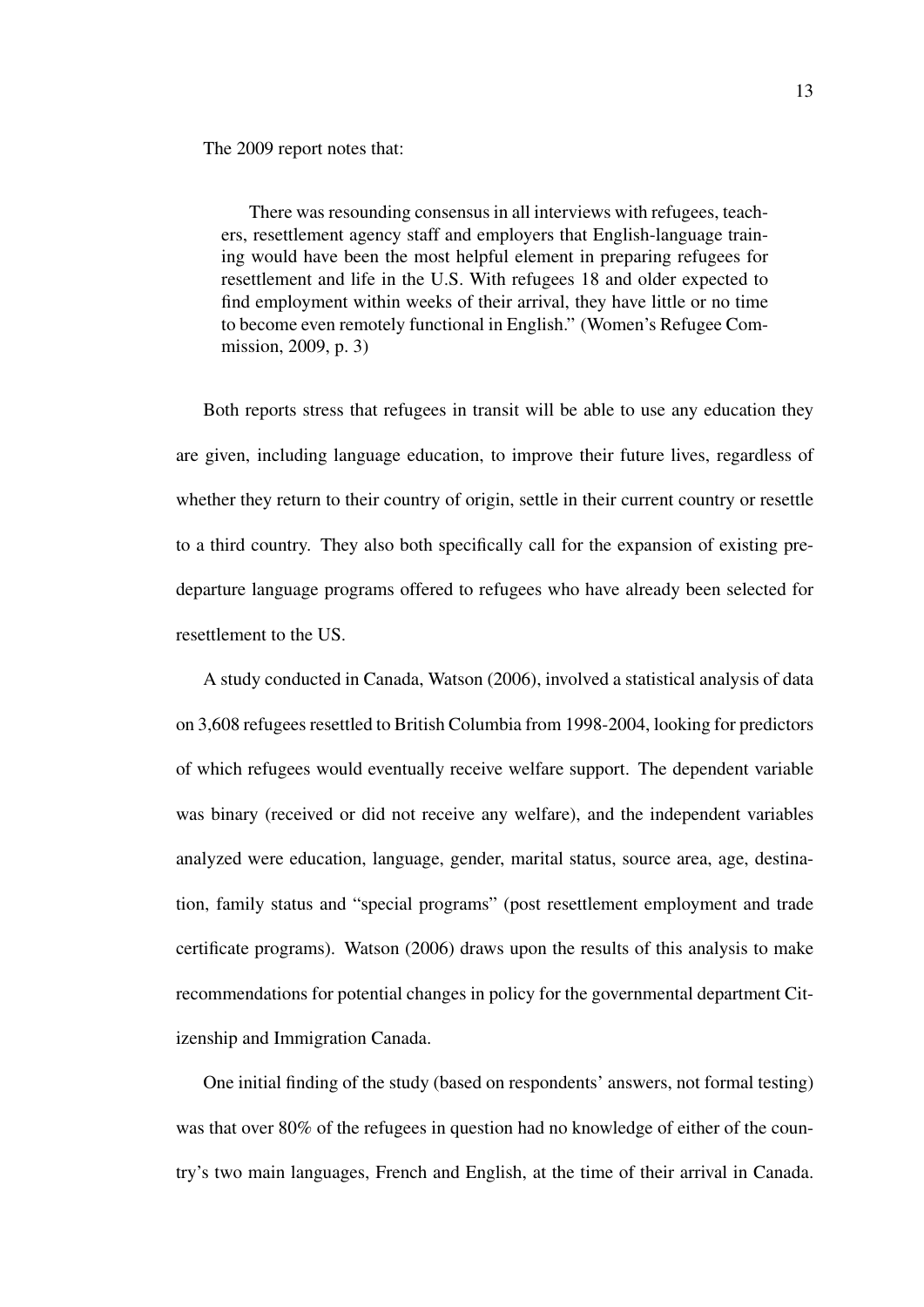The 2009 report notes that:

> There was resounding consensus in all interviews with refugees, teachers, resettlement agency staff and employers that English-language training would have been the most helpful element in preparing refugees for resettlement and life in the U.S. With refugees 18 and older expected to find employment within weeks of their arrival, they have little or no time to become even remotely functional in English." (Women's Refugee Commission, 2009, p. 3)

Both reports stress that refugees in transit will be able to use any education they are given, including language education, to improve their future lives, regardless of whether they return to their country of origin, settle in their current country or resettle to a third country. They also both specifically call for the expansion of existing pre-departure language programs offered to refugees who have already been selected for resettlement to the US.

A study conducted in Canada, Watson (2006), involved a statistical analysis of data on 3,608 refugees resettled to British Columbia from 1998-2004, looking for predictors of which refugees would eventually receive welfare support. The dependent variable was binary (received or did not receive any welfare), and the independent variables analyzed were education, language, gender, marital status, source area, age, destination, family status and "special programs" (post resettlement employment and trade certificate programs). Watson (2006) draws upon the results of this analysis to make recommendations for potential changes in policy for the governmental department Citizenship and Immigration Canada.

One initial finding of the study (based on respondents' answers, not formal testing) was that over 80% of the refugees in question had no knowledge of either of the country's two main languages, French and English, at the time of their arrival in Canada.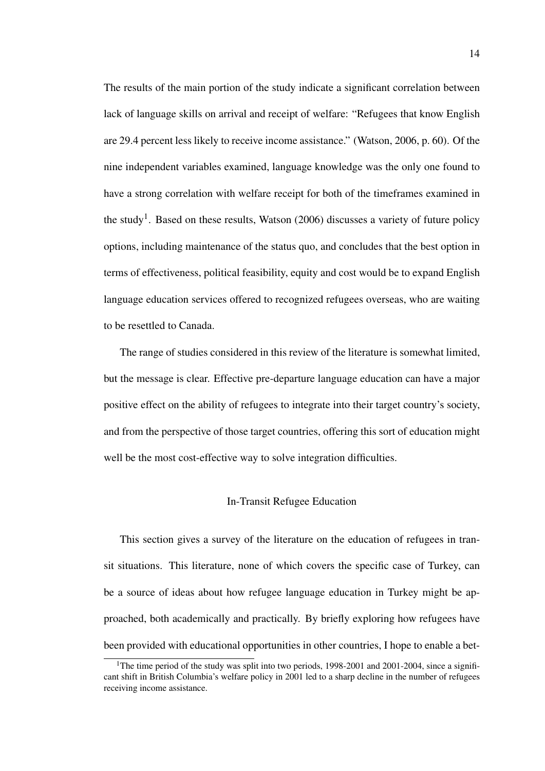The results of the main portion of the study indicate a significant correlation between lack of language skills on arrival and receipt of welfare: "Refugees that know English are 29.4 percent less likely to receive income assistance." (Watson, 2006, p. 60). Of the nine independent variables examined, language knowledge was the only one found to have a strong correlation with welfare receipt for both of the timeframes examined in the study[1]. Based on these results, Watson (2006) discusses a variety of future policy options, including maintenance of the status quo, and concludes that the best option in terms of effectiveness, political feasibility, equity and cost would be to expand English language education services offered to recognized refugees overseas, who are waiting to be resettled to Canada.

The range of studies considered in this review of the literature is somewhat limited, but the message is clear. Effective pre-departure language education can have a major positive effect on the ability of refugees to integrate into their target country's society, and from the perspective of those target countries, offering this sort of education might well be the most cost-effective way to solve integration difficulties.

## In-Transit Refugee Education

This section gives a survey of the literature on the education of refugees in transit situations. This literature, none of which covers the specific case of Turkey, can be a source of ideas about how refugee language education in Turkey might be approached, both academically and practically. By briefly exploring how refugees have been provided with educational opportunities in other countries, I hope to enable a bet-

[1] The time period of the study was split into two periods, 1998-2001 and 2001-2004, since a significant shift in British Columbia's welfare policy in 2001 led to a sharp decline in the number of refugees receiving income assistance.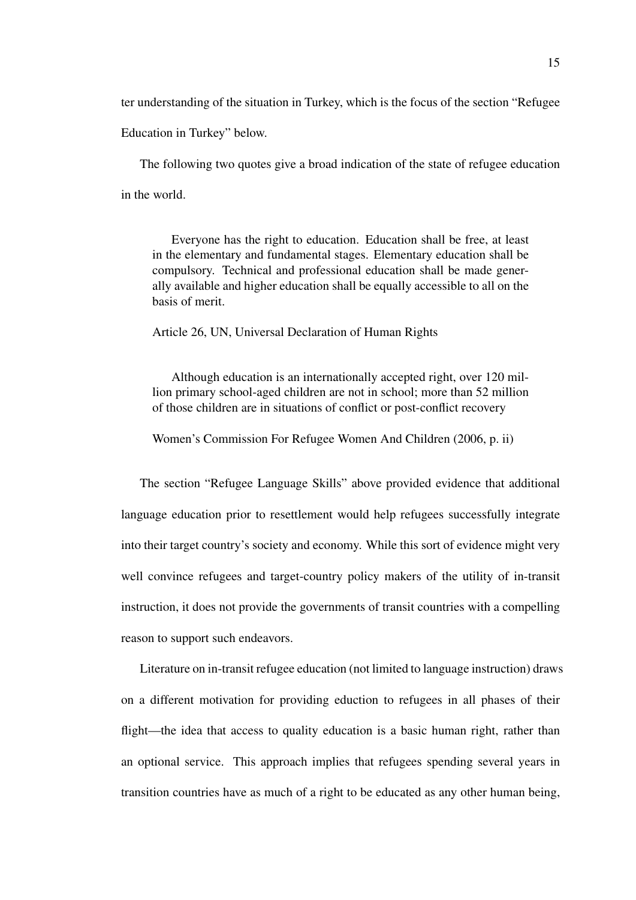ter understanding of the situation in Turkey, which is the focus of the section "Refugee Education in Turkey" below.

The following two quotes give a broad indication of the state of refugee education in the world.

> Everyone has the right to education. Education shall be free, at least in the elementary and fundamental stages. Elementary education shall be compulsory. Technical and professional education shall be made generally available and higher education shall be equally accessible to all on the basis of merit.
>
> Article 26, UN, Universal Declaration of Human Rights

> Although education is an internationally accepted right, over 120 million primary school-aged children are not in school; more than 52 million of those children are in situations of conflict or post-conflict recovery
>
> Women's Commission For Refugee Women And Children (2006, p. ii)

The section "Refugee Language Skills" above provided evidence that additional language education prior to resettlement would help refugees successfully integrate into their target country's society and economy. While this sort of evidence might very well convince refugees and target-country policy makers of the utility of in-transit instruction, it does not provide the governments of transit countries with a compelling reason to support such endeavors.

Literature on in-transit refugee education (not limited to language instruction) draws on a different motivation for providing eduction to refugees in all phases of their flight—the idea that access to quality education is a basic human right, rather than an optional service. This approach implies that refugees spending several years in transition countries have as much of a right to be educated as any other human being,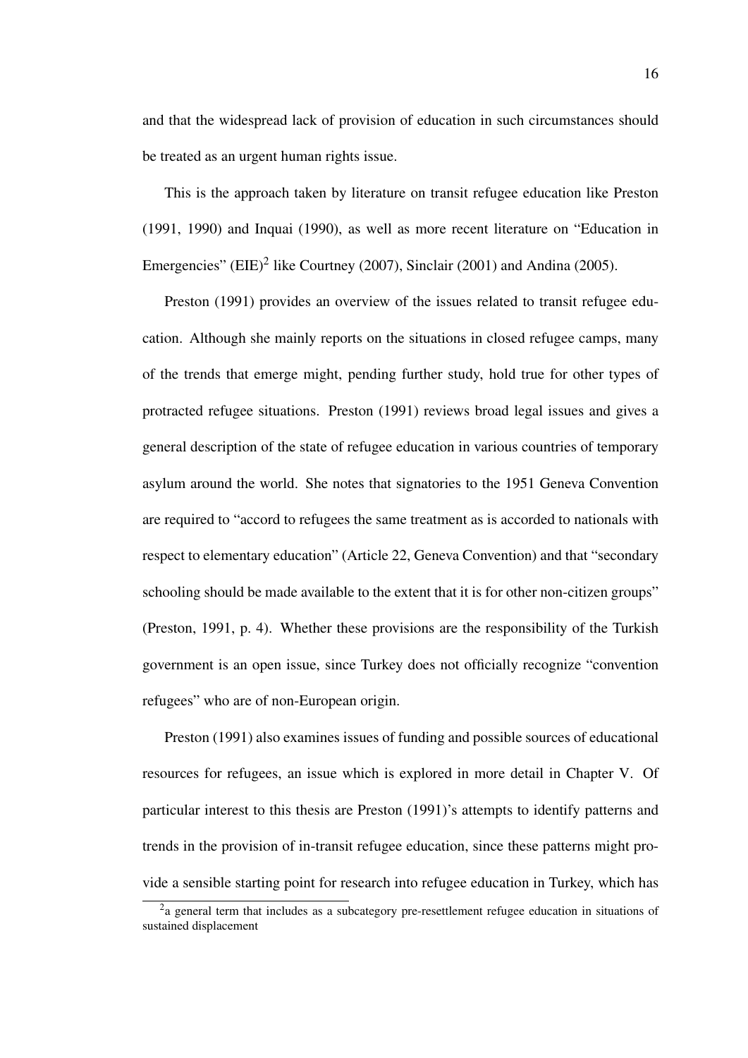and that the widespread lack of provision of education in such circumstances should be treated as an urgent human rights issue.

This is the approach taken by literature on transit refugee education like Preston (1991, 1990) and Inquai (1990), as well as more recent literature on "Education in Emergencies" (EIE)[2] like Courtney (2007), Sinclair (2001) and Andina (2005).

Preston (1991) provides an overview of the issues related to transit refugee education. Although she mainly reports on the situations in closed refugee camps, many of the trends that emerge might, pending further study, hold true for other types of protracted refugee situations. Preston (1991) reviews broad legal issues and gives a general description of the state of refugee education in various countries of temporary asylum around the world. She notes that signatories to the 1951 Geneva Convention are required to "accord to refugees the same treatment as is accorded to nationals with respect to elementary education" (Article 22, Geneva Convention) and that "secondary schooling should be made available to the extent that it is for other non-citizen groups" (Preston, 1991, p. 4). Whether these provisions are the responsibility of the Turkish government is an open issue, since Turkey does not officially recognize "convention refugees" who are of non-European origin.

Preston (1991) also examines issues of funding and possible sources of educational resources for refugees, an issue which is explored in more detail in Chapter V. Of particular interest to this thesis are Preston (1991)'s attempts to identify patterns and trends in the provision of in-transit refugee education, since these patterns might provide a sensible starting point for research into refugee education in Turkey, which has

[2] a general term that includes as a subcategory pre-resettlement refugee education in situations of sustained displacement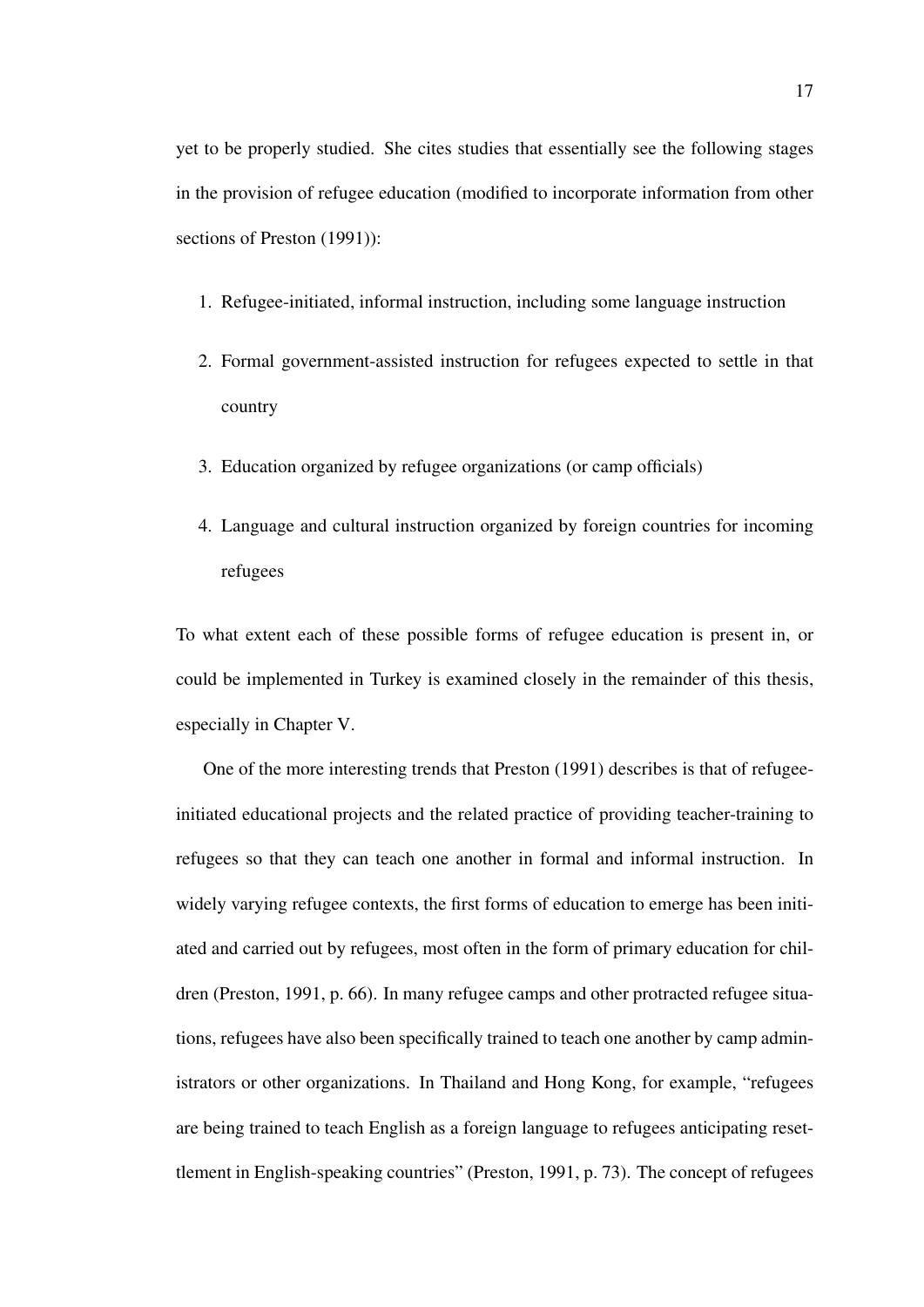yet to be properly studied. She cites studies that essentially see the following stages in the provision of refugee education (modified to incorporate information from other sections of Preston (1991)):

1. Refugee-initiated, informal instruction, including some language instruction
2. Formal government-assisted instruction for refugees expected to settle in that country
3. Education organized by refugee organizations (or camp officials)
4. Language and cultural instruction organized by foreign countries for incoming refugees

To what extent each of these possible forms of refugee education is present in, or could be implemented in Turkey is examined closely in the remainder of this thesis, especially in Chapter V.

One of the more interesting trends that Preston (1991) describes is that of refugee-initiated educational projects and the related practice of providing teacher-training to refugees so that they can teach one another in formal and informal instruction. In widely varying refugee contexts, the first forms of education to emerge has been initiated and carried out by refugees, most often in the form of primary education for children (Preston, 1991, p. 66). In many refugee camps and other protracted refugee situations, refugees have also been specifically trained to teach one another by camp administrators or other organizations. In Thailand and Hong Kong, for example, "refugees are being trained to teach English as a foreign language to refugees anticipating resettlement in English-speaking countries" (Preston, 1991, p. 73). The concept of refugees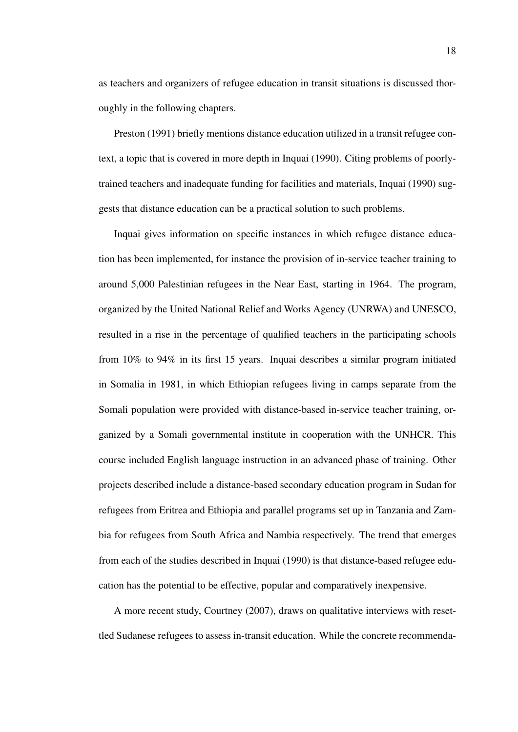as teachers and organizers of refugee education in transit situations is discussed thoroughly in the following chapters.

Preston (1991) briefly mentions distance education utilized in a transit refugee context, a topic that is covered in more depth in Inquai (1990). Citing problems of poorly-trained teachers and inadequate funding for facilities and materials, Inquai (1990) suggests that distance education can be a practical solution to such problems.

Inquai gives information on specific instances in which refugee distance education has been implemented, for instance the provision of in-service teacher training to around 5,000 Palestinian refugees in the Near East, starting in 1964. The program, organized by the United National Relief and Works Agency (UNRWA) and UNESCO, resulted in a rise in the percentage of qualified teachers in the participating schools from 10% to 94% in its first 15 years. Inquai describes a similar program initiated in Somalia in 1981, in which Ethiopian refugees living in camps separate from the Somali population were provided with distance-based in-service teacher training, organized by a Somali governmental institute in cooperation with the UNHCR. This course included English language instruction in an advanced phase of training. Other projects described include a distance-based secondary education program in Sudan for refugees from Eritrea and Ethiopia and parallel programs set up in Tanzania and Zambia for refugees from South Africa and Nambia respectively. The trend that emerges from each of the studies described in Inquai (1990) is that distance-based refugee education has the potential to be effective, popular and comparatively inexpensive.

A more recent study, Courtney (2007), draws on qualitative interviews with resettled Sudanese refugees to assess in-transit education. While the concrete recommenda-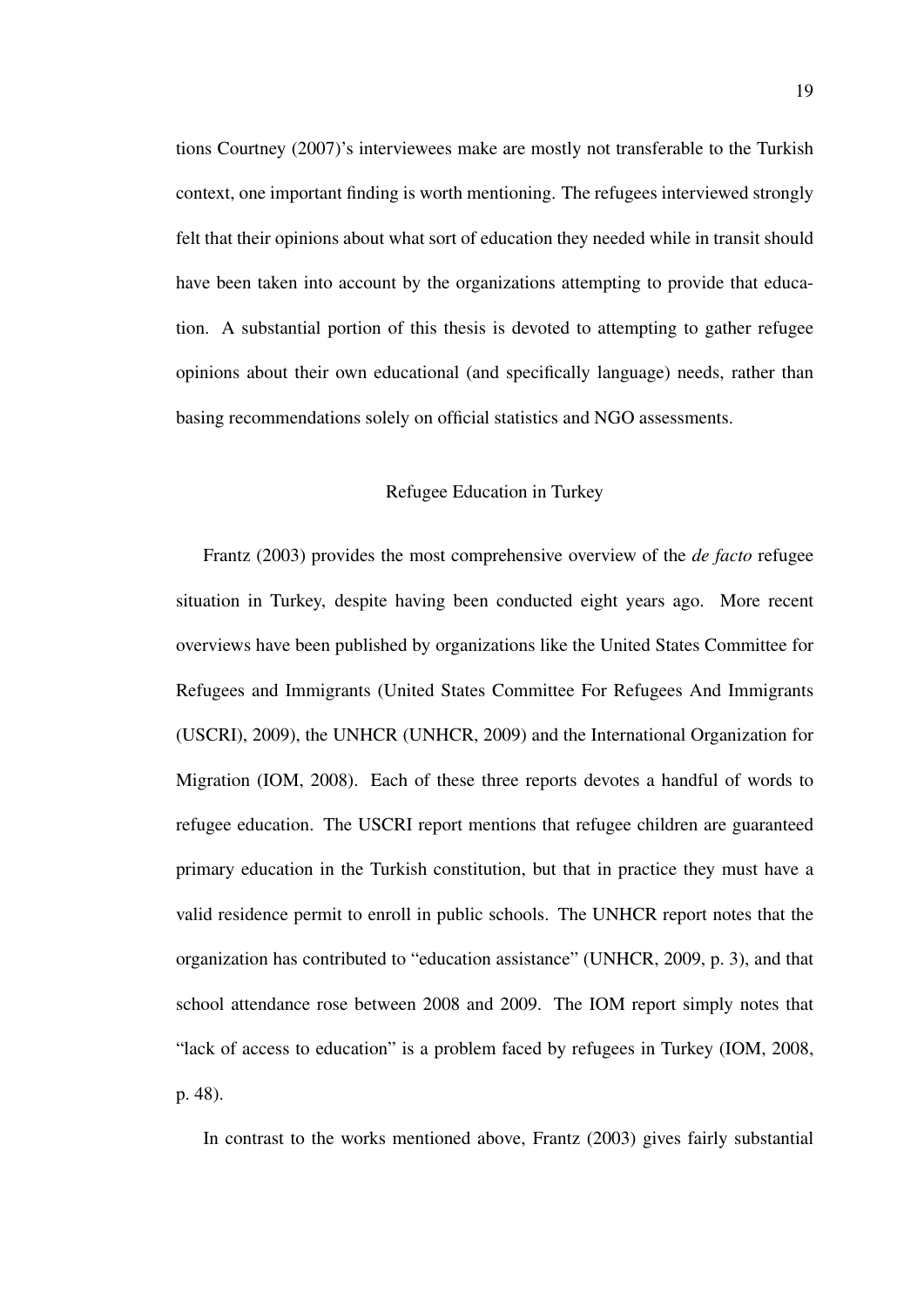tions Courtney (2007)'s interviewees make are mostly not transferable to the Turkish context, one important finding is worth mentioning. The refugees interviewed strongly felt that their opinions about what sort of education they needed while in transit should have been taken into account by the organizations attempting to provide that education. A substantial portion of this thesis is devoted to attempting to gather refugee opinions about their own educational (and specifically language) needs, rather than basing recommendations solely on official statistics and NGO assessments.

## Refugee Education in Turkey

Frantz (2003) provides the most comprehensive overview of the *de facto* refugee situation in Turkey, despite having been conducted eight years ago. More recent overviews have been published by organizations like the United States Committee for Refugees and Immigrants (United States Committee For Refugees And Immigrants (USCRI), 2009), the UNHCR (UNHCR, 2009) and the International Organization for Migration (IOM, 2008). Each of these three reports devotes a handful of words to refugee education. The USCRI report mentions that refugee children are guaranteed primary education in the Turkish constitution, but that in practice they must have a valid residence permit to enroll in public schools. The UNHCR report notes that the organization has contributed to "education assistance" (UNHCR, 2009, p. 3), and that school attendance rose between 2008 and 2009. The IOM report simply notes that "lack of access to education" is a problem faced by refugees in Turkey (IOM, 2008, p. 48).

In contrast to the works mentioned above, Frantz (2003) gives fairly substantial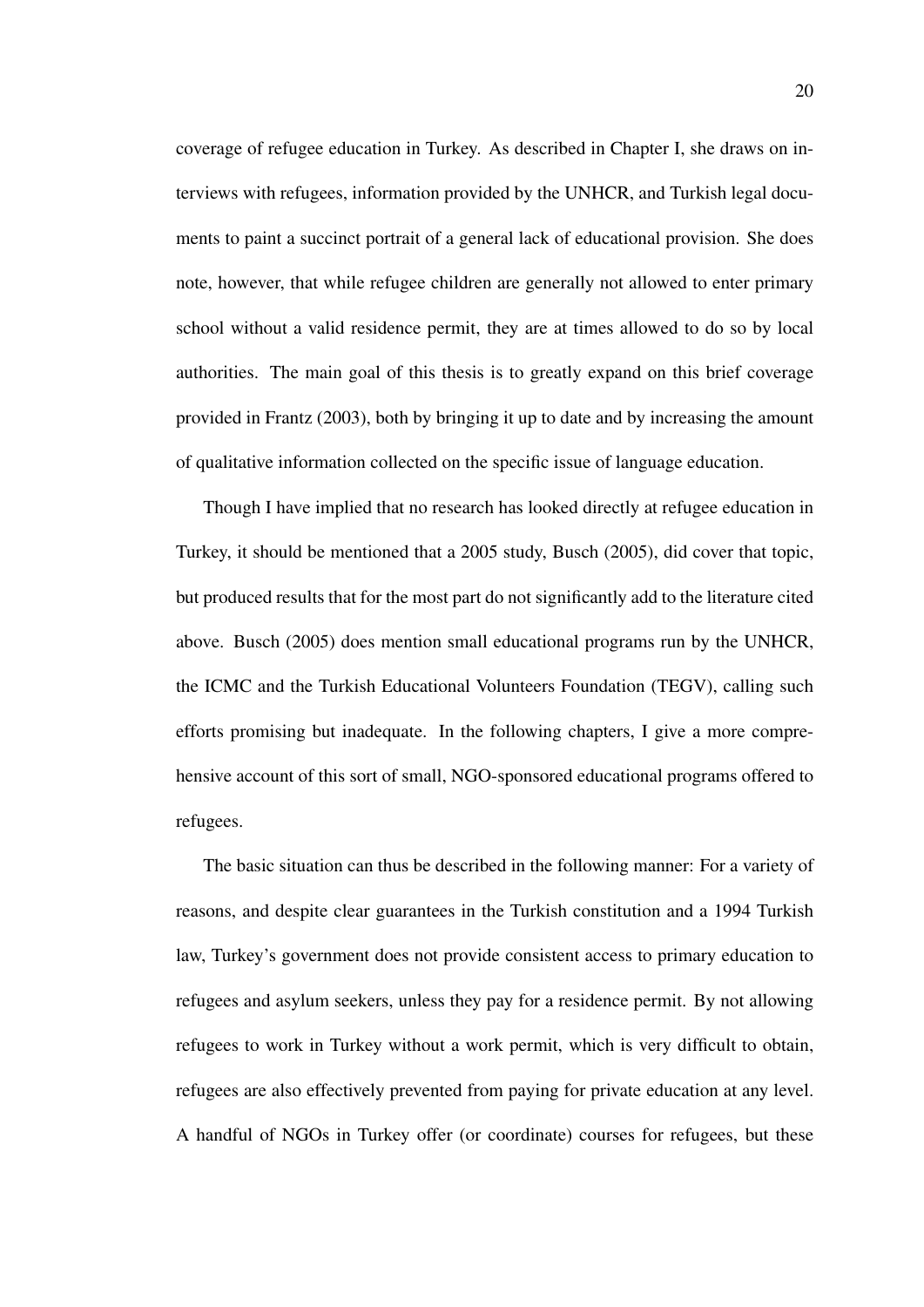coverage of refugee education in Turkey. As described in Chapter I, she draws on interviews with refugees, information provided by the UNHCR, and Turkish legal documents to paint a succinct portrait of a general lack of educational provision. She does note, however, that while refugee children are generally not allowed to enter primary school without a valid residence permit, they are at times allowed to do so by local authorities. The main goal of this thesis is to greatly expand on this brief coverage provided in Frantz (2003), both by bringing it up to date and by increasing the amount of qualitative information collected on the specific issue of language education.

Though I have implied that no research has looked directly at refugee education in Turkey, it should be mentioned that a 2005 study, Busch (2005), did cover that topic, but produced results that for the most part do not significantly add to the literature cited above. Busch (2005) does mention small educational programs run by the UNHCR, the ICMC and the Turkish Educational Volunteers Foundation (TEGV), calling such efforts promising but inadequate. In the following chapters, I give a more comprehensive account of this sort of small, NGO-sponsored educational programs offered to refugees.

The basic situation can thus be described in the following manner: For a variety of reasons, and despite clear guarantees in the Turkish constitution and a 1994 Turkish law, Turkey's government does not provide consistent access to primary education to refugees and asylum seekers, unless they pay for a residence permit. By not allowing refugees to work in Turkey without a work permit, which is very difficult to obtain, refugees are also effectively prevented from paying for private education at any level. A handful of NGOs in Turkey offer (or coordinate) courses for refugees, but these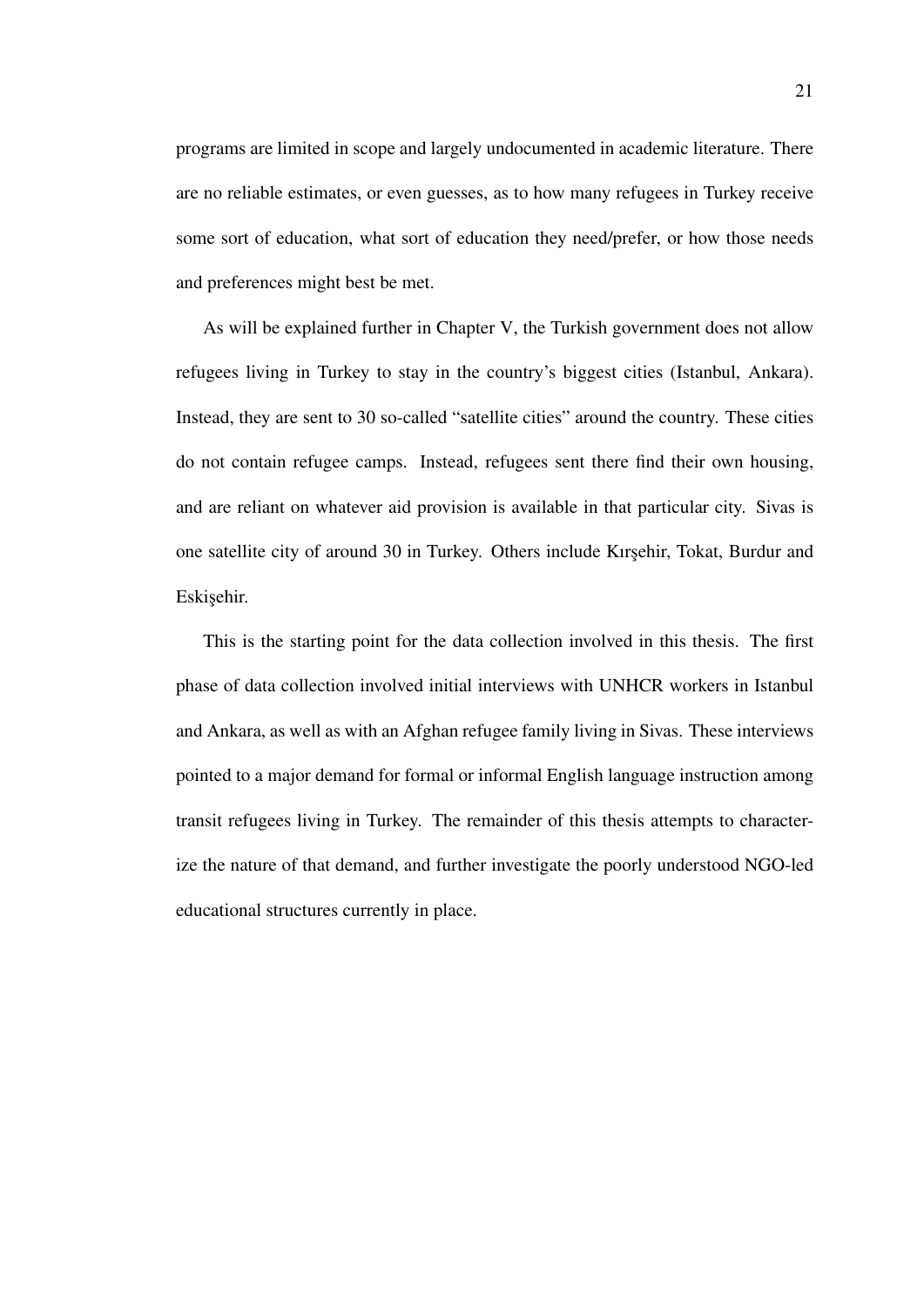programs are limited in scope and largely undocumented in academic literature. There are no reliable estimates, or even guesses, as to how many refugees in Turkey receive some sort of education, what sort of education they need/prefer, or how those needs and preferences might best be met.

As will be explained further in Chapter V, the Turkish government does not allow refugees living in Turkey to stay in the country's biggest cities (Istanbul, Ankara). Instead, they are sent to 30 so-called "satellite cities" around the country. These cities do not contain refugee camps. Instead, refugees sent there find their own housing, and are reliant on whatever aid provision is available in that particular city. Sivas is one satellite city of around 30 in Turkey. Others include Kırşehir, Tokat, Burdur and Eskişehir.

This is the starting point for the data collection involved in this thesis. The first phase of data collection involved initial interviews with UNHCR workers in Istanbul and Ankara, as well as with an Afghan refugee family living in Sivas. These interviews pointed to a major demand for formal or informal English language instruction among transit refugees living in Turkey. The remainder of this thesis attempts to characterize the nature of that demand, and further investigate the poorly understood NGO-led educational structures currently in place.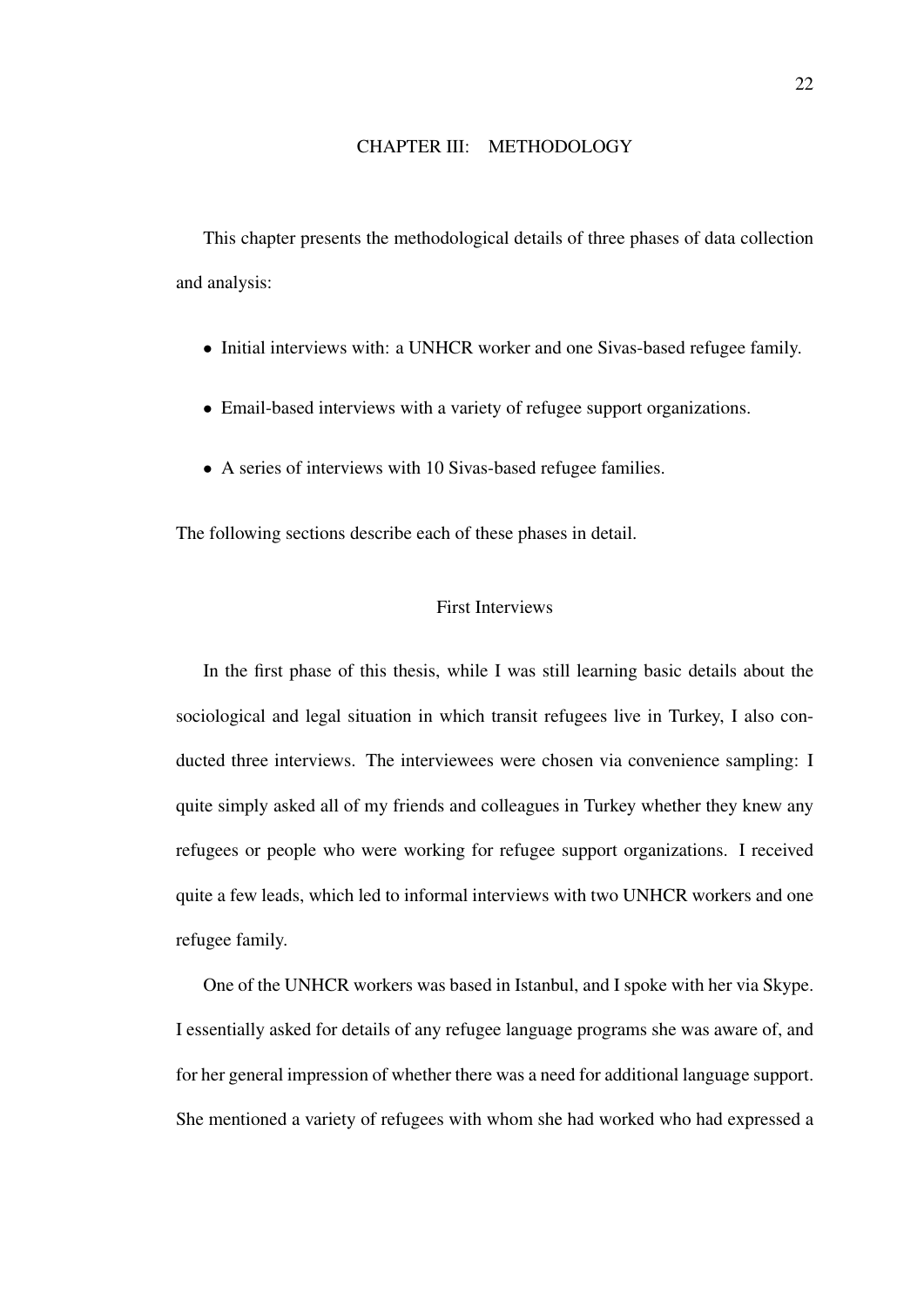# CHAPTER III: METHODOLOGY

This chapter presents the methodological details of three phases of data collection and analysis:

- Initial interviews with: a UNHCR worker and one Sivas-based refugee family.
- Email-based interviews with a variety of refugee support organizations.
- A series of interviews with 10 Sivas-based refugee families.

The following sections describe each of these phases in detail.

## First Interviews

In the first phase of this thesis, while I was still learning basic details about the sociological and legal situation in which transit refugees live in Turkey, I also conducted three interviews. The interviewees were chosen via convenience sampling: I quite simply asked all of my friends and colleagues in Turkey whether they knew any refugees or people who were working for refugee support organizations. I received quite a few leads, which led to informal interviews with two UNHCR workers and one refugee family.

One of the UNHCR workers was based in Istanbul, and I spoke with her via Skype. I essentially asked for details of any refugee language programs she was aware of, and for her general impression of whether there was a need for additional language support. She mentioned a variety of refugees with whom she had worked who had expressed a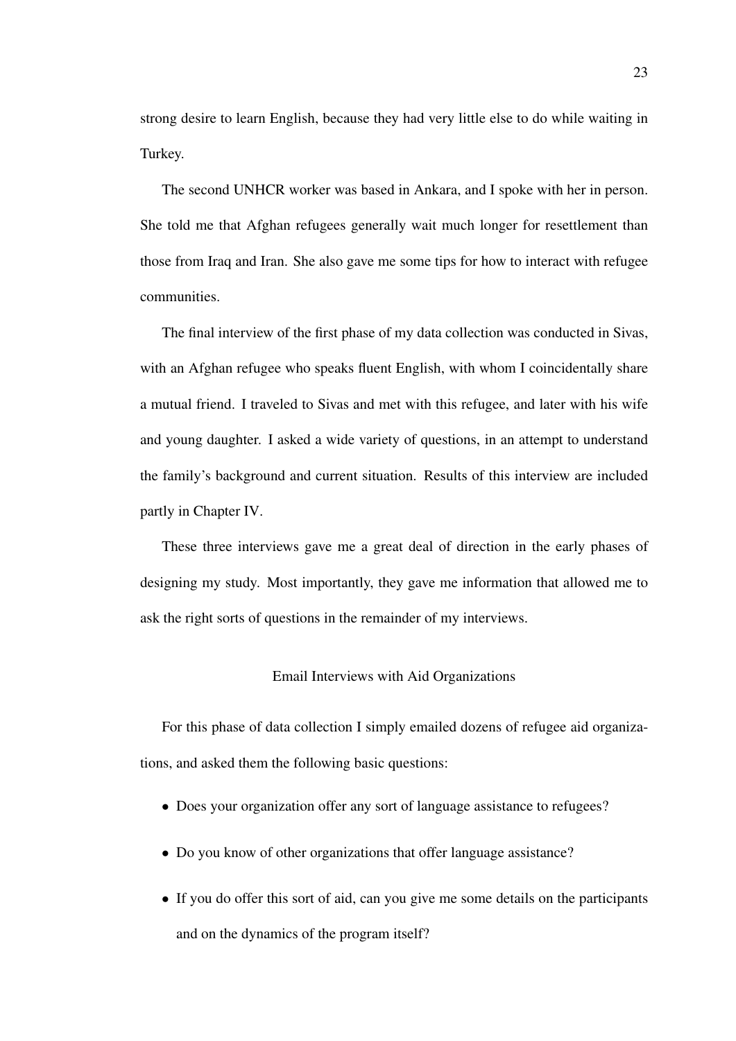strong desire to learn English, because they had very little else to do while waiting in Turkey.

The second UNHCR worker was based in Ankara, and I spoke with her in person. She told me that Afghan refugees generally wait much longer for resettlement than those from Iraq and Iran. She also gave me some tips for how to interact with refugee communities.

The final interview of the first phase of my data collection was conducted in Sivas, with an Afghan refugee who speaks fluent English, with whom I coincidentally share a mutual friend. I traveled to Sivas and met with this refugee, and later with his wife and young daughter. I asked a wide variety of questions, in an attempt to understand the family's background and current situation. Results of this interview are included partly in Chapter IV.

These three interviews gave me a great deal of direction in the early phases of designing my study. Most importantly, they gave me information that allowed me to ask the right sorts of questions in the remainder of my interviews.

## Email Interviews with Aid Organizations

For this phase of data collection I simply emailed dozens of refugee aid organizations, and asked them the following basic questions:

- Does your organization offer any sort of language assistance to refugees?
- Do you know of other organizations that offer language assistance?
- If you do offer this sort of aid, can you give me some details on the participants and on the dynamics of the program itself?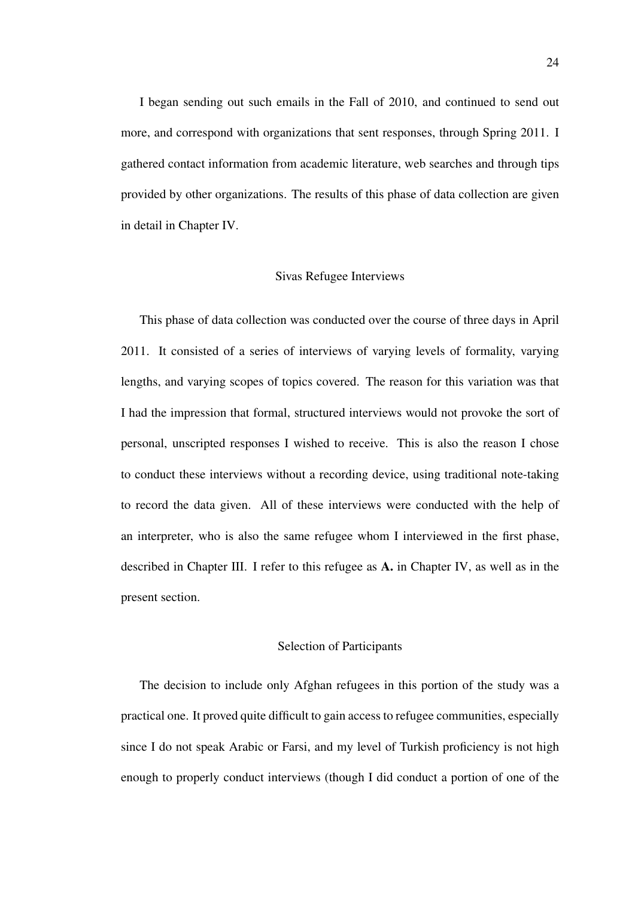I began sending out such emails in the Fall of 2010, and continued to send out more, and correspond with organizations that sent responses, through Spring 2011. I gathered contact information from academic literature, web searches and through tips provided by other organizations. The results of this phase of data collection are given in detail in Chapter IV.

## Sivas Refugee Interviews

This phase of data collection was conducted over the course of three days in April 2011. It consisted of a series of interviews of varying levels of formality, varying lengths, and varying scopes of topics covered. The reason for this variation was that I had the impression that formal, structured interviews would not provoke the sort of personal, unscripted responses I wished to receive. This is also the reason I chose to conduct these interviews without a recording device, using traditional note-taking to record the data given. All of these interviews were conducted with the help of an interpreter, who is also the same refugee whom I interviewed in the first phase, described in Chapter III. I refer to this refugee as **A.** in Chapter IV, as well as in the present section.

### Selection of Participants

The decision to include only Afghan refugees in this portion of the study was a practical one. It proved quite difficult to gain access to refugee communities, especially since I do not speak Arabic or Farsi, and my level of Turkish proficiency is not high enough to properly conduct interviews (though I did conduct a portion of one of the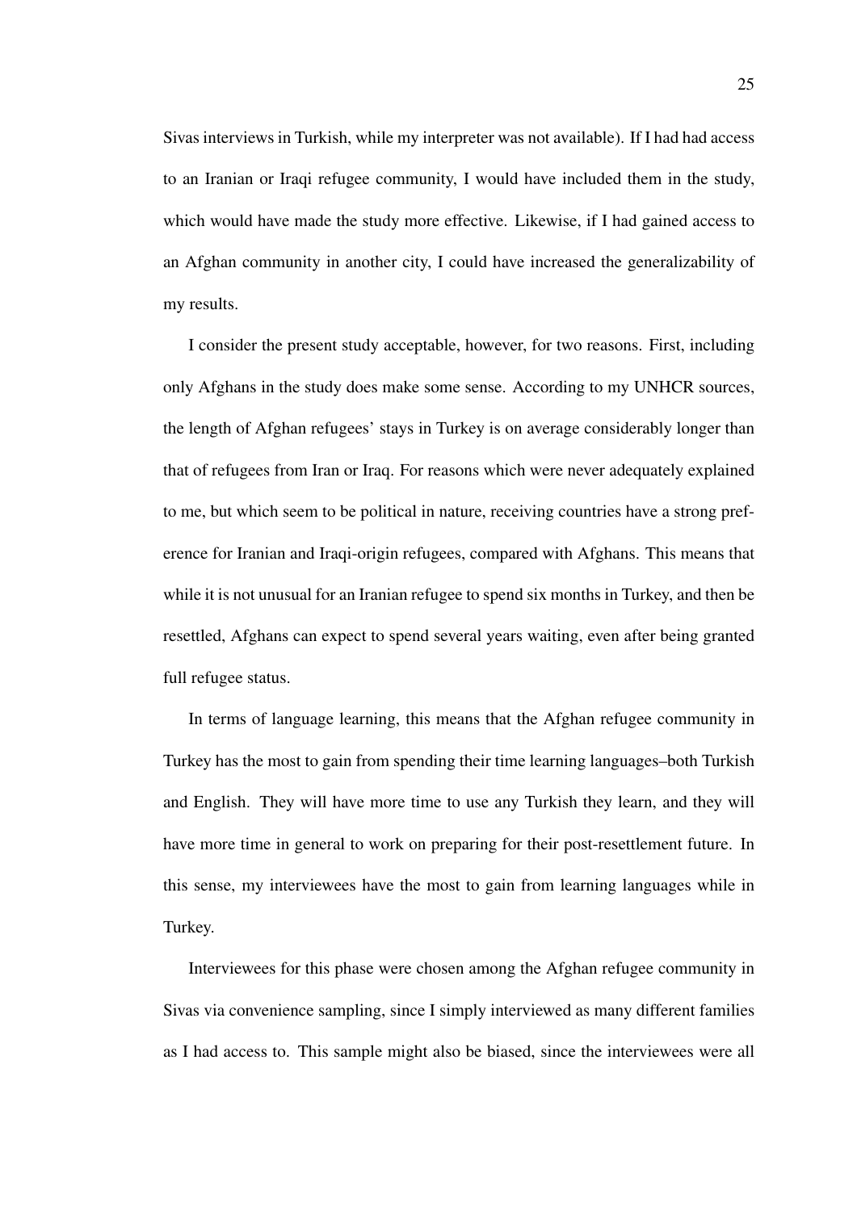Sivas interviews in Turkish, while my interpreter was not available). If I had had access to an Iranian or Iraqi refugee community, I would have included them in the study, which would have made the study more effective. Likewise, if I had gained access to an Afghan community in another city, I could have increased the generalizability of my results.

I consider the present study acceptable, however, for two reasons. First, including only Afghans in the study does make some sense. According to my UNHCR sources, the length of Afghan refugees' stays in Turkey is on average considerably longer than that of refugees from Iran or Iraq. For reasons which were never adequately explained to me, but which seem to be political in nature, receiving countries have a strong preference for Iranian and Iraqi-origin refugees, compared with Afghans. This means that while it is not unusual for an Iranian refugee to spend six months in Turkey, and then be resettled, Afghans can expect to spend several years waiting, even after being granted full refugee status.

In terms of language learning, this means that the Afghan refugee community in Turkey has the most to gain from spending their time learning languages–both Turkish and English. They will have more time to use any Turkish they learn, and they will have more time in general to work on preparing for their post-resettlement future. In this sense, my interviewees have the most to gain from learning languages while in Turkey.

Interviewees for this phase were chosen among the Afghan refugee community in Sivas via convenience sampling, since I simply interviewed as many different families as I had access to. This sample might also be biased, since the interviewees were all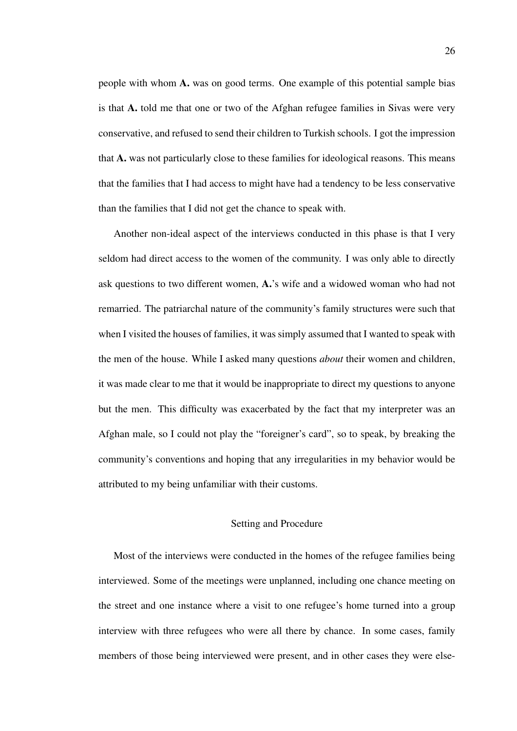people with whom **A.** was on good terms. One example of this potential sample bias is that **A.** told me that one or two of the Afghan refugee families in Sivas were very conservative, and refused to send their children to Turkish schools. I got the impression that **A.** was not particularly close to these families for ideological reasons. This means that the families that I had access to might have had a tendency to be less conservative than the families that I did not get the chance to speak with.

Another non-ideal aspect of the interviews conducted in this phase is that I very seldom had direct access to the women of the community. I was only able to directly ask questions to two different women, **A.**'s wife and a widowed woman who had not remarried. The patriarchal nature of the community's family structures were such that when I visited the houses of families, it was simply assumed that I wanted to speak with the men of the house. While I asked many questions *about* their women and children, it was made clear to me that it would be inappropriate to direct my questions to anyone but the men. This difficulty was exacerbated by the fact that my interpreter was an Afghan male, so I could not play the "foreigner's card", so to speak, by breaking the community's conventions and hoping that any irregularities in my behavior would be attributed to my being unfamiliar with their customs.

## Setting and Procedure

Most of the interviews were conducted in the homes of the refugee families being interviewed. Some of the meetings were unplanned, including one chance meeting on the street and one instance where a visit to one refugee's home turned into a group interview with three refugees who were all there by chance. In some cases, family members of those being interviewed were present, and in other cases they were else-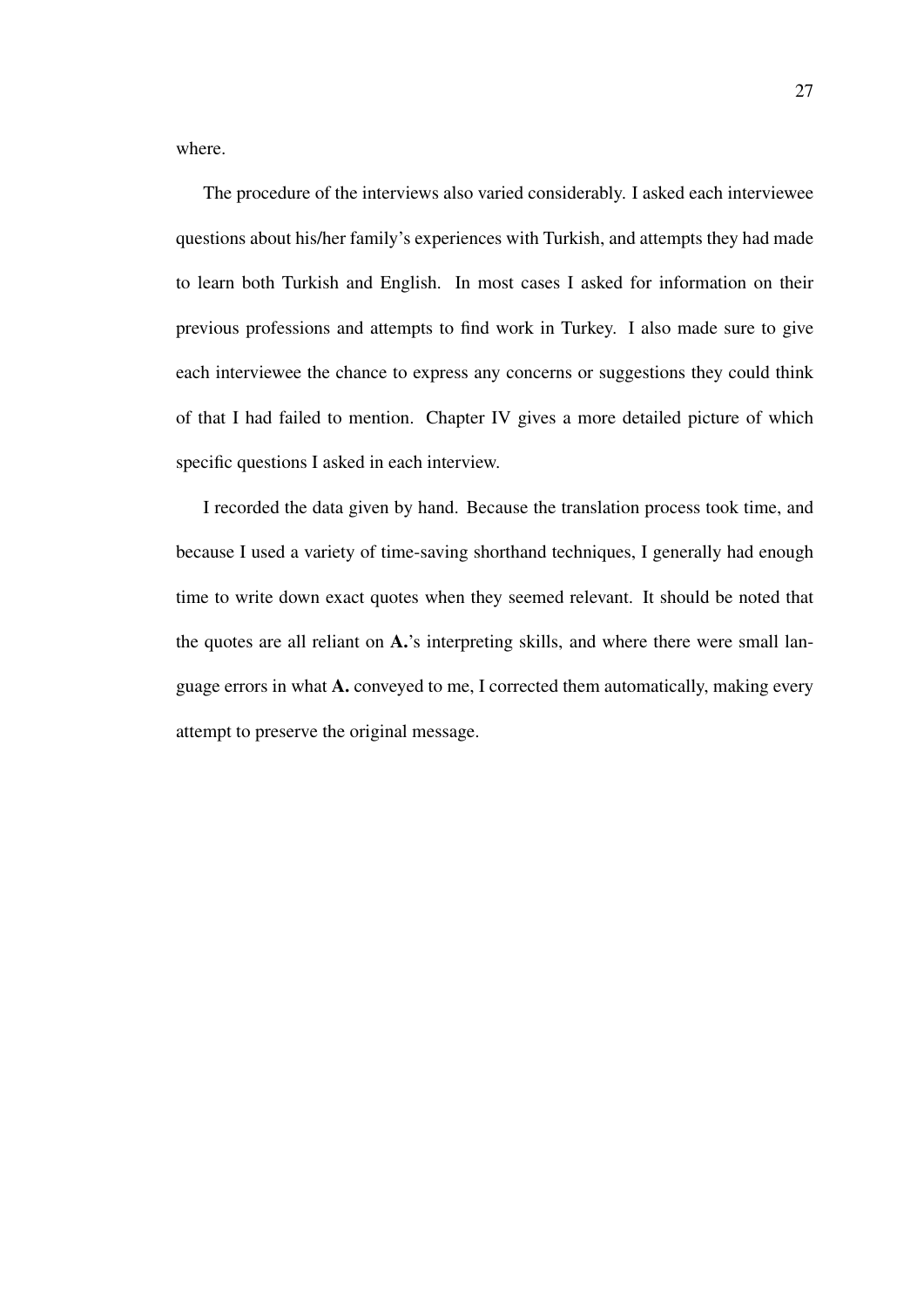where.

The procedure of the interviews also varied considerably. I asked each interviewee questions about his/her family's experiences with Turkish, and attempts they had made to learn both Turkish and English. In most cases I asked for information on their previous professions and attempts to find work in Turkey. I also made sure to give each interviewee the chance to express any concerns or suggestions they could think of that I had failed to mention. Chapter IV gives a more detailed picture of which specific questions I asked in each interview.

I recorded the data given by hand. Because the translation process took time, and because I used a variety of time-saving shorthand techniques, I generally had enough time to write down exact quotes when they seemed relevant. It should be noted that the quotes are all reliant on **A.**'s interpreting skills, and where there were small language errors in what **A.** conveyed to me, I corrected them automatically, making every attempt to preserve the original message.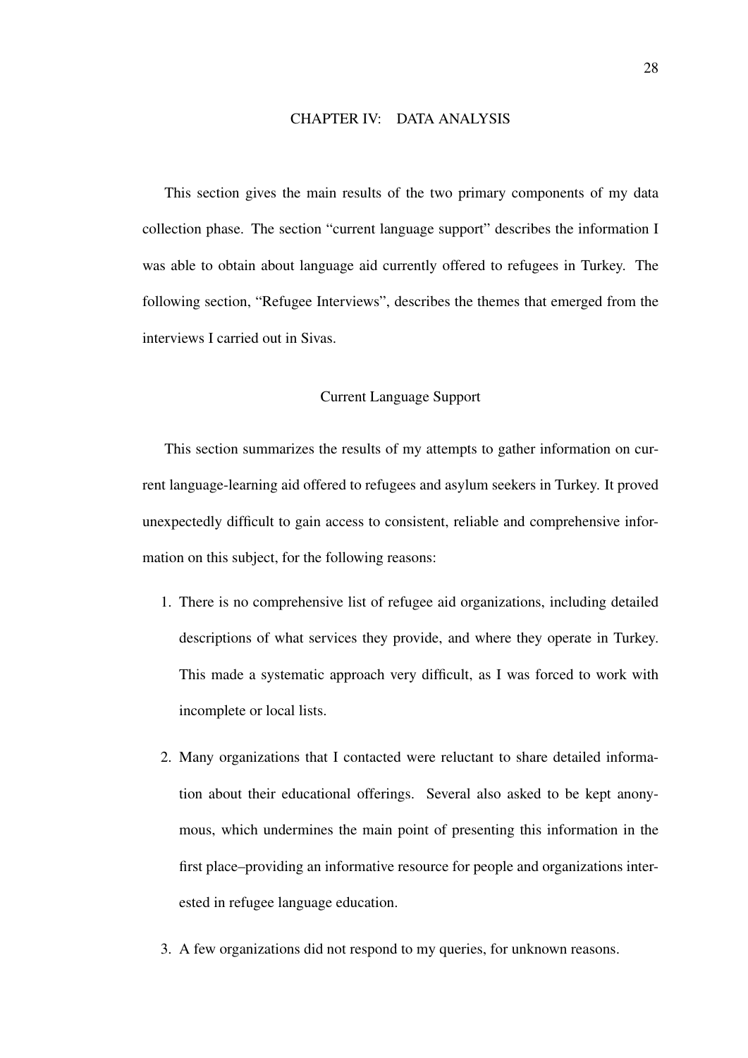# CHAPTER IV: DATA ANALYSIS

This section gives the main results of the two primary components of my data collection phase. The section "current language support" describes the information I was able to obtain about language aid currently offered to refugees in Turkey. The following section, "Refugee Interviews", describes the themes that emerged from the interviews I carried out in Sivas.

## Current Language Support

This section summarizes the results of my attempts to gather information on current language-learning aid offered to refugees and asylum seekers in Turkey. It proved unexpectedly difficult to gain access to consistent, reliable and comprehensive information on this subject, for the following reasons:

1. There is no comprehensive list of refugee aid organizations, including detailed descriptions of what services they provide, and where they operate in Turkey. This made a systematic approach very difficult, as I was forced to work with incomplete or local lists.

2. Many organizations that I contacted were reluctant to share detailed information about their educational offerings. Several also asked to be kept anonymous, which undermines the main point of presenting this information in the first place–providing an informative resource for people and organizations interested in refugee language education.

3. A few organizations did not respond to my queries, for unknown reasons.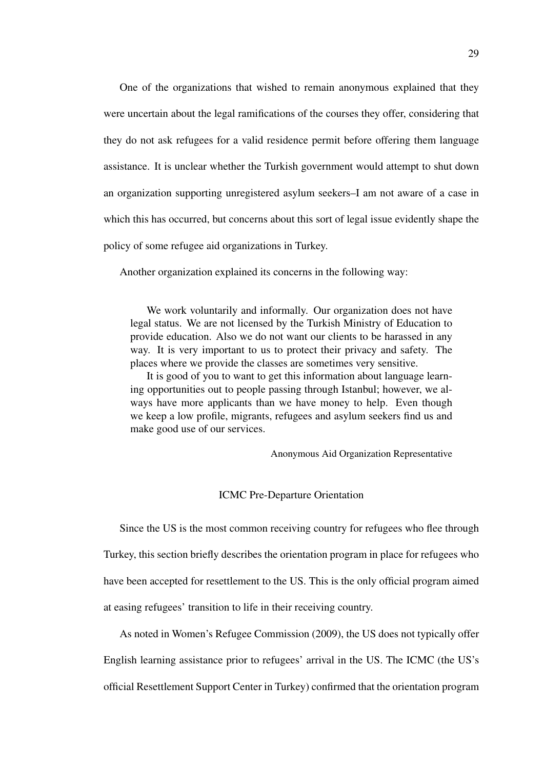One of the organizations that wished to remain anonymous explained that they were uncertain about the legal ramifications of the courses they offer, considering that they do not ask refugees for a valid residence permit before offering them language assistance. It is unclear whether the Turkish government would attempt to shut down an organization supporting unregistered asylum seekers–I am not aware of a case in which this has occurred, but concerns about this sort of legal issue evidently shape the policy of some refugee aid organizations in Turkey.

Another organization explained its concerns in the following way:

> We work voluntarily and informally. Our organization does not have legal status. We are not licensed by the Turkish Ministry of Education to provide education. Also we do not want our clients to be harassed in any way. It is very important to us to protect their privacy and safety. The places where we provide the classes are sometimes very sensitive.
>
> It is good of you to want to get this information about language learning opportunities out to people passing through Istanbul; however, we always have more applicants than we have money to help. Even though we keep a low profile, migrants, refugees and asylum seekers find us and make good use of our services.
>
> Anonymous Aid Organization Representative

### ICMC Pre-Departure Orientation

Since the US is the most common receiving country for refugees who flee through Turkey, this section briefly describes the orientation program in place for refugees who have been accepted for resettlement to the US. This is the only official program aimed at easing refugees' transition to life in their receiving country.

As noted in Women's Refugee Commission (2009), the US does not typically offer English learning assistance prior to refugees' arrival in the US. The ICMC (the US's official Resettlement Support Center in Turkey) confirmed that the orientation program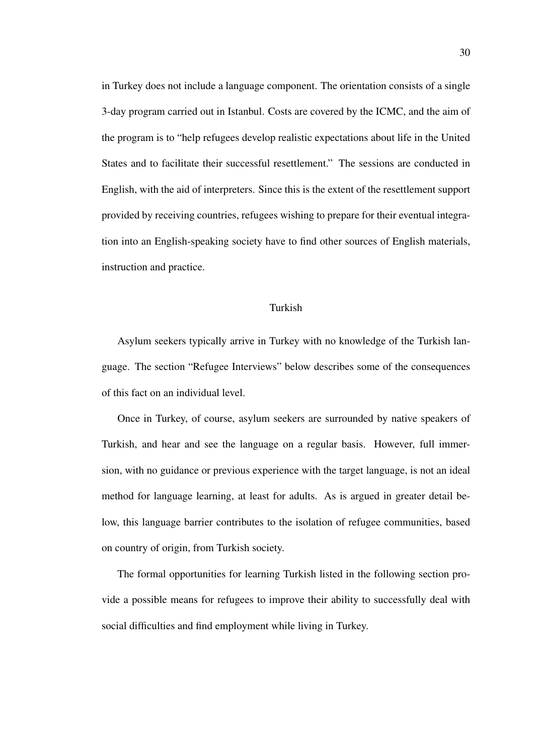in Turkey does not include a language component. The orientation consists of a single 3-day program carried out in Istanbul. Costs are covered by the ICMC, and the aim of the program is to "help refugees develop realistic expectations about life in the United States and to facilitate their successful resettlement." The sessions are conducted in English, with the aid of interpreters. Since this is the extent of the resettlement support provided by receiving countries, refugees wishing to prepare for their eventual integration into an English-speaking society have to find other sources of English materials, instruction and practice.

### Turkish

Asylum seekers typically arrive in Turkey with no knowledge of the Turkish language. The section "Refugee Interviews" below describes some of the consequences of this fact on an individual level.

Once in Turkey, of course, asylum seekers are surrounded by native speakers of Turkish, and hear and see the language on a regular basis. However, full immersion, with no guidance or previous experience with the target language, is not an ideal method for language learning, at least for adults. As is argued in greater detail below, this language barrier contributes to the isolation of refugee communities, based on country of origin, from Turkish society.

The formal opportunities for learning Turkish listed in the following section provide a possible means for refugees to improve their ability to successfully deal with social difficulties and find employment while living in Turkey.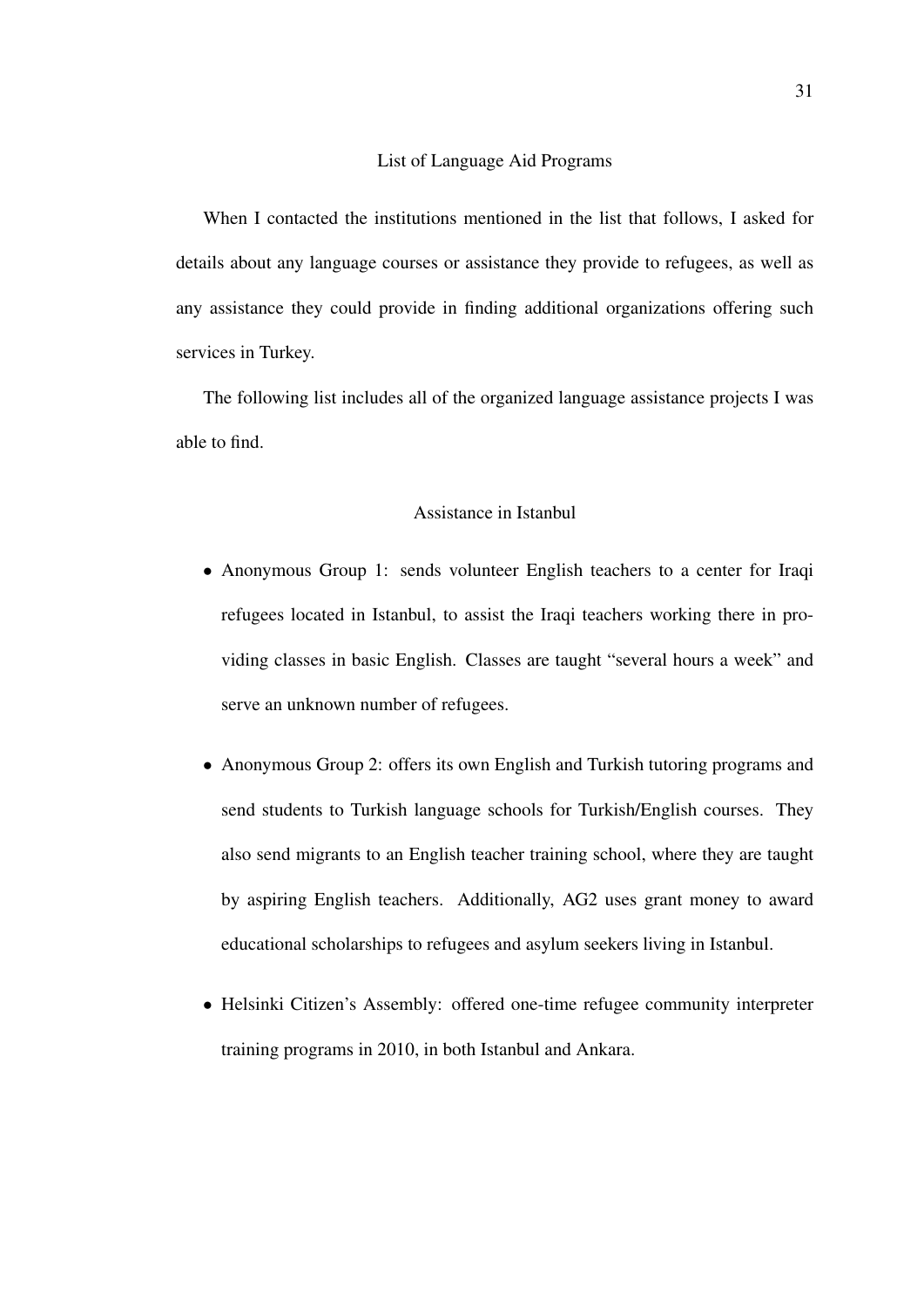## List of Language Aid Programs

When I contacted the institutions mentioned in the list that follows, I asked for details about any language courses or assistance they provide to refugees, as well as any assistance they could provide in finding additional organizations offering such services in Turkey.

The following list includes all of the organized language assistance projects I was able to find.

### Assistance in Istanbul

- Anonymous Group 1: sends volunteer English teachers to a center for Iraqi refugees located in Istanbul, to assist the Iraqi teachers working there in providing classes in basic English. Classes are taught "several hours a week" and serve an unknown number of refugees.
- Anonymous Group 2: offers its own English and Turkish tutoring programs and send students to Turkish language schools for Turkish/English courses. They also send migrants to an English teacher training school, where they are taught by aspiring English teachers. Additionally, AG2 uses grant money to award educational scholarships to refugees and asylum seekers living in Istanbul.
- Helsinki Citizen's Assembly: offered one-time refugee community interpreter training programs in 2010, in both Istanbul and Ankara.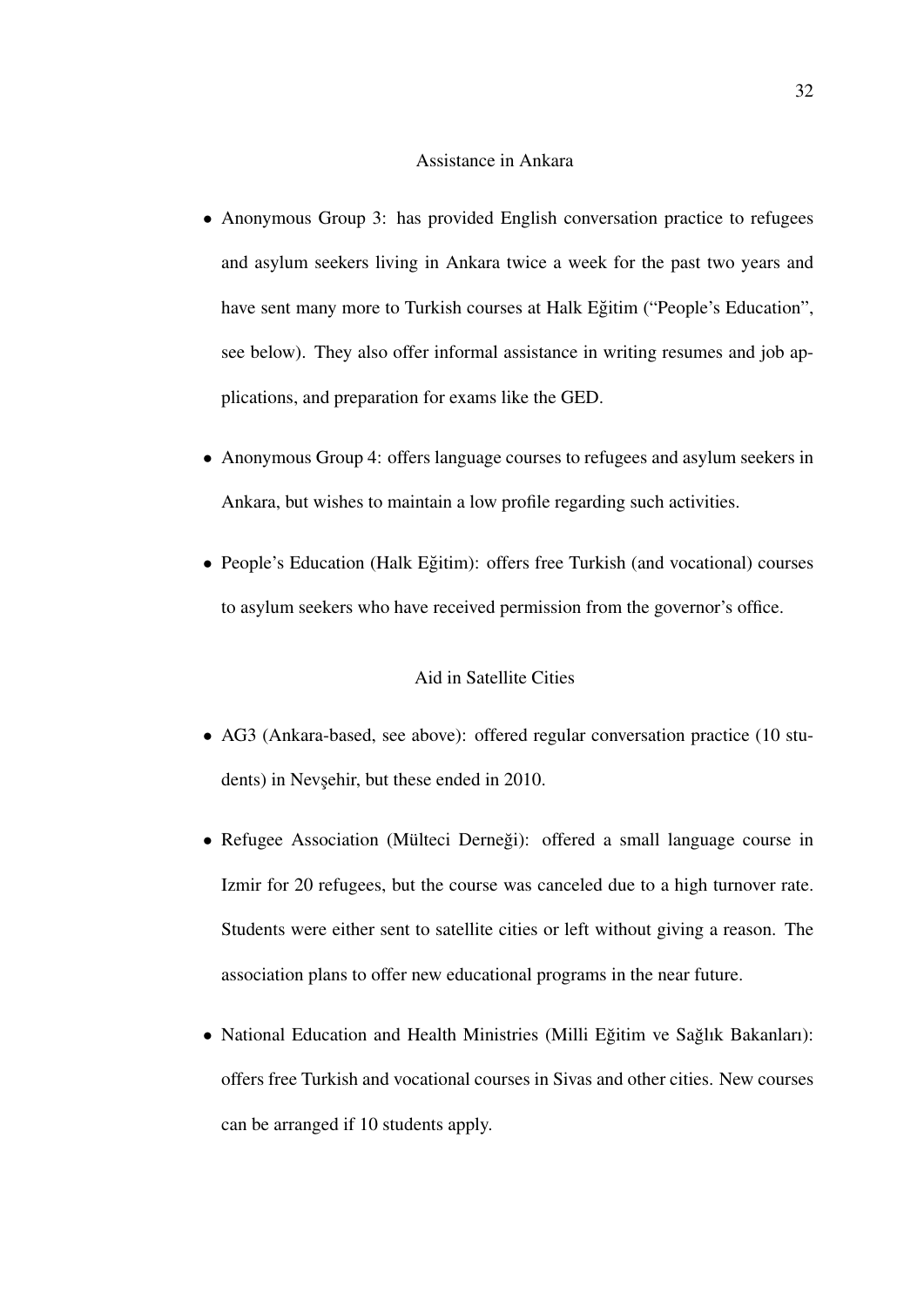### Assistance in Ankara

- Anonymous Group 3: has provided English conversation practice to refugees and asylum seekers living in Ankara twice a week for the past two years and have sent many more to Turkish courses at Halk Eğitim ("People's Education", see below). They also offer informal assistance in writing resumes and job applications, and preparation for exams like the GED.
- Anonymous Group 4: offers language courses to refugees and asylum seekers in Ankara, but wishes to maintain a low profile regarding such activities.
- People's Education (Halk Eğitim): offers free Turkish (and vocational) courses to asylum seekers who have received permission from the governor's office.

### Aid in Satellite Cities

- AG3 (Ankara-based, see above): offered regular conversation practice (10 students) in Nevşehir, but these ended in 2010.
- Refugee Association (Mülteci Derneği): offered a small language course in Izmir for 20 refugees, but the course was canceled due to a high turnover rate. Students were either sent to satellite cities or left without giving a reason. The association plans to offer new educational programs in the near future.
- National Education and Health Ministries (Milli Eğitim ve Sağlık Bakanları): offers free Turkish and vocational courses in Sivas and other cities. New courses can be arranged if 10 students apply.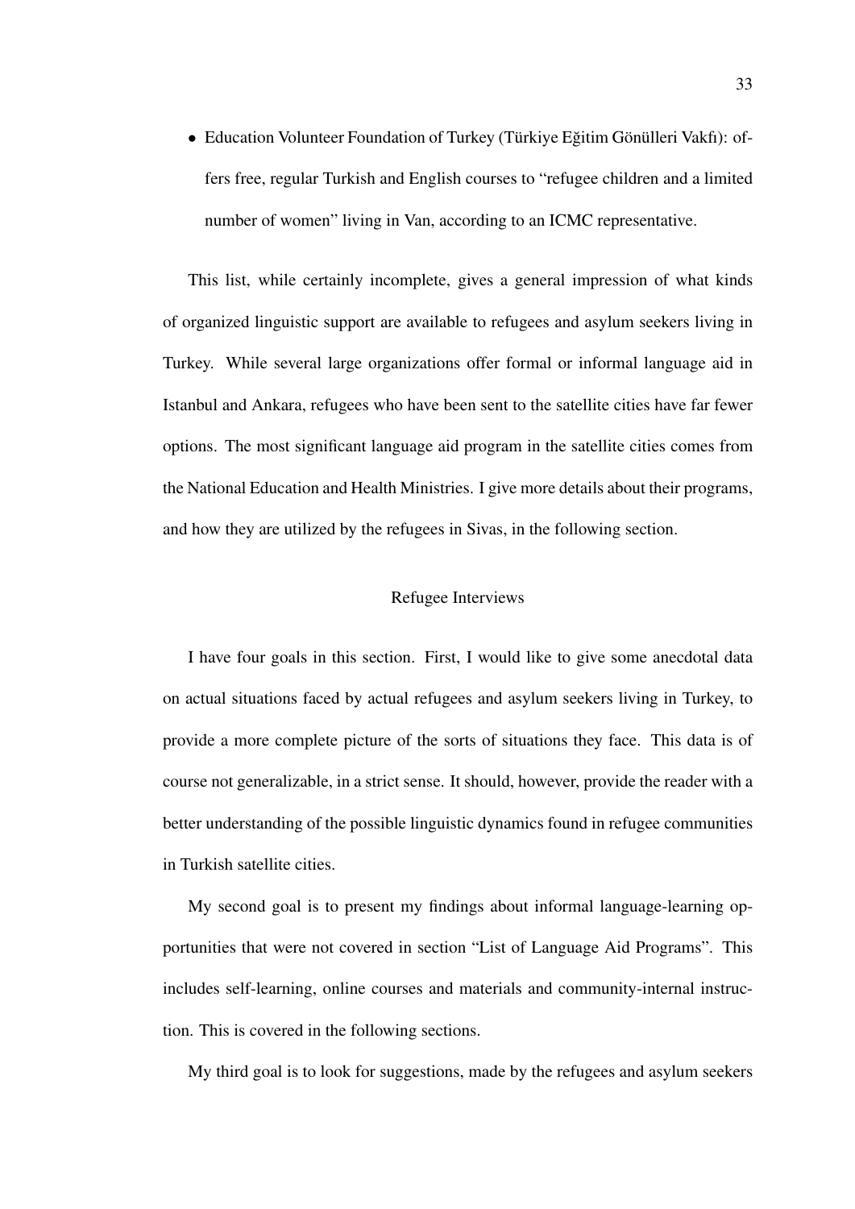- Education Volunteer Foundation of Turkey (Türkiye Eğitim Gönülleri Vakfı): offers free, regular Turkish and English courses to "refugee children and a limited number of women" living in Van, according to an ICMC representative.

This list, while certainly incomplete, gives a general impression of what kinds of organized linguistic support are available to refugees and asylum seekers living in Turkey. While several large organizations offer formal or informal language aid in Istanbul and Ankara, refugees who have been sent to the satellite cities have far fewer options. The most significant language aid program in the satellite cities comes from the National Education and Health Ministries. I give more details about their programs, and how they are utilized by the refugees in Sivas, in the following section.

## Refugee Interviews

I have four goals in this section. First, I would like to give some anecdotal data on actual situations faced by actual refugees and asylum seekers living in Turkey, to provide a more complete picture of the sorts of situations they face. This data is of course not generalizable, in a strict sense. It should, however, provide the reader with a better understanding of the possible linguistic dynamics found in refugee communities in Turkish satellite cities.

My second goal is to present my findings about informal language-learning opportunities that were not covered in section "List of Language Aid Programs". This includes self-learning, online courses and materials and community-internal instruction. This is covered in the following sections.

My third goal is to look for suggestions, made by the refugees and asylum seekers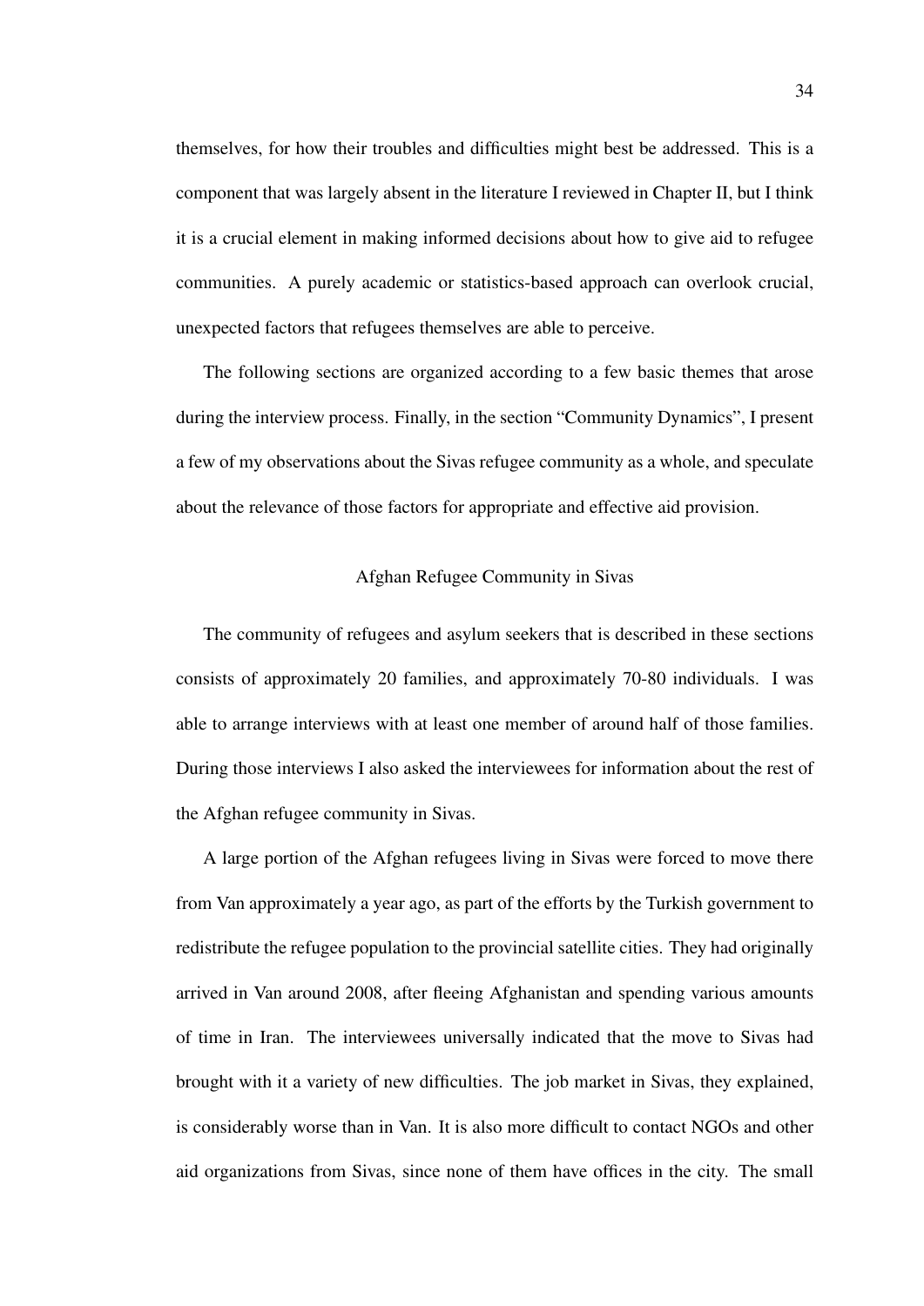themselves, for how their troubles and difficulties might best be addressed. This is a component that was largely absent in the literature I reviewed in Chapter II, but I think it is a crucial element in making informed decisions about how to give aid to refugee communities. A purely academic or statistics-based approach can overlook crucial, unexpected factors that refugees themselves are able to perceive.

The following sections are organized according to a few basic themes that arose during the interview process. Finally, in the section "Community Dynamics", I present a few of my observations about the Sivas refugee community as a whole, and speculate about the relevance of those factors for appropriate and effective aid provision.

## Afghan Refugee Community in Sivas

The community of refugees and asylum seekers that is described in these sections consists of approximately 20 families, and approximately 70-80 individuals. I was able to arrange interviews with at least one member of around half of those families. During those interviews I also asked the interviewees for information about the rest of the Afghan refugee community in Sivas.

A large portion of the Afghan refugees living in Sivas were forced to move there from Van approximately a year ago, as part of the efforts by the Turkish government to redistribute the refugee population to the provincial satellite cities. They had originally arrived in Van around 2008, after fleeing Afghanistan and spending various amounts of time in Iran. The interviewees universally indicated that the move to Sivas had brought with it a variety of new difficulties. The job market in Sivas, they explained, is considerably worse than in Van. It is also more difficult to contact NGOs and other aid organizations from Sivas, since none of them have offices in the city. The small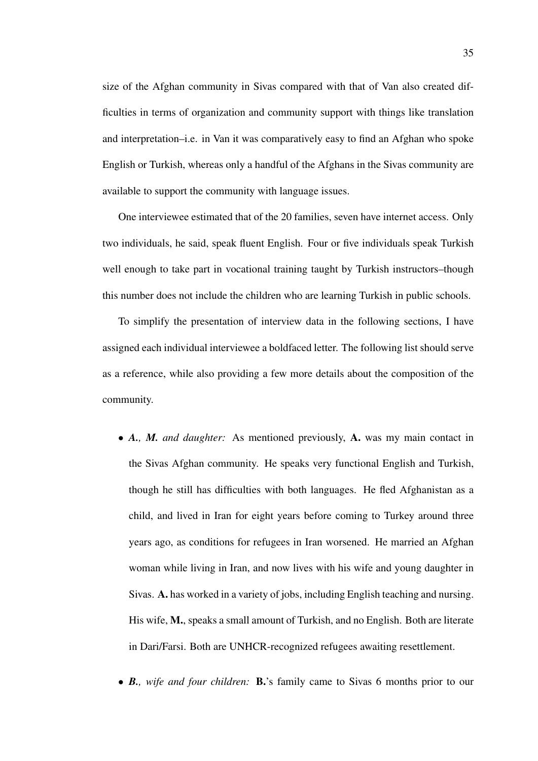size of the Afghan community in Sivas compared with that of Van also created difficulties in terms of organization and community support with things like translation and interpretation–i.e. in Van it was comparatively easy to find an Afghan who spoke English or Turkish, whereas only a handful of the Afghans in the Sivas community are available to support the community with language issues.

One interviewee estimated that of the 20 families, seven have internet access. Only two individuals, he said, speak fluent English. Four or five individuals speak Turkish well enough to take part in vocational training taught by Turkish instructors–though this number does not include the children who are learning Turkish in public schools.

To simplify the presentation of interview data in the following sections, I have assigned each individual interviewee a boldfaced letter. The following list should serve as a reference, while also providing a few more details about the composition of the community.

- ***A.**, **M.** and daughter:* As mentioned previously, **A.** was my main contact in the Sivas Afghan community. He speaks very functional English and Turkish, though he still has difficulties with both languages. He fled Afghanistan as a child, and lived in Iran for eight years before coming to Turkey around three years ago, as conditions for refugees in Iran worsened. He married an Afghan woman while living in Iran, and now lives with his wife and young daughter in Sivas. **A.** has worked in a variety of jobs, including English teaching and nursing. His wife, **M.**, speaks a small amount of Turkish, and no English. Both are literate in Dari/Farsi. Both are UNHCR-recognized refugees awaiting resettlement.
- ***B.**, wife and four children:* **B.**'s family came to Sivas 6 months prior to our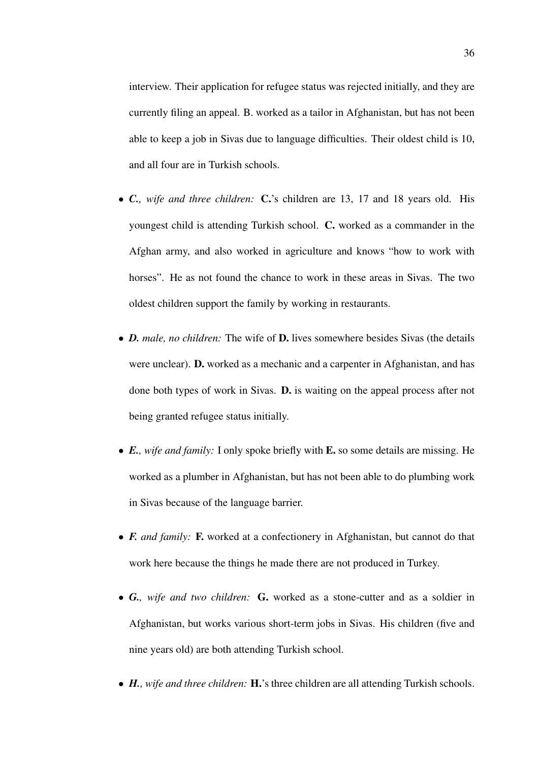interview. Their application for refugee status was rejected initially, and they are currently filing an appeal. B. worked as a tailor in Afghanistan, but has not been able to keep a job in Sivas due to language difficulties. Their oldest child is 10, and all four are in Turkish schools.

- ***C.**, wife and three children:* **C.**'s children are 13, 17 and 18 years old. His youngest child is attending Turkish school. **C.** worked as a commander in the Afghan army, and also worked in agriculture and knows "how to work with horses". He as not found the chance to work in these areas in Sivas. The two oldest children support the family by working in restaurants.

- ***D.** male, no children:* The wife of **D.** lives somewhere besides Sivas (the details were unclear). **D.** worked as a mechanic and a carpenter in Afghanistan, and has done both types of work in Sivas. **D.** is waiting on the appeal process after not being granted refugee status initially.

- ***E.**, wife and family:* I only spoke briefly with **E.** so some details are missing. He worked as a plumber in Afghanistan, but has not been able to do plumbing work in Sivas because of the language barrier.

- ***F.** and family:* **F.** worked at a confectionery in Afghanistan, but cannot do that work here because the things he made there are not produced in Turkey.

- ***G.**, wife and two children:* **G.** worked as a stone-cutter and as a soldier in Afghanistan, but works various short-term jobs in Sivas. His children (five and nine years old) are both attending Turkish school.

- ***H.**, wife and three children:* **H.**'s three children are all attending Turkish schools.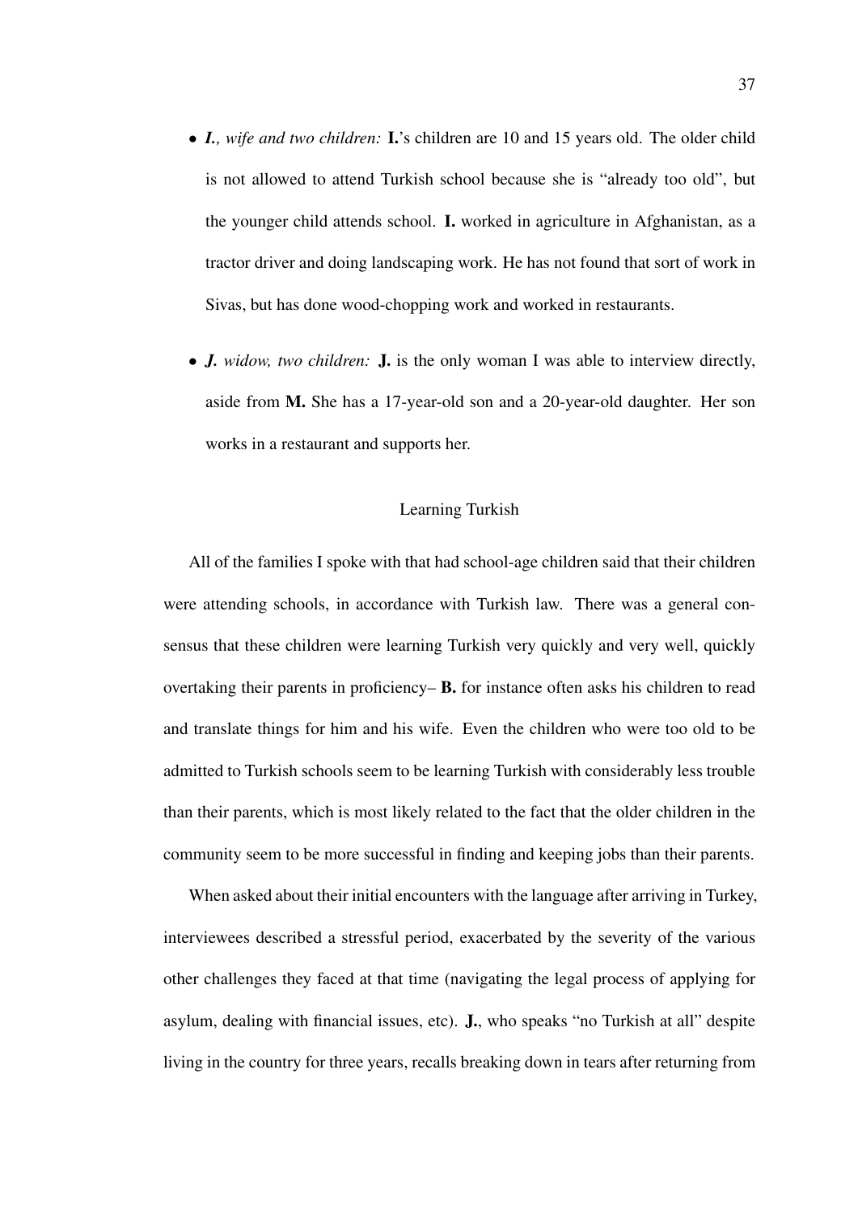- ***I.**, wife and two children:* **I.**'s children are 10 and 15 years old. The older child is not allowed to attend Turkish school because she is "already too old", but the younger child attends school. **I.** worked in agriculture in Afghanistan, as a tractor driver and doing landscaping work. He has not found that sort of work in Sivas, but has done wood-chopping work and worked in restaurants.

- ***J.** widow, two children:* **J.** is the only woman I was able to interview directly, aside from **M.** She has a 17-year-old son and a 20-year-old daughter. Her son works in a restaurant and supports her.

## Learning Turkish

All of the families I spoke with that had school-age children said that their children were attending schools, in accordance with Turkish law. There was a general consensus that these children were learning Turkish very quickly and very well, quickly overtaking their parents in proficiency– **B.** for instance often asks his children to read and translate things for him and his wife. Even the children who were too old to be admitted to Turkish schools seem to be learning Turkish with considerably less trouble than their parents, which is most likely related to the fact that the older children in the community seem to be more successful in finding and keeping jobs than their parents.

When asked about their initial encounters with the language after arriving in Turkey, interviewees described a stressful period, exacerbated by the severity of the various other challenges they faced at that time (navigating the legal process of applying for asylum, dealing with financial issues, etc). **J.**, who speaks "no Turkish at all" despite living in the country for three years, recalls breaking down in tears after returning from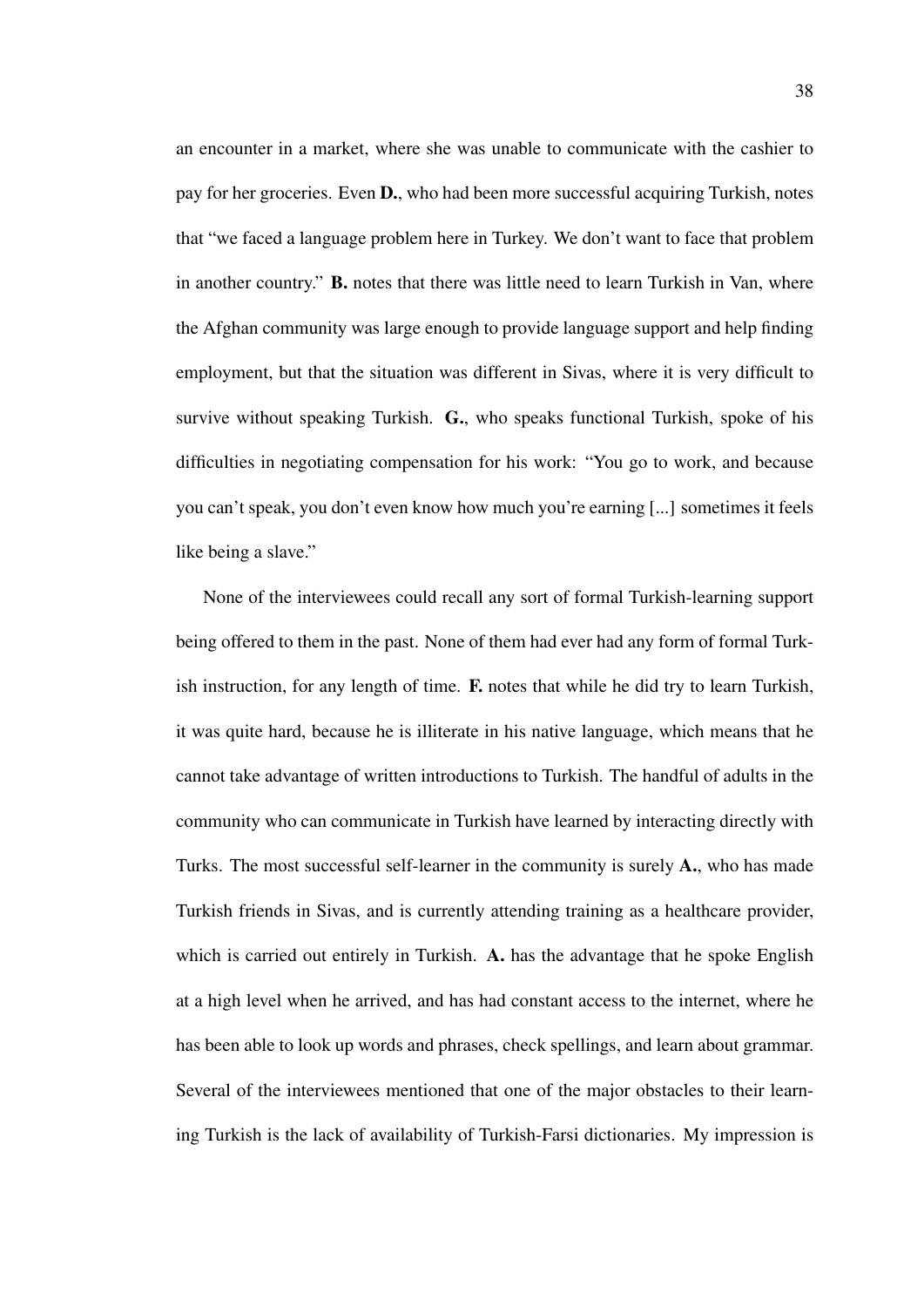an encounter in a market, where she was unable to communicate with the cashier to pay for her groceries. Even **D.**, who had been more successful acquiring Turkish, notes that "we faced a language problem here in Turkey. We don't want to face that problem in another country." **B.** notes that there was little need to learn Turkish in Van, where the Afghan community was large enough to provide language support and help finding employment, but that the situation was different in Sivas, where it is very difficult to survive without speaking Turkish. **G.**, who speaks functional Turkish, spoke of his difficulties in negotiating compensation for his work: "You go to work, and because you can't speak, you don't even know how much you're earning [...] sometimes it feels like being a slave."

None of the interviewees could recall any sort of formal Turkish-learning support being offered to them in the past. None of them had ever had any form of formal Turkish instruction, for any length of time. **F.** notes that while he did try to learn Turkish, it was quite hard, because he is illiterate in his native language, which means that he cannot take advantage of written introductions to Turkish. The handful of adults in the community who can communicate in Turkish have learned by interacting directly with Turks. The most successful self-learner in the community is surely **A.**, who has made Turkish friends in Sivas, and is currently attending training as a healthcare provider, which is carried out entirely in Turkish. **A.** has the advantage that he spoke English at a high level when he arrived, and has had constant access to the internet, where he has been able to look up words and phrases, check spellings, and learn about grammar. Several of the interviewees mentioned that one of the major obstacles to their learning Turkish is the lack of availability of Turkish-Farsi dictionaries. My impression is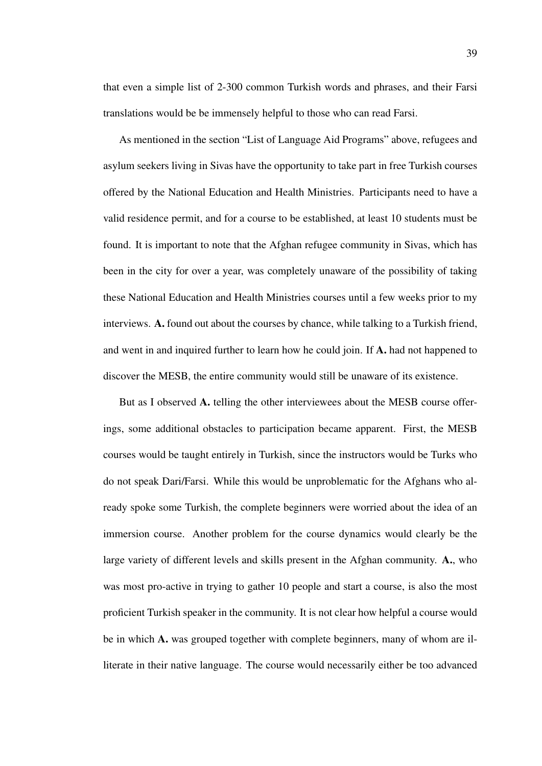that even a simple list of 2-300 common Turkish words and phrases, and their Farsi translations would be be immensely helpful to those who can read Farsi.

As mentioned in the section "List of Language Aid Programs" above, refugees and asylum seekers living in Sivas have the opportunity to take part in free Turkish courses offered by the National Education and Health Ministries. Participants need to have a valid residence permit, and for a course to be established, at least 10 students must be found. It is important to note that the Afghan refugee community in Sivas, which has been in the city for over a year, was completely unaware of the possibility of taking these National Education and Health Ministries courses until a few weeks prior to my interviews. **A.** found out about the courses by chance, while talking to a Turkish friend, and went in and inquired further to learn how he could join. If **A.** had not happened to discover the MESB, the entire community would still be unaware of its existence.

But as I observed **A.** telling the other interviewees about the MESB course offerings, some additional obstacles to participation became apparent. First, the MESB courses would be taught entirely in Turkish, since the instructors would be Turks who do not speak Dari/Farsi. While this would be unproblematic for the Afghans who already spoke some Turkish, the complete beginners were worried about the idea of an immersion course. Another problem for the course dynamics would clearly be the large variety of different levels and skills present in the Afghan community. **A.**, who was most pro-active in trying to gather 10 people and start a course, is also the most proficient Turkish speaker in the community. It is not clear how helpful a course would be in which **A.** was grouped together with complete beginners, many of whom are illiterate in their native language. The course would necessarily either be too advanced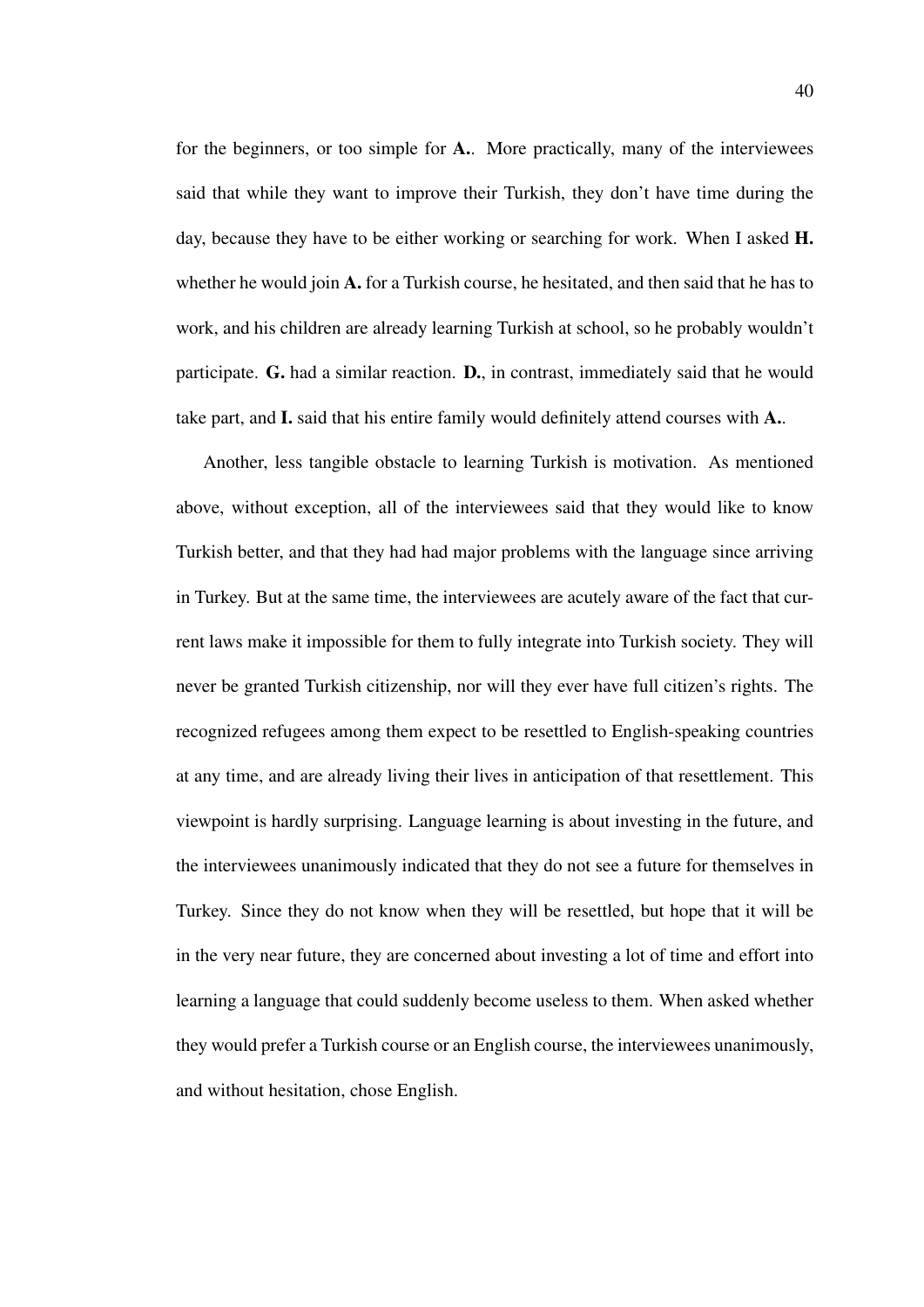for the beginners, or too simple for **A.**. More practically, many of the interviewees said that while they want to improve their Turkish, they don't have time during the day, because they have to be either working or searching for work. When I asked **H.** whether he would join **A.** for a Turkish course, he hesitated, and then said that he has to work, and his children are already learning Turkish at school, so he probably wouldn't participate. **G.** had a similar reaction. **D.**, in contrast, immediately said that he would take part, and **I.** said that his entire family would definitely attend courses with **A.**.

Another, less tangible obstacle to learning Turkish is motivation. As mentioned above, without exception, all of the interviewees said that they would like to know Turkish better, and that they had had major problems with the language since arriving in Turkey. But at the same time, the interviewees are acutely aware of the fact that current laws make it impossible for them to fully integrate into Turkish society. They will never be granted Turkish citizenship, nor will they ever have full citizen's rights. The recognized refugees among them expect to be resettled to English-speaking countries at any time, and are already living their lives in anticipation of that resettlement. This viewpoint is hardly surprising. Language learning is about investing in the future, and the interviewees unanimously indicated that they do not see a future for themselves in Turkey. Since they do not know when they will be resettled, but hope that it will be in the very near future, they are concerned about investing a lot of time and effort into learning a language that could suddenly become useless to them. When asked whether they would prefer a Turkish course or an English course, the interviewees unanimously, and without hesitation, chose English.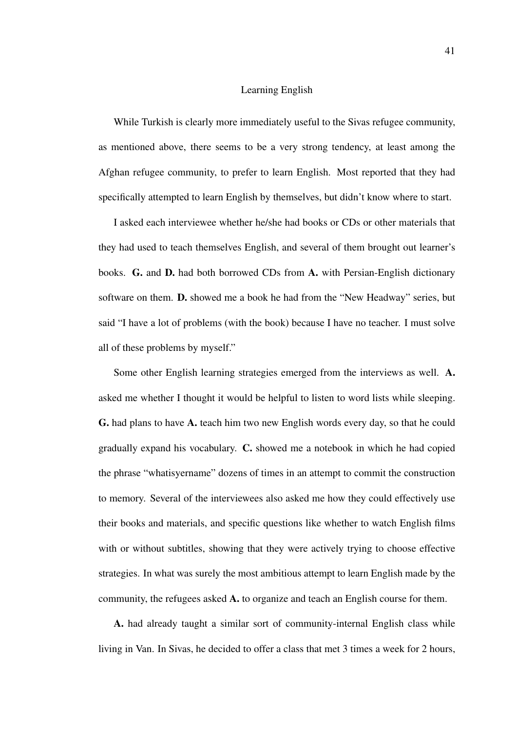## Learning English

While Turkish is clearly more immediately useful to the Sivas refugee community, as mentioned above, there seems to be a very strong tendency, at least among the Afghan refugee community, to prefer to learn English. Most reported that they had specifically attempted to learn English by themselves, but didn't know where to start.

I asked each interviewee whether he/she had books or CDs or other materials that they had used to teach themselves English, and several of them brought out learner's books. **G.** and **D.** had both borrowed CDs from **A.** with Persian-English dictionary software on them. **D.** showed me a book he had from the "New Headway" series, but said "I have a lot of problems (with the book) because I have no teacher. I must solve all of these problems by myself."

Some other English learning strategies emerged from the interviews as well. **A.** asked me whether I thought it would be helpful to listen to word lists while sleeping. **G.** had plans to have **A.** teach him two new English words every day, so that he could gradually expand his vocabulary. **C.** showed me a notebook in which he had copied the phrase "whatisyername" dozens of times in an attempt to commit the construction to memory. Several of the interviewees also asked me how they could effectively use their books and materials, and specific questions like whether to watch English films with or without subtitles, showing that they were actively trying to choose effective strategies. In what was surely the most ambitious attempt to learn English made by the community, the refugees asked **A.** to organize and teach an English course for them.

**A.** had already taught a similar sort of community-internal English class while living in Van. In Sivas, he decided to offer a class that met 3 times a week for 2 hours,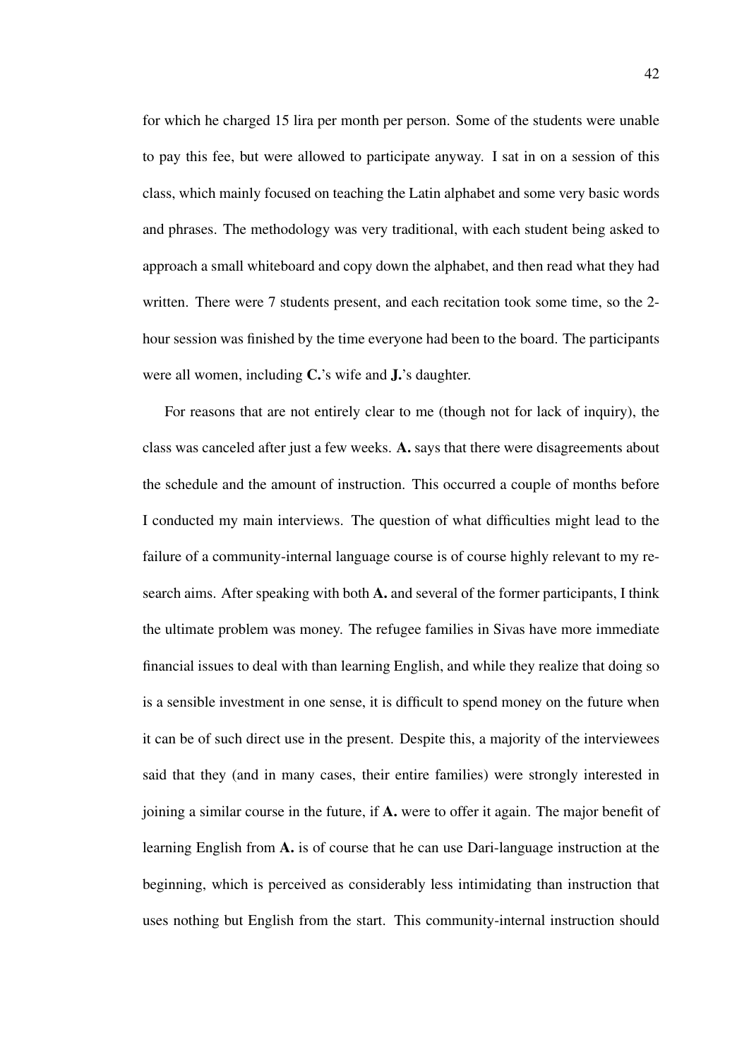for which he charged 15 lira per month per person. Some of the students were unable to pay this fee, but were allowed to participate anyway. I sat in on a session of this class, which mainly focused on teaching the Latin alphabet and some very basic words and phrases. The methodology was very traditional, with each student being asked to approach a small whiteboard and copy down the alphabet, and then read what they had written. There were 7 students present, and each recitation took some time, so the 2-hour session was finished by the time everyone had been to the board. The participants were all women, including **C.**'s wife and **J.**'s daughter.

For reasons that are not entirely clear to me (though not for lack of inquiry), the class was canceled after just a few weeks. **A.** says that there were disagreements about the schedule and the amount of instruction. This occurred a couple of months before I conducted my main interviews. The question of what difficulties might lead to the failure of a community-internal language course is of course highly relevant to my research aims. After speaking with both **A.** and several of the former participants, I think the ultimate problem was money. The refugee families in Sivas have more immediate financial issues to deal with than learning English, and while they realize that doing so is a sensible investment in one sense, it is difficult to spend money on the future when it can be of such direct use in the present. Despite this, a majority of the interviewees said that they (and in many cases, their entire families) were strongly interested in joining a similar course in the future, if **A.** were to offer it again. The major benefit of learning English from **A.** is of course that he can use Dari-language instruction at the beginning, which is perceived as considerably less intimidating than instruction that uses nothing but English from the start. This community-internal instruction should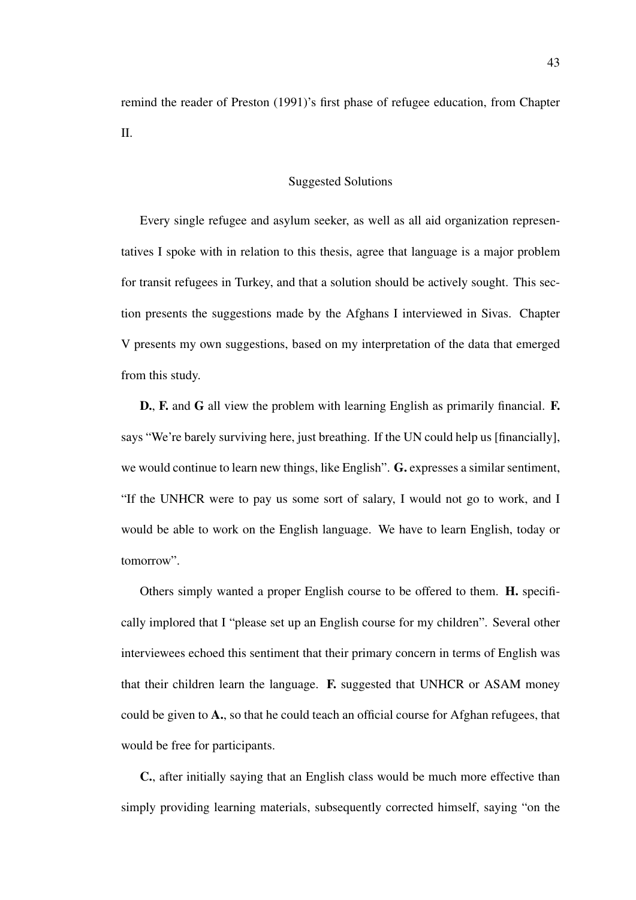remind the reader of Preston (1991)'s first phase of refugee education, from Chapter II.

## Suggested Solutions

Every single refugee and asylum seeker, as well as all aid organization representatives I spoke with in relation to this thesis, agree that language is a major problem for transit refugees in Turkey, and that a solution should be actively sought. This section presents the suggestions made by the Afghans I interviewed in Sivas. Chapter V presents my own suggestions, based on my interpretation of the data that emerged from this study.

**D.**, **F.** and **G** all view the problem with learning English as primarily financial. **F.** says "We're barely surviving here, just breathing. If the UN could help us [financially], we would continue to learn new things, like English". **G.** expresses a similar sentiment, "If the UNHCR were to pay us some sort of salary, I would not go to work, and I would be able to work on the English language. We have to learn English, today or tomorrow".

Others simply wanted a proper English course to be offered to them. **H.** specifically implored that I "please set up an English course for my children". Several other interviewees echoed this sentiment that their primary concern in terms of English was that their children learn the language. **F.** suggested that UNHCR or ASAM money could be given to **A.**, so that he could teach an official course for Afghan refugees, that would be free for participants.

**C.**, after initially saying that an English class would be much more effective than simply providing learning materials, subsequently corrected himself, saying "on the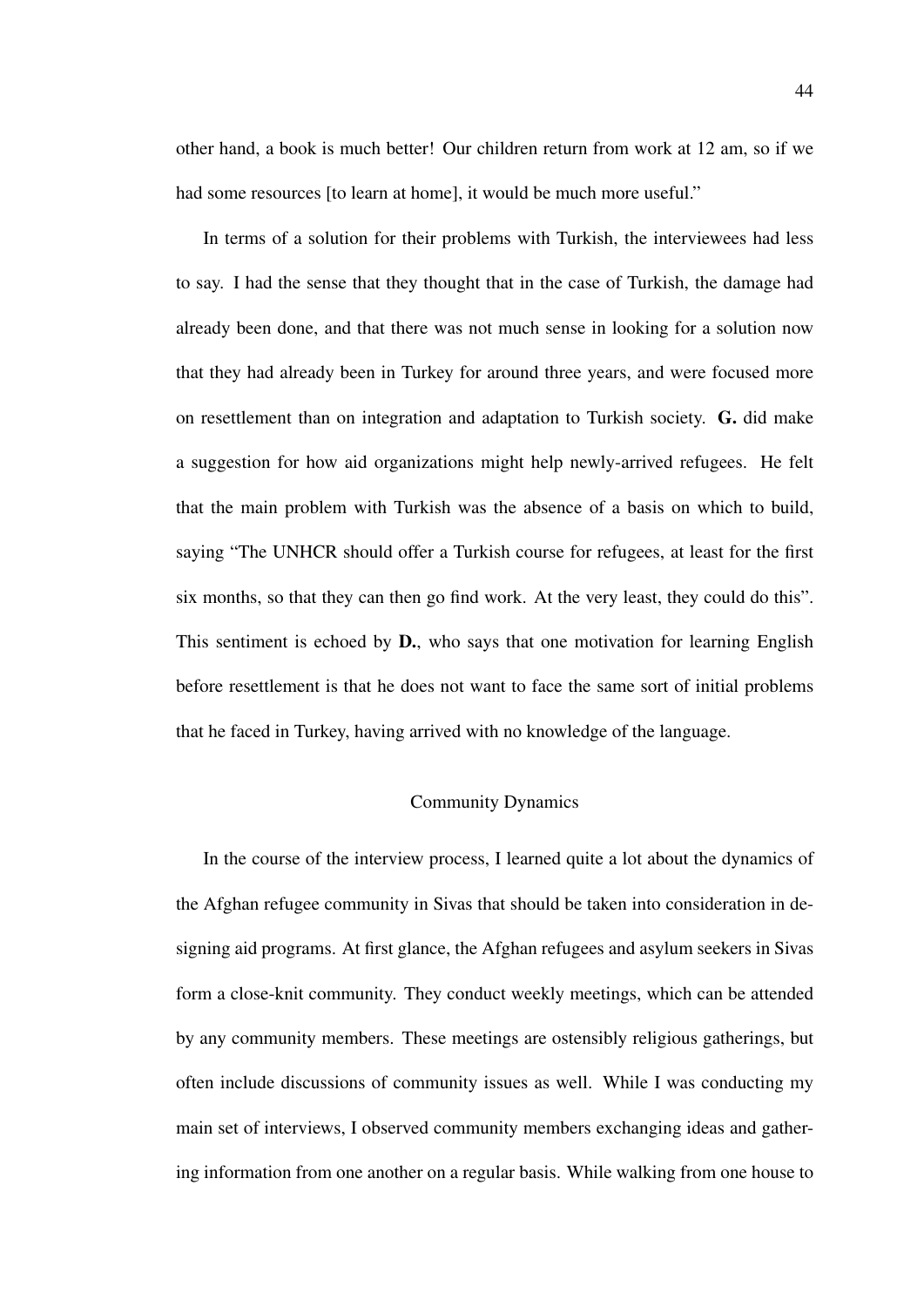other hand, a book is much better! Our children return from work at 12 am, so if we had some resources [to learn at home], it would be much more useful."

In terms of a solution for their problems with Turkish, the interviewees had less to say. I had the sense that they thought that in the case of Turkish, the damage had already been done, and that there was not much sense in looking for a solution now that they had already been in Turkey for around three years, and were focused more on resettlement than on integration and adaptation to Turkish society. **G.** did make a suggestion for how aid organizations might help newly-arrived refugees. He felt that the main problem with Turkish was the absence of a basis on which to build, saying "The UNHCR should offer a Turkish course for refugees, at least for the first six months, so that they can then go find work. At the very least, they could do this". This sentiment is echoed by **D.**, who says that one motivation for learning English before resettlement is that he does not want to face the same sort of initial problems that he faced in Turkey, having arrived with no knowledge of the language.

## Community Dynamics

In the course of the interview process, I learned quite a lot about the dynamics of the Afghan refugee community in Sivas that should be taken into consideration in designing aid programs. At first glance, the Afghan refugees and asylum seekers in Sivas form a close-knit community. They conduct weekly meetings, which can be attended by any community members. These meetings are ostensibly religious gatherings, but often include discussions of community issues as well. While I was conducting my main set of interviews, I observed community members exchanging ideas and gathering information from one another on a regular basis. While walking from one house to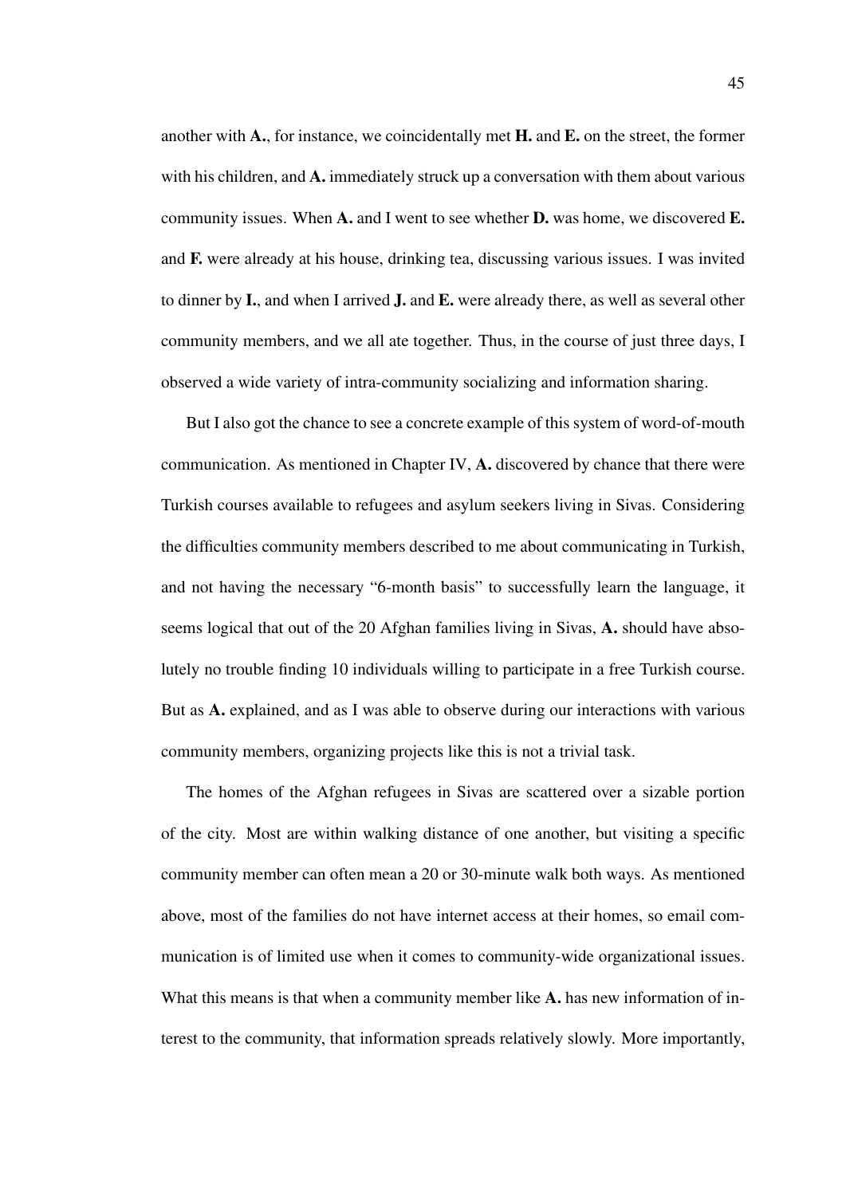another with **A.**, for instance, we coincidentally met **H.** and **E.** on the street, the former with his children, and **A.** immediately struck up a conversation with them about various community issues. When **A.** and I went to see whether **D.** was home, we discovered **E.** and **F.** were already at his house, drinking tea, discussing various issues. I was invited to dinner by **I.**, and when I arrived **J.** and **E.** were already there, as well as several other community members, and we all ate together. Thus, in the course of just three days, I observed a wide variety of intra-community socializing and information sharing.

But I also got the chance to see a concrete example of this system of word-of-mouth communication. As mentioned in Chapter IV, **A.** discovered by chance that there were Turkish courses available to refugees and asylum seekers living in Sivas. Considering the difficulties community members described to me about communicating in Turkish, and not having the necessary "6-month basis" to successfully learn the language, it seems logical that out of the 20 Afghan families living in Sivas, **A.** should have absolutely no trouble finding 10 individuals willing to participate in a free Turkish course. But as **A.** explained, and as I was able to observe during our interactions with various community members, organizing projects like this is not a trivial task.

The homes of the Afghan refugees in Sivas are scattered over a sizable portion of the city. Most are within walking distance of one another, but visiting a specific community member can often mean a 20 or 30-minute walk both ways. As mentioned above, most of the families do not have internet access at their homes, so email communication is of limited use when it comes to community-wide organizational issues. What this means is that when a community member like **A.** has new information of interest to the community, that information spreads relatively slowly. More importantly,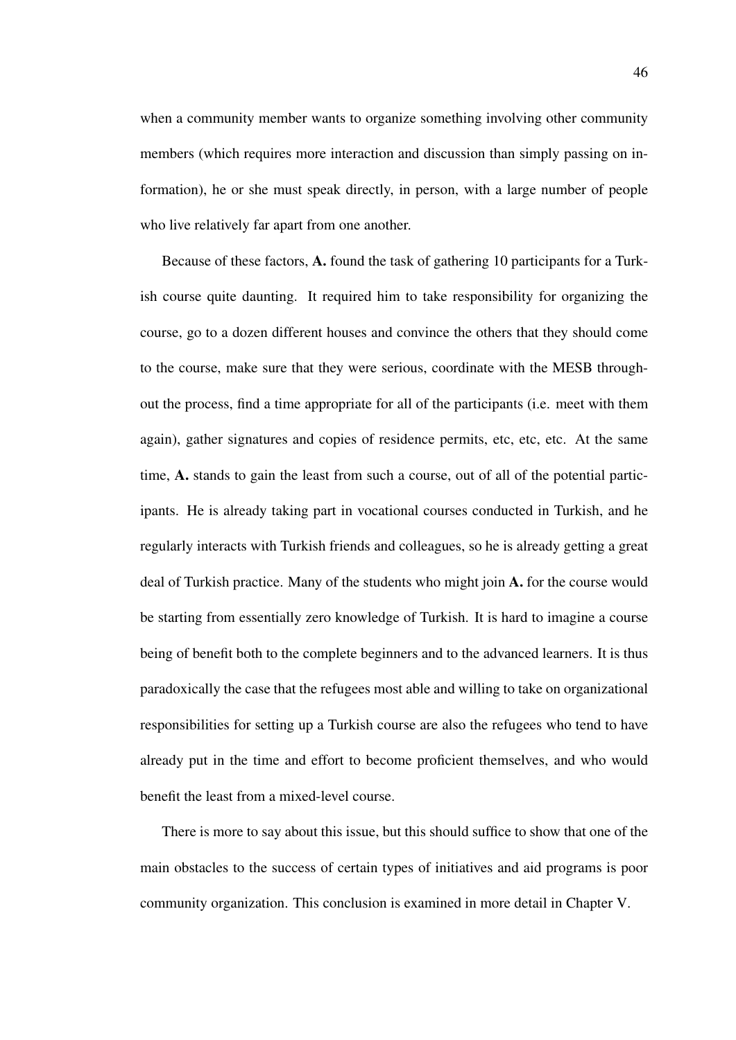when a community member wants to organize something involving other community members (which requires more interaction and discussion than simply passing on information), he or she must speak directly, in person, with a large number of people who live relatively far apart from one another.

Because of these factors, **A.** found the task of gathering 10 participants for a Turkish course quite daunting. It required him to take responsibility for organizing the course, go to a dozen different houses and convince the others that they should come to the course, make sure that they were serious, coordinate with the MESB throughout the process, find a time appropriate for all of the participants (i.e. meet with them again), gather signatures and copies of residence permits, etc, etc, etc. At the same time, **A.** stands to gain the least from such a course, out of all of the potential participants. He is already taking part in vocational courses conducted in Turkish, and he regularly interacts with Turkish friends and colleagues, so he is already getting a great deal of Turkish practice. Many of the students who might join **A.** for the course would be starting from essentially zero knowledge of Turkish. It is hard to imagine a course being of benefit both to the complete beginners and to the advanced learners. It is thus paradoxically the case that the refugees most able and willing to take on organizational responsibilities for setting up a Turkish course are also the refugees who tend to have already put in the time and effort to become proficient themselves, and who would benefit the least from a mixed-level course.

There is more to say about this issue, but this should suffice to show that one of the main obstacles to the success of certain types of initiatives and aid programs is poor community organization. This conclusion is examined in more detail in Chapter V.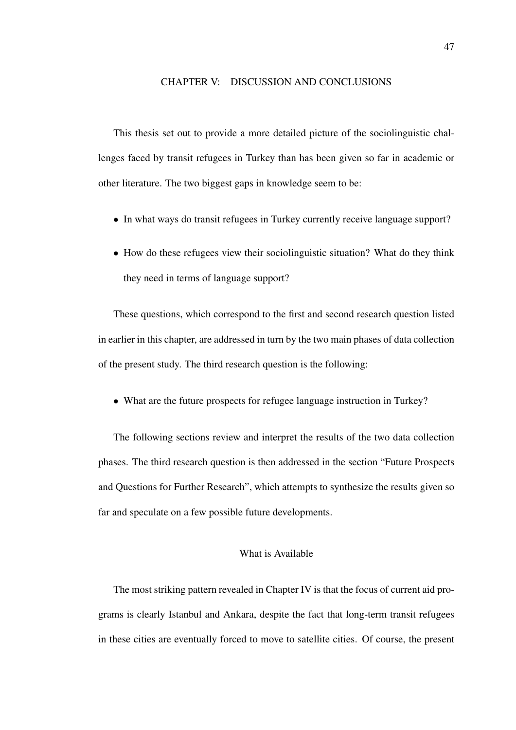# CHAPTER V: DISCUSSION AND CONCLUSIONS

This thesis set out to provide a more detailed picture of the sociolinguistic challenges faced by transit refugees in Turkey than has been given so far in academic or other literature. The two biggest gaps in knowledge seem to be:

- In what ways do transit refugees in Turkey currently receive language support?
- How do these refugees view their sociolinguistic situation? What do they think they need in terms of language support?

These questions, which correspond to the first and second research question listed in earlier in this chapter, are addressed in turn by the two main phases of data collection of the present study. The third research question is the following:

- What are the future prospects for refugee language instruction in Turkey?

The following sections review and interpret the results of the two data collection phases. The third research question is then addressed in the section "Future Prospects and Questions for Further Research", which attempts to synthesize the results given so far and speculate on a few possible future developments.

## What is Available

The most striking pattern revealed in Chapter IV is that the focus of current aid programs is clearly Istanbul and Ankara, despite the fact that long-term transit refugees in these cities are eventually forced to move to satellite cities. Of course, the present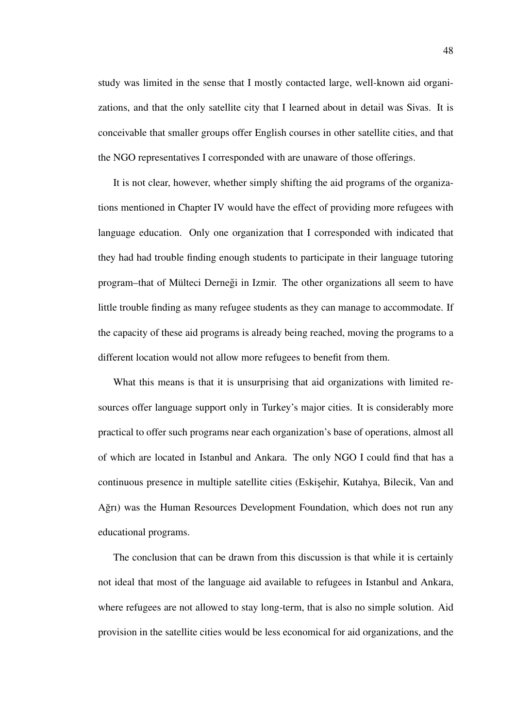study was limited in the sense that I mostly contacted large, well-known aid organizations, and that the only satellite city that I learned about in detail was Sivas. It is conceivable that smaller groups offer English courses in other satellite cities, and that the NGO representatives I corresponded with are unaware of those offerings.

It is not clear, however, whether simply shifting the aid programs of the organizations mentioned in Chapter IV would have the effect of providing more refugees with language education. Only one organization that I corresponded with indicated that they had had trouble finding enough students to participate in their language tutoring program–that of Mülteci Derneği in Izmir. The other organizations all seem to have little trouble finding as many refugee students as they can manage to accommodate. If the capacity of these aid programs is already being reached, moving the programs to a different location would not allow more refugees to benefit from them.

What this means is that it is unsurprising that aid organizations with limited resources offer language support only in Turkey's major cities. It is considerably more practical to offer such programs near each organization's base of operations, almost all of which are located in Istanbul and Ankara. The only NGO I could find that has a continuous presence in multiple satellite cities (Eskişehir, Kutahya, Bilecik, Van and Ağrı) was the Human Resources Development Foundation, which does not run any educational programs.

The conclusion that can be drawn from this discussion is that while it is certainly not ideal that most of the language aid available to refugees in Istanbul and Ankara, where refugees are not allowed to stay long-term, that is also no simple solution. Aid provision in the satellite cities would be less economical for aid organizations, and the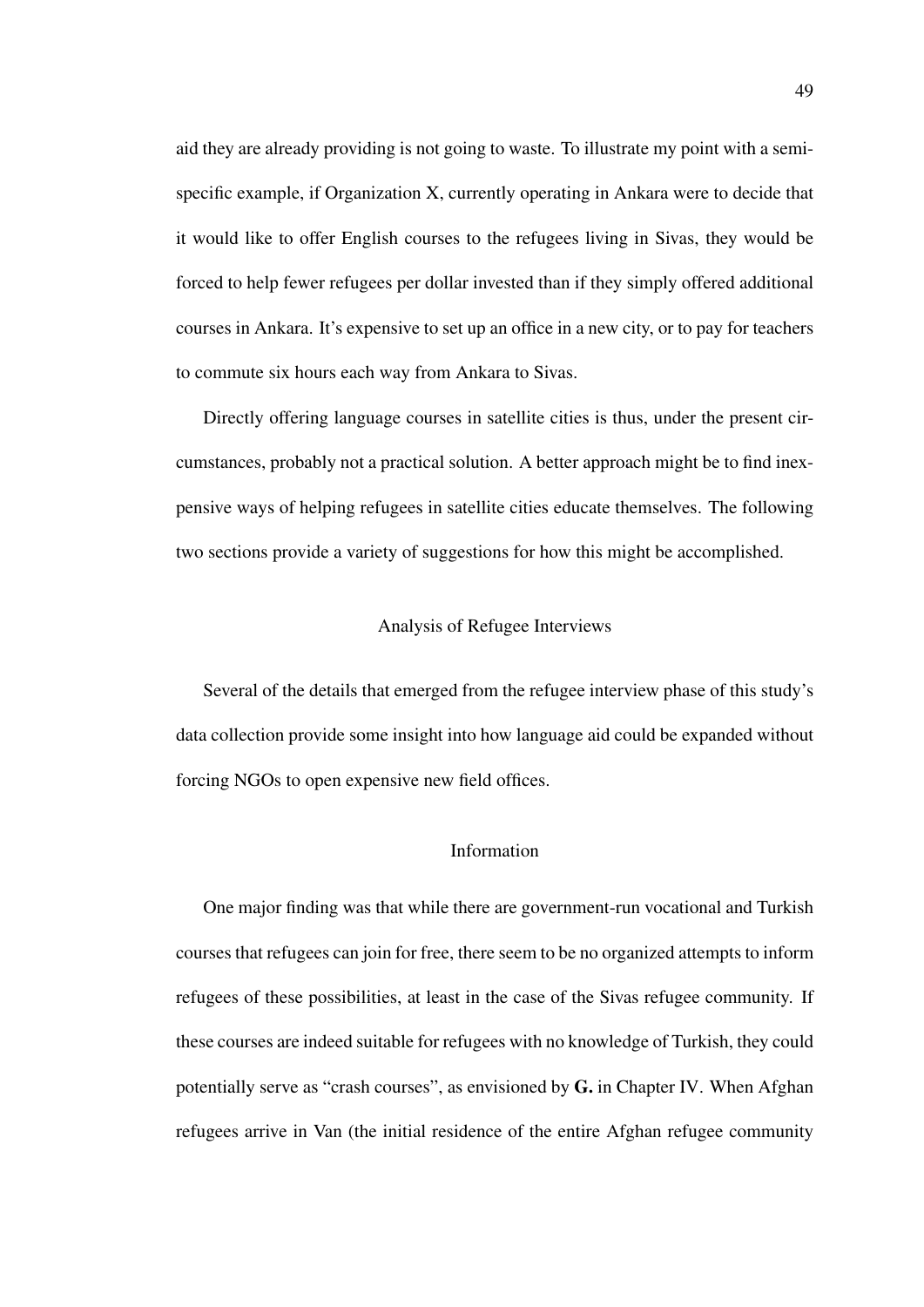aid they are already providing is not going to waste. To illustrate my point with a semi-specific example, if Organization X, currently operating in Ankara were to decide that it would like to offer English courses to the refugees living in Sivas, they would be forced to help fewer refugees per dollar invested than if they simply offered additional courses in Ankara. It's expensive to set up an office in a new city, or to pay for teachers to commute six hours each way from Ankara to Sivas.

Directly offering language courses in satellite cities is thus, under the present circumstances, probably not a practical solution. A better approach might be to find inexpensive ways of helping refugees in satellite cities educate themselves. The following two sections provide a variety of suggestions for how this might be accomplished.

## Analysis of Refugee Interviews

Several of the details that emerged from the refugee interview phase of this study's data collection provide some insight into how language aid could be expanded without forcing NGOs to open expensive new field offices.

### Information

One major finding was that while there are government-run vocational and Turkish courses that refugees can join for free, there seem to be no organized attempts to inform refugees of these possibilities, at least in the case of the Sivas refugee community. If these courses are indeed suitable for refugees with no knowledge of Turkish, they could potentially serve as "crash courses", as envisioned by **G.** in Chapter IV. When Afghan refugees arrive in Van (the initial residence of the entire Afghan refugee community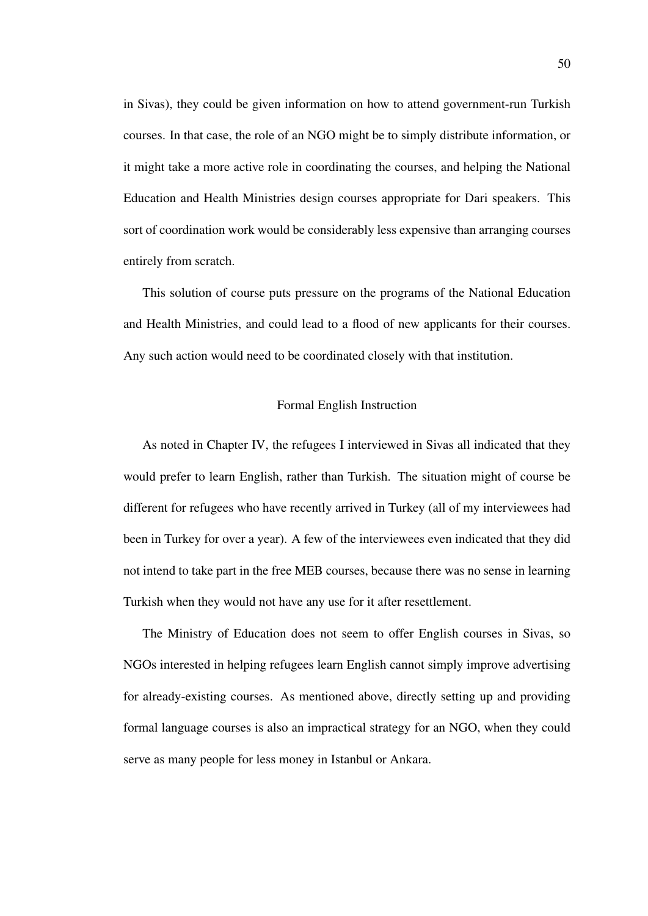in Sivas), they could be given information on how to attend government-run Turkish courses. In that case, the role of an NGO might be to simply distribute information, or it might take a more active role in coordinating the courses, and helping the National Education and Health Ministries design courses appropriate for Dari speakers. This sort of coordination work would be considerably less expensive than arranging courses entirely from scratch.

This solution of course puts pressure on the programs of the National Education and Health Ministries, and could lead to a flood of new applicants for their courses. Any such action would need to be coordinated closely with that institution.

### Formal English Instruction

As noted in Chapter IV, the refugees I interviewed in Sivas all indicated that they would prefer to learn English, rather than Turkish. The situation might of course be different for refugees who have recently arrived in Turkey (all of my interviewees had been in Turkey for over a year). A few of the interviewees even indicated that they did not intend to take part in the free MEB courses, because there was no sense in learning Turkish when they would not have any use for it after resettlement.

The Ministry of Education does not seem to offer English courses in Sivas, so NGOs interested in helping refugees learn English cannot simply improve advertising for already-existing courses. As mentioned above, directly setting up and providing formal language courses is also an impractical strategy for an NGO, when they could serve as many people for less money in Istanbul or Ankara.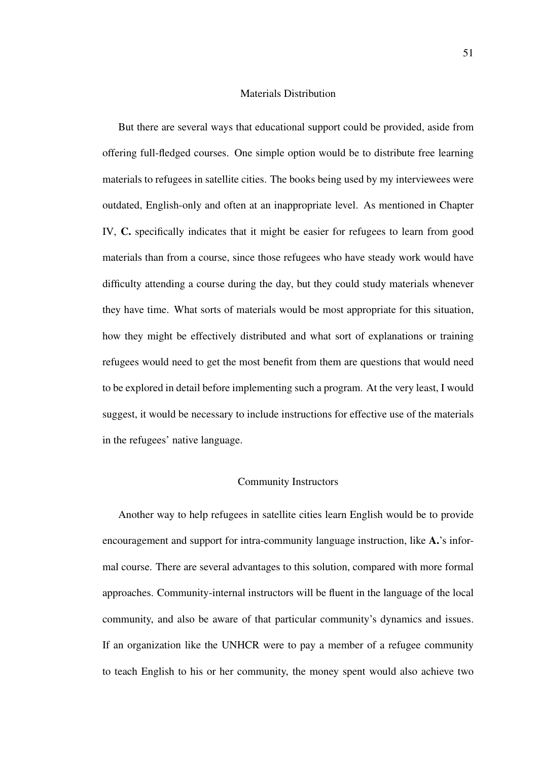## Materials Distribution

But there are several ways that educational support could be provided, aside from offering full-fledged courses. One simple option would be to distribute free learning materials to refugees in satellite cities. The books being used by my interviewees were outdated, English-only and often at an inappropriate level. As mentioned in Chapter IV, **C.** specifically indicates that it might be easier for refugees to learn from good materials than from a course, since those refugees who have steady work would have difficulty attending a course during the day, but they could study materials whenever they have time. What sorts of materials would be most appropriate for this situation, how they might be effectively distributed and what sort of explanations or training refugees would need to get the most benefit from them are questions that would need to be explored in detail before implementing such a program. At the very least, I would suggest, it would be necessary to include instructions for effective use of the materials in the refugees' native language.

## Community Instructors

Another way to help refugees in satellite cities learn English would be to provide encouragement and support for intra-community language instruction, like **A.**'s informal course. There are several advantages to this solution, compared with more formal approaches. Community-internal instructors will be fluent in the language of the local community, and also be aware of that particular community's dynamics and issues. If an organization like the UNHCR were to pay a member of a refugee community to teach English to his or her community, the money spent would also achieve two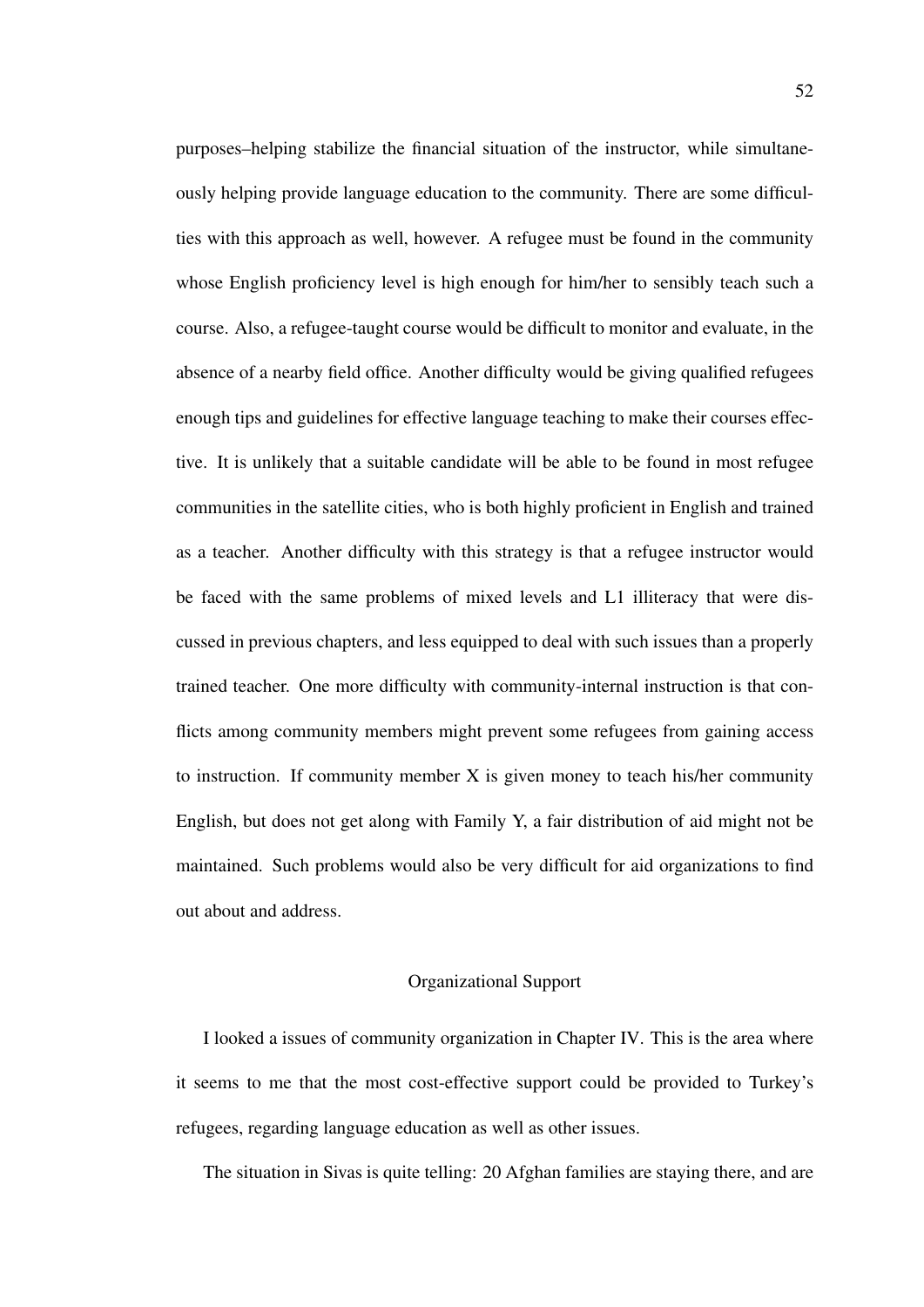purposes–helping stabilize the financial situation of the instructor, while simultaneously helping provide language education to the community. There are some difficulties with this approach as well, however. A refugee must be found in the community whose English proficiency level is high enough for him/her to sensibly teach such a course. Also, a refugee-taught course would be difficult to monitor and evaluate, in the absence of a nearby field office. Another difficulty would be giving qualified refugees enough tips and guidelines for effective language teaching to make their courses effective. It is unlikely that a suitable candidate will be able to be found in most refugee communities in the satellite cities, who is both highly proficient in English and trained as a teacher. Another difficulty with this strategy is that a refugee instructor would be faced with the same problems of mixed levels and L1 illiteracy that were discussed in previous chapters, and less equipped to deal with such issues than a properly trained teacher. One more difficulty with community-internal instruction is that conflicts among community members might prevent some refugees from gaining access to instruction. If community member X is given money to teach his/her community English, but does not get along with Family Y, a fair distribution of aid might not be maintained. Such problems would also be very difficult for aid organizations to find out about and address.

## Organizational Support

I looked a issues of community organization in Chapter IV. This is the area where it seems to me that the most cost-effective support could be provided to Turkey's refugees, regarding language education as well as other issues.

The situation in Sivas is quite telling: 20 Afghan families are staying there, and are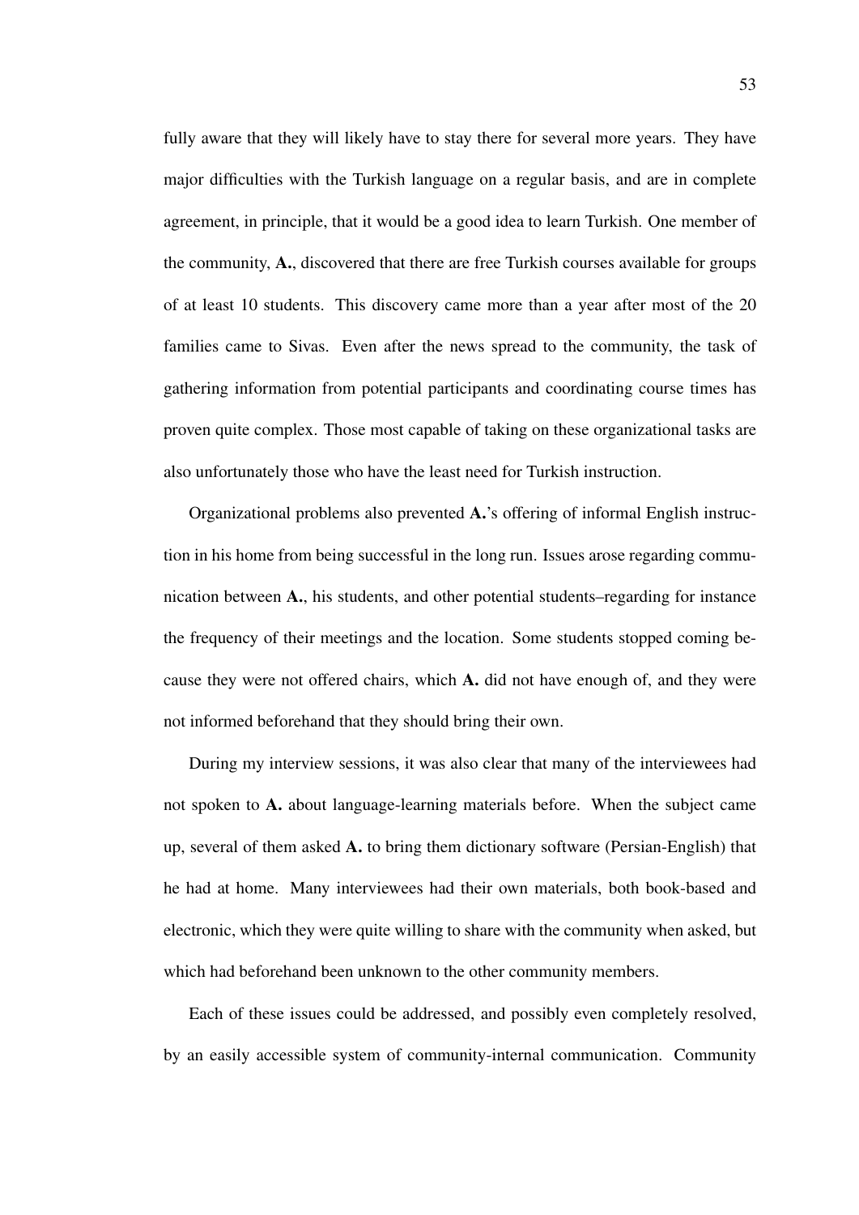fully aware that they will likely have to stay there for several more years. They have major difficulties with the Turkish language on a regular basis, and are in complete agreement, in principle, that it would be a good idea to learn Turkish. One member of the community, **A.**, discovered that there are free Turkish courses available for groups of at least 10 students. This discovery came more than a year after most of the 20 families came to Sivas. Even after the news spread to the community, the task of gathering information from potential participants and coordinating course times has proven quite complex. Those most capable of taking on these organizational tasks are also unfortunately those who have the least need for Turkish instruction.

Organizational problems also prevented **A.**'s offering of informal English instruction in his home from being successful in the long run. Issues arose regarding communication between **A.**, his students, and other potential students–regarding for instance the frequency of their meetings and the location. Some students stopped coming because they were not offered chairs, which **A.** did not have enough of, and they were not informed beforehand that they should bring their own.

During my interview sessions, it was also clear that many of the interviewees had not spoken to **A.** about language-learning materials before. When the subject came up, several of them asked **A.** to bring them dictionary software (Persian-English) that he had at home. Many interviewees had their own materials, both book-based and electronic, which they were quite willing to share with the community when asked, but which had beforehand been unknown to the other community members.

Each of these issues could be addressed, and possibly even completely resolved, by an easily accessible system of community-internal communication. Community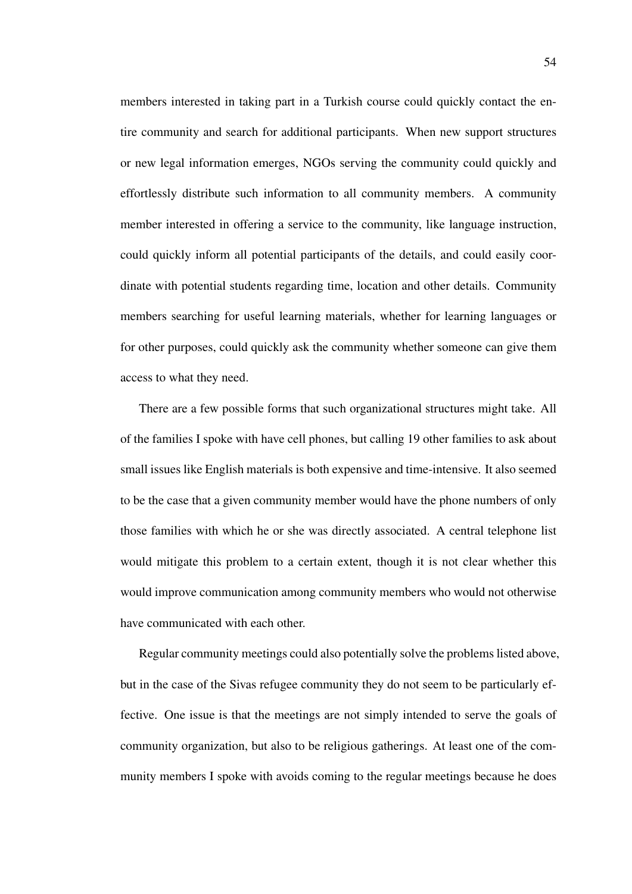members interested in taking part in a Turkish course could quickly contact the entire community and search for additional participants. When new support structures or new legal information emerges, NGOs serving the community could quickly and effortlessly distribute such information to all community members. A community member interested in offering a service to the community, like language instruction, could quickly inform all potential participants of the details, and could easily coordinate with potential students regarding time, location and other details. Community members searching for useful learning materials, whether for learning languages or for other purposes, could quickly ask the community whether someone can give them access to what they need.

There are a few possible forms that such organizational structures might take. All of the families I spoke with have cell phones, but calling 19 other families to ask about small issues like English materials is both expensive and time-intensive. It also seemed to be the case that a given community member would have the phone numbers of only those families with which he or she was directly associated. A central telephone list would mitigate this problem to a certain extent, though it is not clear whether this would improve communication among community members who would not otherwise have communicated with each other.

Regular community meetings could also potentially solve the problems listed above, but in the case of the Sivas refugee community they do not seem to be particularly effective. One issue is that the meetings are not simply intended to serve the goals of community organization, but also to be religious gatherings. At least one of the community members I spoke with avoids coming to the regular meetings because he does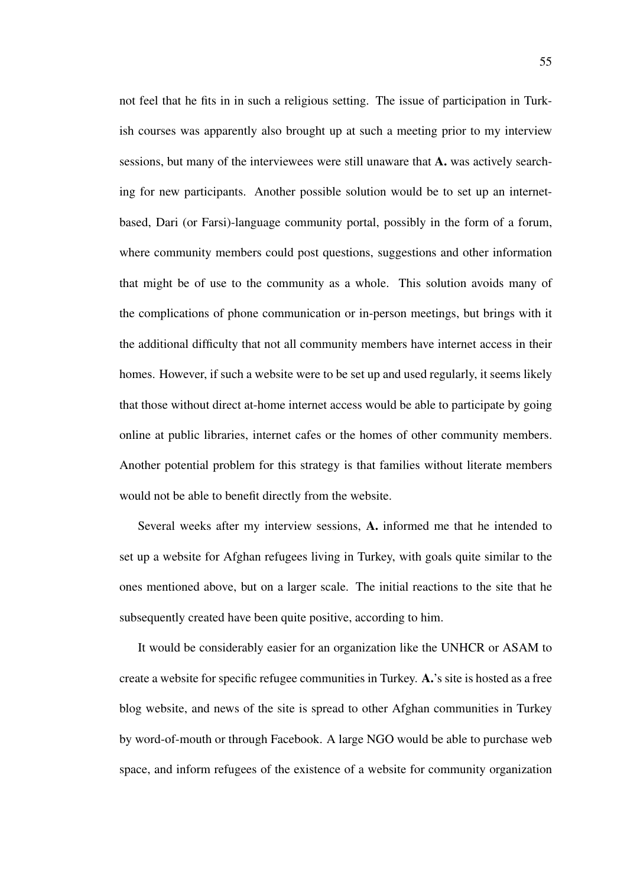not feel that he fits in in such a religious setting. The issue of participation in Turkish courses was apparently also brought up at such a meeting prior to my interview sessions, but many of the interviewees were still unaware that **A.** was actively searching for new participants. Another possible solution would be to set up an internet-based, Dari (or Farsi)-language community portal, possibly in the form of a forum, where community members could post questions, suggestions and other information that might be of use to the community as a whole. This solution avoids many of the complications of phone communication or in-person meetings, but brings with it the additional difficulty that not all community members have internet access in their homes. However, if such a website were to be set up and used regularly, it seems likely that those without direct at-home internet access would be able to participate by going online at public libraries, internet cafes or the homes of other community members. Another potential problem for this strategy is that families without literate members would not be able to benefit directly from the website.

Several weeks after my interview sessions, **A.** informed me that he intended to set up a website for Afghan refugees living in Turkey, with goals quite similar to the ones mentioned above, but on a larger scale. The initial reactions to the site that he subsequently created have been quite positive, according to him.

It would be considerably easier for an organization like the UNHCR or ASAM to create a website for specific refugee communities in Turkey. **A.**'s site is hosted as a free blog website, and news of the site is spread to other Afghan communities in Turkey by word-of-mouth or through Facebook. A large NGO would be able to purchase web space, and inform refugees of the existence of a website for community organization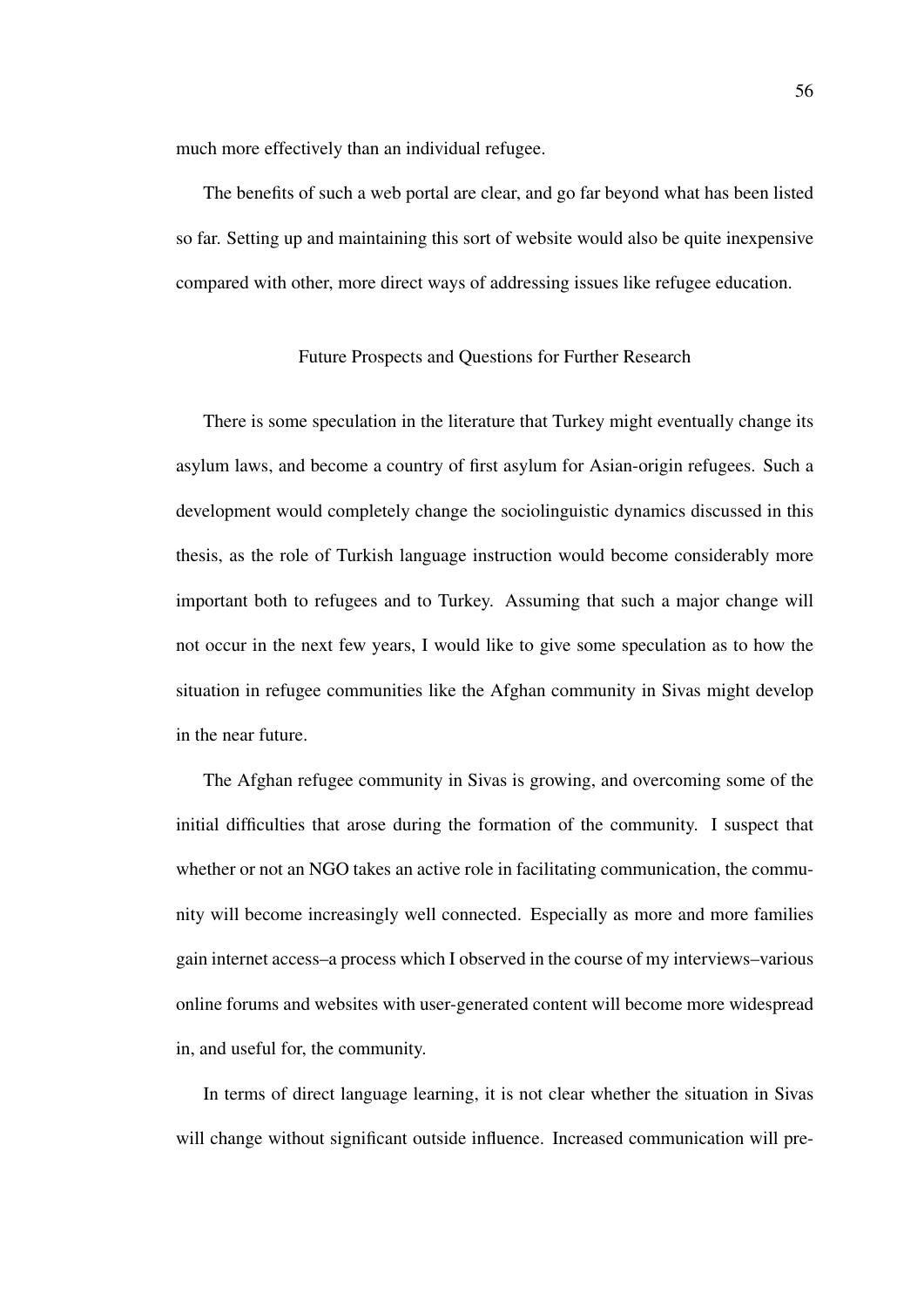much more effectively than an individual refugee.

The benefits of such a web portal are clear, and go far beyond what has been listed so far. Setting up and maintaining this sort of website would also be quite inexpensive compared with other, more direct ways of addressing issues like refugee education.

## Future Prospects and Questions for Further Research

There is some speculation in the literature that Turkey might eventually change its asylum laws, and become a country of first asylum for Asian-origin refugees. Such a development would completely change the sociolinguistic dynamics discussed in this thesis, as the role of Turkish language instruction would become considerably more important both to refugees and to Turkey. Assuming that such a major change will not occur in the next few years, I would like to give some speculation as to how the situation in refugee communities like the Afghan community in Sivas might develop in the near future.

The Afghan refugee community in Sivas is growing, and overcoming some of the initial difficulties that arose during the formation of the community. I suspect that whether or not an NGO takes an active role in facilitating communication, the community will become increasingly well connected. Especially as more and more families gain internet access–a process which I observed in the course of my interviews–various online forums and websites with user-generated content will become more widespread in, and useful for, the community.

In terms of direct language learning, it is not clear whether the situation in Sivas will change without significant outside influence. Increased communication will pre-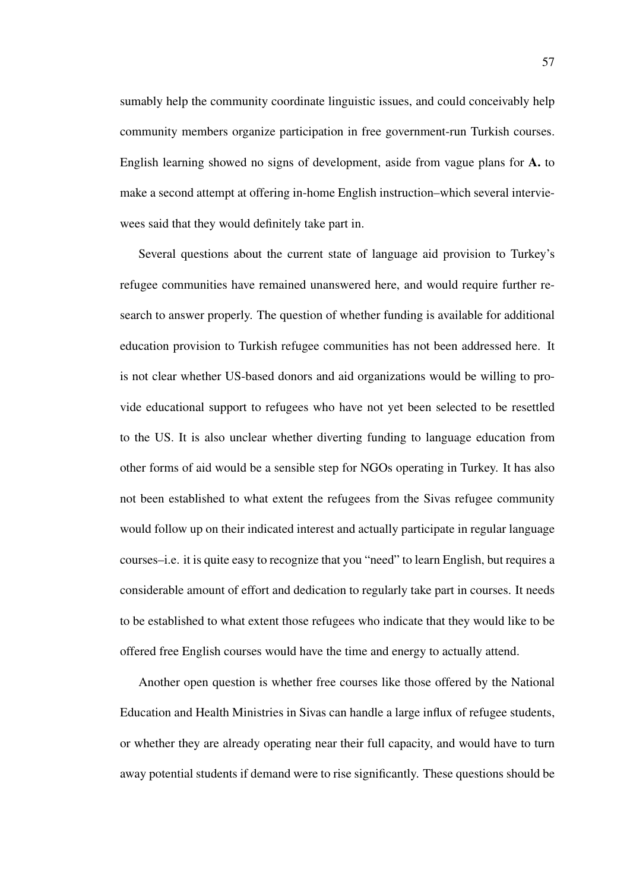sumably help the community coordinate linguistic issues, and could conceivably help community members organize participation in free government-run Turkish courses. English learning showed no signs of development, aside from vague plans for **A.** to make a second attempt at offering in-home English instruction–which several interviewees said that they would definitely take part in.

Several questions about the current state of language aid provision to Turkey's refugee communities have remained unanswered here, and would require further research to answer properly. The question of whether funding is available for additional education provision to Turkish refugee communities has not been addressed here. It is not clear whether US-based donors and aid organizations would be willing to provide educational support to refugees who have not yet been selected to be resettled to the US. It is also unclear whether diverting funding to language education from other forms of aid would be a sensible step for NGOs operating in Turkey. It has also not been established to what extent the refugees from the Sivas refugee community would follow up on their indicated interest and actually participate in regular language courses–i.e. it is quite easy to recognize that you "need" to learn English, but requires a considerable amount of effort and dedication to regularly take part in courses. It needs to be established to what extent those refugees who indicate that they would like to be offered free English courses would have the time and energy to actually attend.

Another open question is whether free courses like those offered by the National Education and Health Ministries in Sivas can handle a large influx of refugee students, or whether they are already operating near their full capacity, and would have to turn away potential students if demand were to rise significantly. These questions should be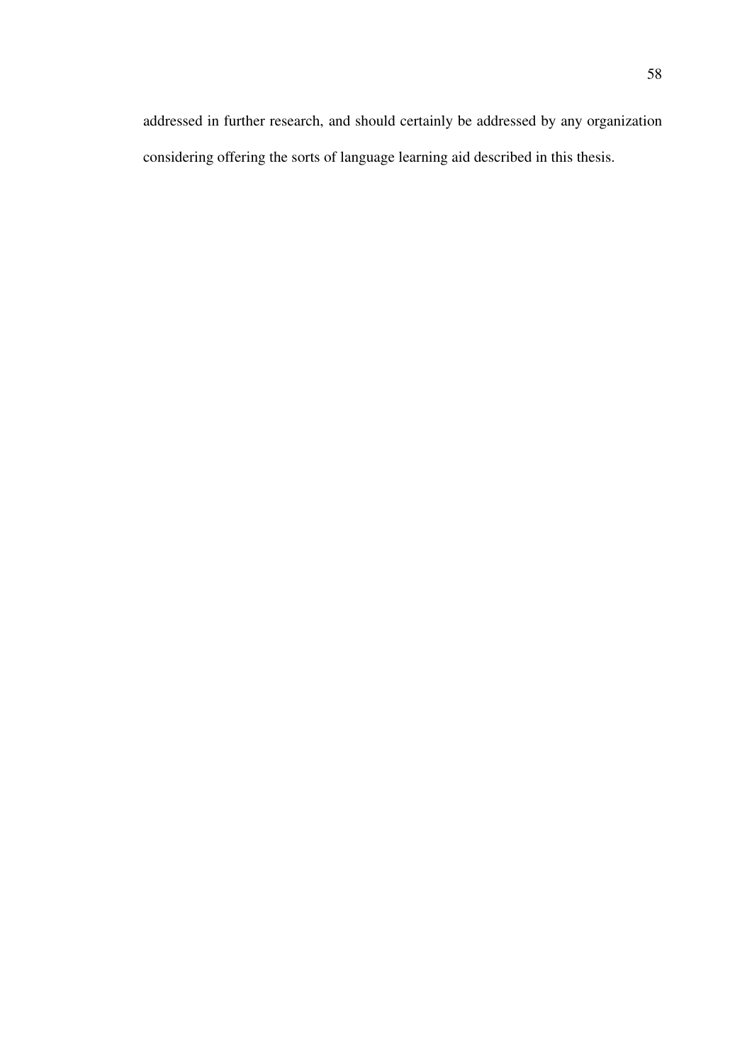addressed in further research, and should certainly be addressed by any organization considering offering the sorts of language learning aid described in this thesis.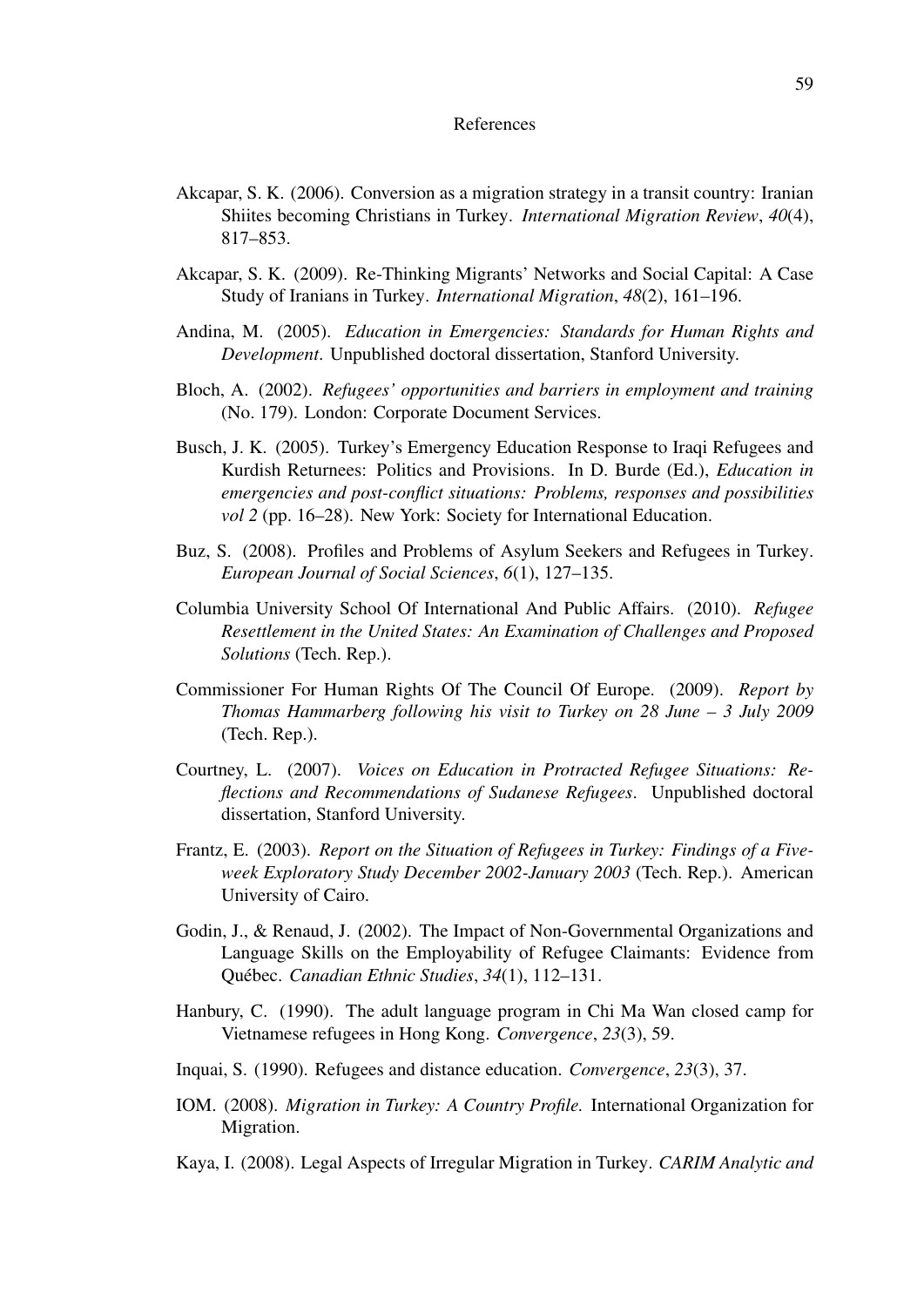# References

Akcapar, S. K. (2006). Conversion as a migration strategy in a transit country: Iranian Shiites becoming Christians in Turkey. *International Migration Review*, *40*(4), 817–853.

Akcapar, S. K. (2009). Re-Thinking Migrants' Networks and Social Capital: A Case Study of Iranians in Turkey. *International Migration*, *48*(2), 161–196.

Andina, M. (2005). *Education in Emergencies: Standards for Human Rights and Development*. Unpublished doctoral dissertation, Stanford University.

Bloch, A. (2002). *Refugees' opportunities and barriers in employment and training* (No. 179). London: Corporate Document Services.

Busch, J. K. (2005). Turkey's Emergency Education Response to Iraqi Refugees and Kurdish Returnees: Politics and Provisions. In D. Burde (Ed.), *Education in emergencies and post-conflict situations: Problems, responses and possibilities vol 2* (pp. 16–28). New York: Society for International Education.

Buz, S. (2008). Profiles and Problems of Asylum Seekers and Refugees in Turkey. *European Journal of Social Sciences*, *6*(1), 127–135.

Columbia University School Of International And Public Affairs. (2010). *Refugee Resettlement in the United States: An Examination of Challenges and Proposed Solutions* (Tech. Rep.).

Commissioner For Human Rights Of The Council Of Europe. (2009). *Report by Thomas Hammarberg following his visit to Turkey on 28 June – 3 July 2009* (Tech. Rep.).

Courtney, L. (2007). *Voices on Education in Protracted Refugee Situations: Reflections and Recommendations of Sudanese Refugees*. Unpublished doctoral dissertation, Stanford University.

Frantz, E. (2003). *Report on the Situation of Refugees in Turkey: Findings of a Five-week Exploratory Study December 2002-January 2003* (Tech. Rep.). American University of Cairo.

Godin, J., & Renaud, J. (2002). The Impact of Non-Governmental Organizations and Language Skills on the Employability of Refugee Claimants: Evidence from Québec. *Canadian Ethnic Studies*, *34*(1), 112–131.

Hanbury, C. (1990). The adult language program in Chi Ma Wan closed camp for Vietnamese refugees in Hong Kong. *Convergence*, *23*(3), 59.

Inquai, S. (1990). Refugees and distance education. *Convergence*, *23*(3), 37.

IOM. (2008). *Migration in Turkey: A Country Profile.* International Organization for Migration.

Kaya, I. (2008). Legal Aspects of Irregular Migration in Turkey. *CARIM Analytic and*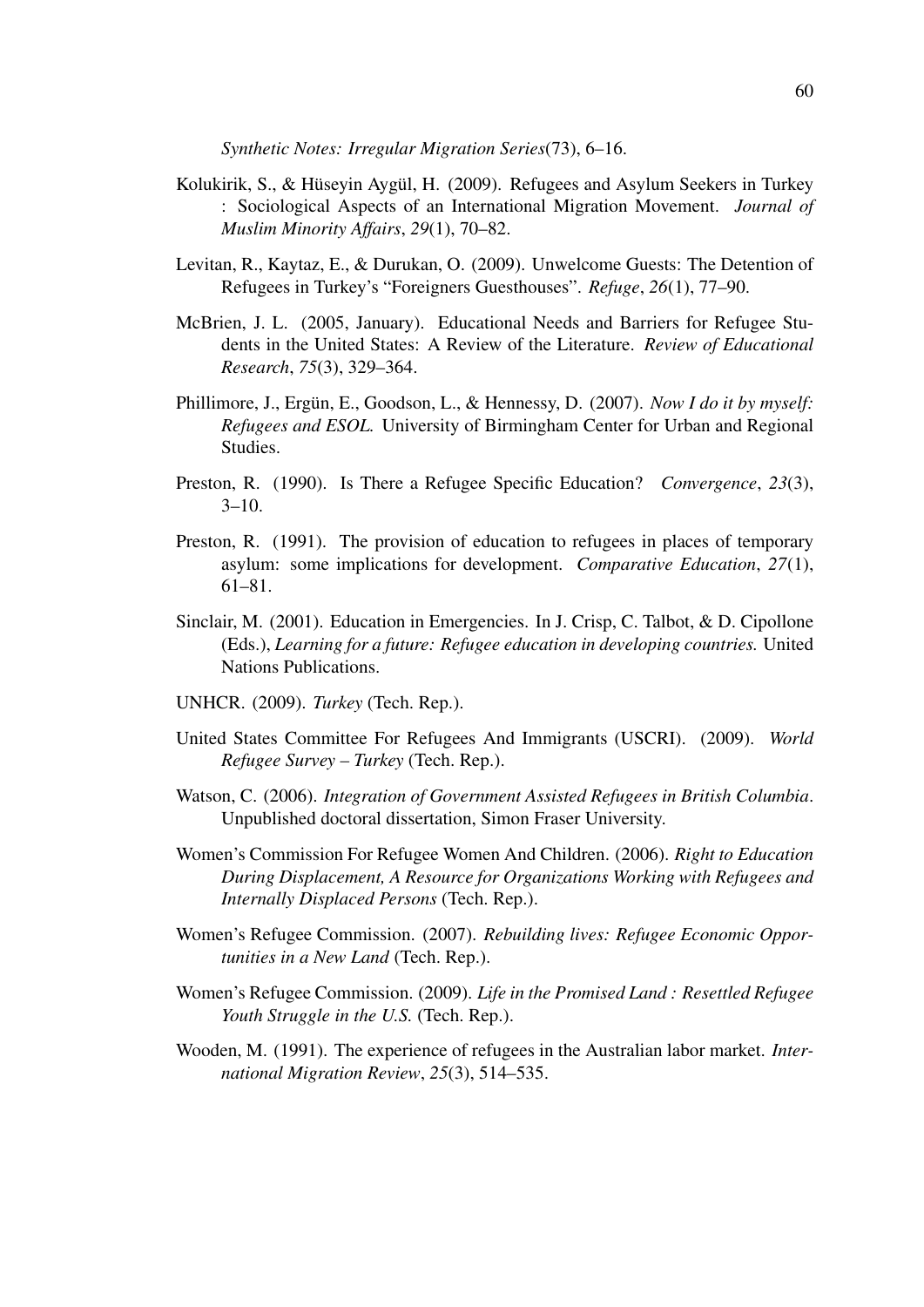*Synthetic Notes: Irregular Migration Series*(73), 6–16.

Kolukirik, S., & Hüseyin Aygül, H. (2009). Refugees and Asylum Seekers in Turkey : Sociological Aspects of an International Migration Movement. *Journal of Muslim Minority Affairs*, *29*(1), 70–82.

Levitan, R., Kaytaz, E., & Durukan, O. (2009). Unwelcome Guests: The Detention of Refugees in Turkey's "Foreigners Guesthouses". *Refuge*, *26*(1), 77–90.

McBrien, J. L. (2005, January). Educational Needs and Barriers for Refugee Students in the United States: A Review of the Literature. *Review of Educational Research*, *75*(3), 329–364.

Phillimore, J., Ergün, E., Goodson, L., & Hennessy, D. (2007). *Now I do it by myself: Refugees and ESOL.* University of Birmingham Center for Urban and Regional Studies.

Preston, R. (1990). Is There a Refugee Specific Education? *Convergence*, *23*(3), 3–10.

Preston, R. (1991). The provision of education to refugees in places of temporary asylum: some implications for development. *Comparative Education*, *27*(1), 61–81.

Sinclair, M. (2001). Education in Emergencies. In J. Crisp, C. Talbot, & D. Cipollone (Eds.), *Learning for a future: Refugee education in developing countries.* United Nations Publications.

UNHCR. (2009). *Turkey* (Tech. Rep.).

United States Committee For Refugees And Immigrants (USCRI). (2009). *World Refugee Survey – Turkey* (Tech. Rep.).

Watson, C. (2006). *Integration of Government Assisted Refugees in British Columbia*. Unpublished doctoral dissertation, Simon Fraser University.

Women's Commission For Refugee Women And Children. (2006). *Right to Education During Displacement, A Resource for Organizations Working with Refugees and Internally Displaced Persons* (Tech. Rep.).

Women's Refugee Commission. (2007). *Rebuilding lives: Refugee Economic Opportunities in a New Land* (Tech. Rep.).

Women's Refugee Commission. (2009). *Life in the Promised Land : Resettled Refugee Youth Struggle in the U.S.* (Tech. Rep.).

Wooden, M. (1991). The experience of refugees in the Australian labor market. *International Migration Review*, *25*(3), 514–535.